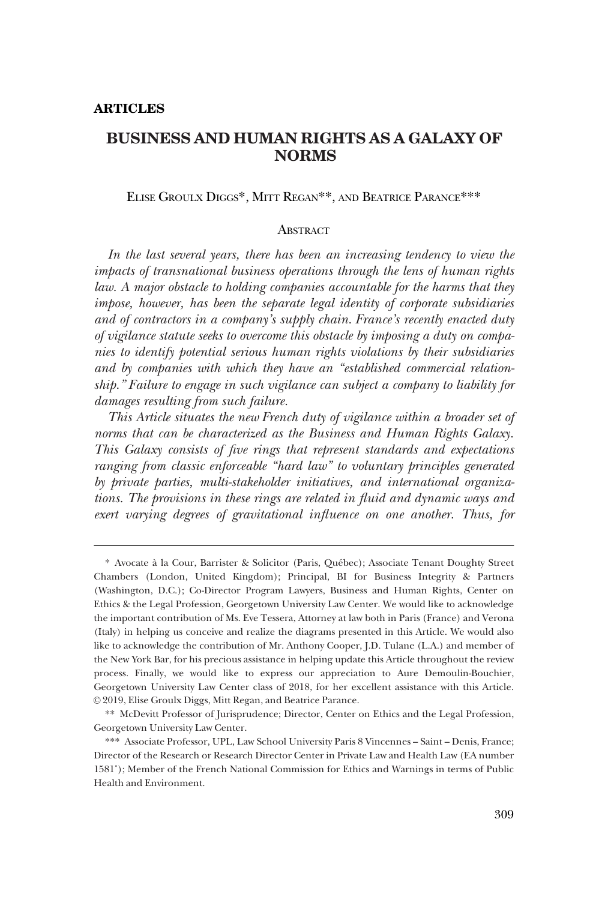**ARTICLES**

# BUSINESS AND HUMAN RIGHTS AS A GALAXY OF NORMS

Elise Groulx Diggs*, Mitt Regan**, and Beatrice Parance***

## Abstract

*In the last several years, there has been an increasing tendency to view the impacts of transnational business operations through the lens of human rights law. A major obstacle to holding companies accountable for the harms that they impose, however, has been the separate legal identity of corporate subsidiaries and of contractors in a company's supply chain. France's recently enacted duty of vigilance statute seeks to overcome this obstacle by imposing a duty on companies to identify potential serious human rights violations by their subsidiaries and by companies with which they have an "established commercial relationship." Failure to engage in such vigilance can subject a company to liability for damages resulting from such failure.*

*This Article situates the new French duty of vigilance within a broader set of norms that can be characterized as the Business and Human Rights Galaxy. This Galaxy consists of five rings that represent standards and expectations ranging from classic enforceable "hard law" to voluntary principles generated by private parties, multi-stakeholder initiatives, and international organizations. The provisions in these rings are related in fluid and dynamic ways and exert varying degrees of gravitational influence on one another. Thus, for*

---

\* Avocate à la Cour, Barrister & Solicitor (Paris, Québec); Associate Tenant Doughty Street Chambers (London, United Kingdom); Principal, BI for Business Integrity & Partners (Washington, D.C.); Co-Director Program Lawyers, Business and Human Rights, Center on Ethics & the Legal Profession, Georgetown University Law Center. We would like to acknowledge the important contribution of Ms. Eve Tessera, Attorney at law both in Paris (France) and Verona (Italy) in helping us conceive and realize the diagrams presented in this Article. We would also like to acknowledge the contribution of Mr. Anthony Cooper, J.D. Tulane (L.A.) and member of the New York Bar, for his precious assistance in helping update this Article throughout the review process. Finally, we would like to express our appreciation to Aure Demoulin-Bouchier, Georgetown University Law Center class of 2018, for her excellent assistance with this Article. © 2019, Elise Groulx Diggs, Mitt Regan, and Beatrice Parance.

\*\* McDevitt Professor of Jurisprudence; Director, Center on Ethics and the Legal Profession, Georgetown University Law Center.

\*\*\* Associate Professor, UPL, Law School University Paris 8 Vincennes – Saint – Denis, France; Director of the Research or Research Director Center in Private Law and Health Law (EA number 1581°); Member of the French National Commission for Ethics and Warnings in terms of Public Health and Environment.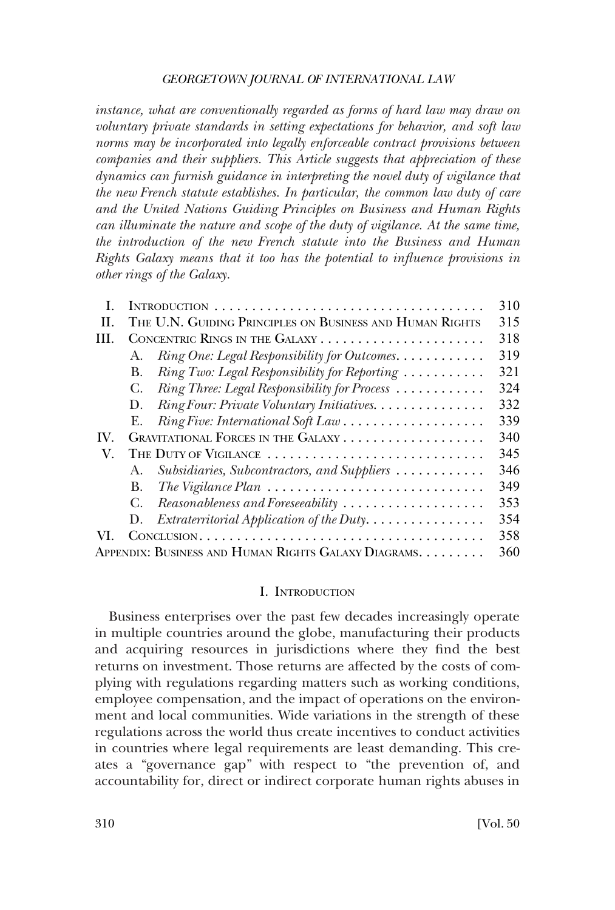*instance, what are conventionally regarded as forms of hard law may draw on voluntary private standards in setting expectations for behavior, and soft law norms may be incorporated into legally enforceable contract provisions between companies and their suppliers. This Article suggests that appreciation of these dynamics can furnish guidance in interpreting the novel duty of vigilance that the new French statute establishes. In particular, the common law duty of care and the United Nations Guiding Principles on Business and Human Rights can illuminate the nature and scope of the duty of vigilance. At the same time, the introduction of the new French statute into the Business and Human Rights Galaxy means that it too has the potential to influence provisions in other rings of the Galaxy.*

| | | |
|---|---|---|
| I. | INTRODUCTION | 310 |
| II. | THE U.N. GUIDING PRINCIPLES ON BUSINESS AND HUMAN RIGHTS | 315 |
| III. | CONCENTRIC RINGS IN THE GALAXY | 318 |
| | A. *Ring One: Legal Responsibility for Outcomes* | 319 |
| | B. *Ring Two: Legal Responsibility for Reporting* | 321 |
| | C. *Ring Three: Legal Responsibility for Process* | 324 |
| | D. *Ring Four: Private Voluntary Initiatives* | 332 |
| | E. *Ring Five: International Soft Law* | 339 |
| IV. | GRAVITATIONAL FORCES IN THE GALAXY | 340 |
| V. | THE DUTY OF VIGILANCE | 345 |
| | A. *Subsidiaries, Subcontractors, and Suppliers* | 346 |
| | B. *The Vigilance Plan* | 349 |
| | C. *Reasonableness and Foreseeability* | 353 |
| | D. *Extraterritorial Application of the Duty* | 354 |
| VI. | CONCLUSION | 358 |
| APPENDIX: BUSINESS AND HUMAN RIGHTS GALAXY DIAGRAMS | | 360 |

## I. INTRODUCTION

Business enterprises over the past few decades increasingly operate in multiple countries around the globe, manufacturing their products and acquiring resources in jurisdictions where they find the best returns on investment. Those returns are affected by the costs of complying with regulations regarding matters such as working conditions, employee compensation, and the impact of operations on the environment and local communities. Wide variations in the strength of these regulations across the world thus create incentives to conduct activities in countries where legal requirements are least demanding. This creates a "governance gap" with respect to "the prevention of, and accountability for, direct or indirect corporate human rights abuses in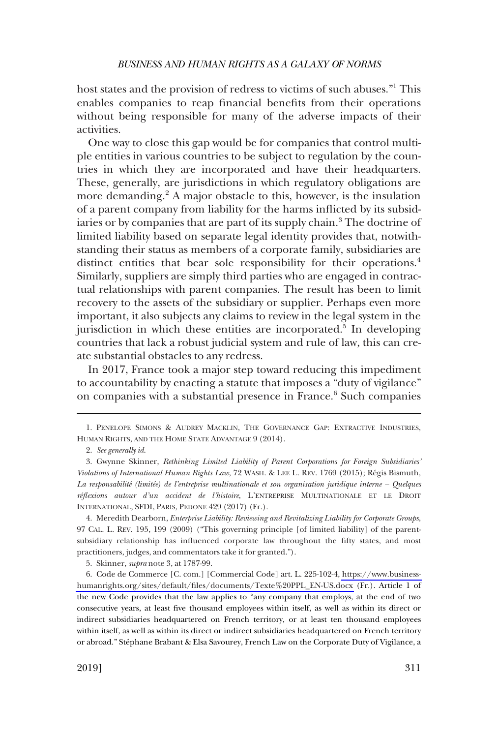host states and the provision of redress to victims of such abuses."[1] This enables companies to reap financial benefits from their operations without being responsible for many of the adverse impacts of their activities.

One way to close this gap would be for companies that control multiple entities in various countries to be subject to regulation by the countries in which they are incorporated and have their headquarters. These, generally, are jurisdictions in which regulatory obligations are more demanding.[2] A major obstacle to this, however, is the insulation of a parent company from liability for the harms inflicted by its subsidiaries or by companies that are part of its supply chain.[3] The doctrine of limited liability based on separate legal identity provides that, notwithstanding their status as members of a corporate family, subsidiaries are distinct entities that bear sole responsibility for their operations.[4] Similarly, suppliers are simply third parties who are engaged in contractual relationships with parent companies. The result has been to limit recovery to the assets of the subsidiary or supplier. Perhaps even more important, it also subjects any claims to review in the legal system in the jurisdiction in which these entities are incorporated.[5] In developing countries that lack a robust judicial system and rule of law, this can create substantial obstacles to any redress.

In 2017, France took a major step toward reducing this impediment to accountability by enacting a statute that imposes a "duty of vigilance" on companies with a substantial presence in France.[6] Such companies

---

1. PENELOPE SIMONS & AUDREY MACKLIN, THE GOVERNANCE GAP: EXTRACTIVE INDUSTRIES, HUMAN RIGHTS, AND THE HOME STATE ADVANTAGE 9 (2014).

2. *See generally id.*

3. Gwynne Skinner, *Rethinking Limited Liability of Parent Corporations for Foreign Subsidiaries' Violations of International Human Rights Law*, 72 WASH. & LEE L. REV. 1769 (2015); Régis Bismuth, *La responsabilité (limitée) de l'entreprise multinationale et son organisation juridique interne – Quelques réflexions autour d'un accident de l'histoire*, L'ENTREPRISE MULTINATIONALE ET LE DROIT INTERNATIONAL, SFDI, PARIS, PEDONE 429 (2017) (Fr.).

4. Meredith Dearborn, *Enterprise Liability: Reviewing and Revitalizing Liability for Corporate Groups*, 97 CAL. L. REV. 195, 199 (2009) ("This governing principle [of limited liability] of the parent-subsidiary relationship has influenced corporate law throughout the fifty states, and most practitioners, judges, and commentators take it for granted.").

5. Skinner, *supra* note 3, at 1787-99.

6. Code de Commerce [C. com.] [Commercial Code] art. L. 225-102-4, https://www.business-humanrights.org/sites/default/files/documents/Texte%20PPL_EN-US.docx (Fr.). Article 1 of the new Code provides that the law applies to "any company that employs, at the end of two consecutive years, at least five thousand employees within itself, as well as within its direct or indirect subsidiaries headquartered on French territory, or at least ten thousand employees within itself, as well as within its direct or indirect subsidiaries headquartered on French territory or abroad." Stéphane Brabant & Elsa Savourey, French Law on the Corporate Duty of Vigilance, a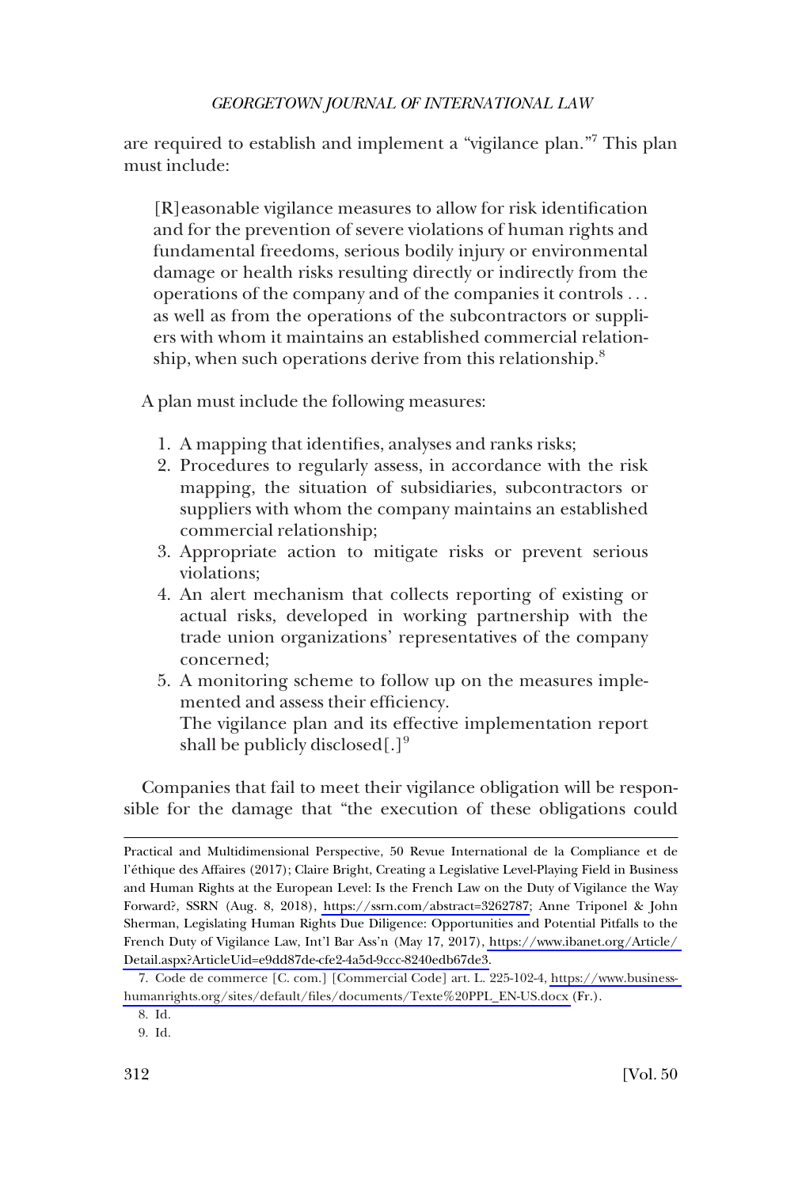are required to establish and implement a "vigilance plan."[7] This plan must include:

> [R]easonable vigilance measures to allow for risk identification and for the prevention of severe violations of human rights and fundamental freedoms, serious bodily injury or environmental damage or health risks resulting directly or indirectly from the operations of the company and of the companies it controls . . . as well as from the operations of the subcontractors or suppliers with whom it maintains an established commercial relationship, when such operations derive from this relationship.[8]

A plan must include the following measures:

> 1. A mapping that identifies, analyses and ranks risks;
> 2. Procedures to regularly assess, in accordance with the risk mapping, the situation of subsidiaries, subcontractors or suppliers with whom the company maintains an established commercial relationship;
> 3. Appropriate action to mitigate risks or prevent serious violations;
> 4. An alert mechanism that collects reporting of existing or actual risks, developed in working partnership with the trade union organizations' representatives of the company concerned;
> 5. A monitoring scheme to follow up on the measures implemented and assess their efficiency.
>
> The vigilance plan and its effective implementation report shall be publicly disclosed[.][9]

Companies that fail to meet their vigilance obligation will be responsible for the damage that "the execution of these obligations could

---

Practical and Multidimensional Perspective, 50 Revue International de la Compliance et de l'éthique des Affaires (2017); Claire Bright, Creating a Legislative Level-Playing Field in Business and Human Rights at the European Level: Is the French Law on the Duty of Vigilance the Way Forward?, SSRN (Aug. 8, 2018), https://ssrn.com/abstract=3262787; Anne Triponel & John Sherman, Legislating Human Rights Due Diligence: Opportunities and Potential Pitfalls to the French Duty of Vigilance Law, Int'l Bar Ass'n (May 17, 2017), https://www.ibanet.org/Article/Detail.aspx?ArticleUid=e9dd87de-cfe2-4a5d-9ccc-8240edb67de3.

7. Code de commerce [C. com.] [Commercial Code] art. L. 225-102-4, https://www.business-humanrights.org/sites/default/files/documents/Texte%20PPL_EN-US.docx (Fr.).

8. Id.

9. Id.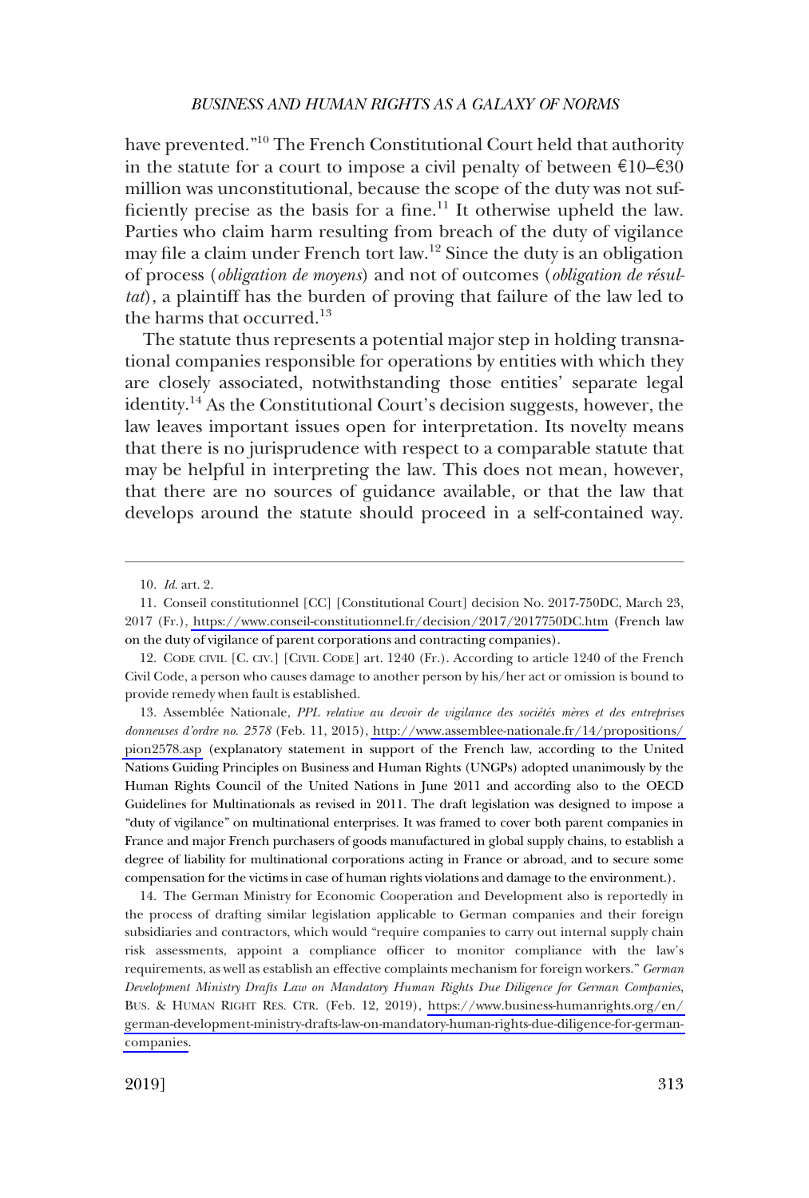have prevented."[10] The French Constitutional Court held that authority in the statute for a court to impose a civil penalty of between €10–€30 million was unconstitutional, because the scope of the duty was not sufficiently precise as the basis for a fine.[11] It otherwise upheld the law. Parties who claim harm resulting from breach of the duty of vigilance may file a claim under French tort law.[12] Since the duty is an obligation of process (*obligation de moyens*) and not of outcomes (*obligation de résultat*), a plaintiff has the burden of proving that failure of the law led to the harms that occurred.[13]

The statute thus represents a potential major step in holding transnational companies responsible for operations by entities with which they are closely associated, notwithstanding those entities' separate legal identity.[14] As the Constitutional Court's decision suggests, however, the law leaves important issues open for interpretation. Its novelty means that there is no jurisprudence with respect to a comparable statute that may be helpful in interpreting the law. This does not mean, however, that there are no sources of guidance available, or that the law that develops around the statute should proceed in a self-contained way.

---

10. *Id.* art. 2.

11. Conseil constitutionnel [CC] [Constitutional Court] decision No. 2017-750DC, March 23, 2017 (Fr.), https://www.conseil-constitutionnel.fr/decision/2017/2017750DC.htm (French law on the duty of vigilance of parent corporations and contracting companies).

12. CODE CIVIL [C. CIV.] [CIVIL CODE] art. 1240 (Fr.). According to article 1240 of the French Civil Code, a person who causes damage to another person by his/her act or omission is bound to provide remedy when fault is established.

13. Assemblée Nationale, *PPL relative au devoir de vigilance des sociétés mères et des entreprises donneuses d'ordre no. 2578* (Feb. 11, 2015), http://www.assemblee-nationale.fr/14/propositions/pion2578.asp (explanatory statement in support of the French law, according to the United Nations Guiding Principles on Business and Human Rights (UNGPs) adopted unanimously by the Human Rights Council of the United Nations in June 2011 and according also to the OECD Guidelines for Multinationals as revised in 2011. The draft legislation was designed to impose a "duty of vigilance" on multinational enterprises. It was framed to cover both parent companies in France and major French purchasers of goods manufactured in global supply chains, to establish a degree of liability for multinational corporations acting in France or abroad, and to secure some compensation for the victims in case of human rights violations and damage to the environment.).

14. The German Ministry for Economic Cooperation and Development also is reportedly in the process of drafting similar legislation applicable to German companies and their foreign subsidiaries and contractors, which would "require companies to carry out internal supply chain risk assessments, appoint a compliance officer to monitor compliance with the law's requirements, as well as establish an effective complaints mechanism for foreign workers." *German Development Ministry Drafts Law on Mandatory Human Rights Due Diligence for German Companies*, BUS. & HUMAN RIGHT RES. CTR. (Feb. 12, 2019), https://www.business-humanrights.org/en/german-development-ministry-drafts-law-on-mandatory-human-rights-due-diligence-for-german-companies.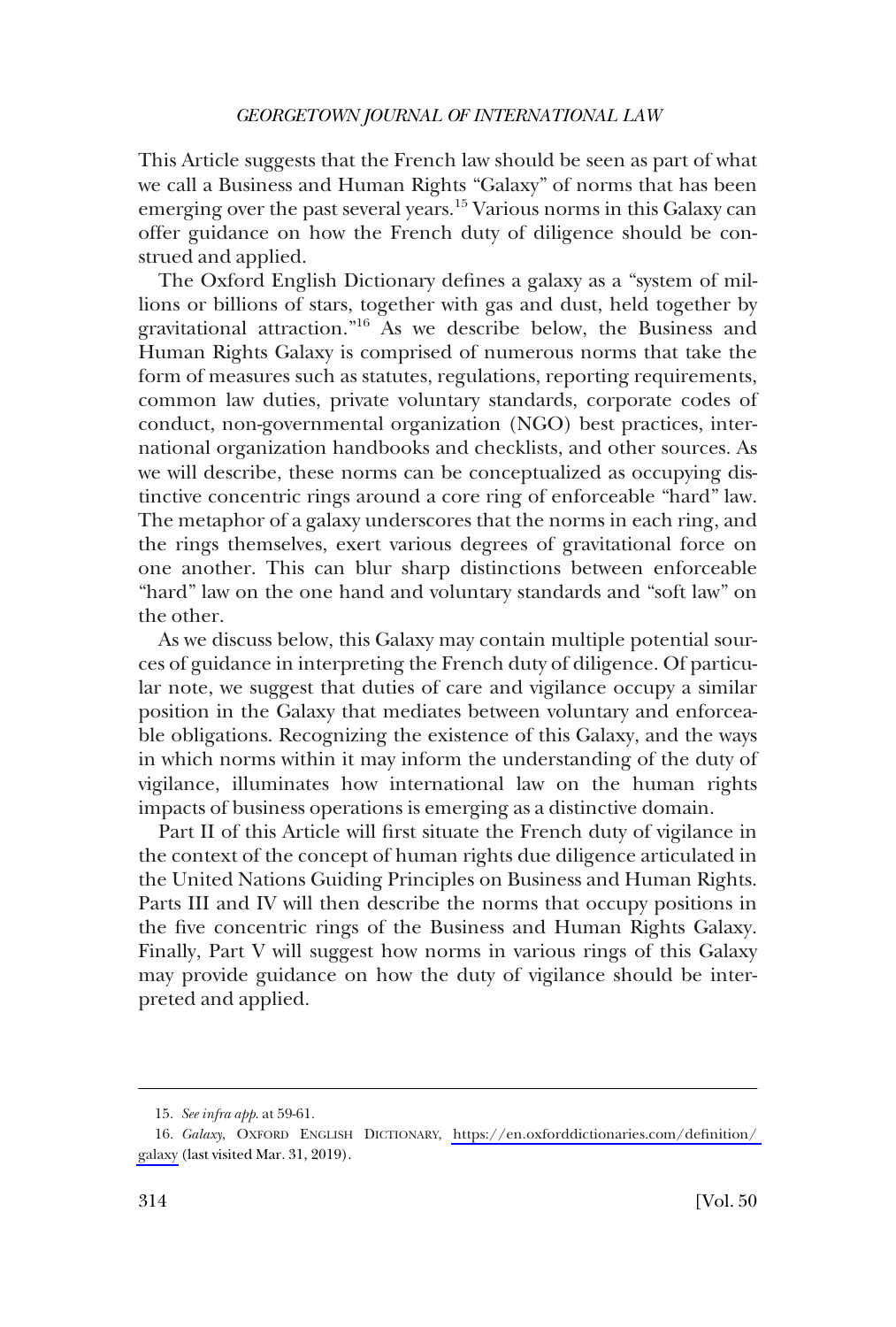This Article suggests that the French law should be seen as part of what we call a Business and Human Rights "Galaxy" of norms that has been emerging over the past several years.[15] Various norms in this Galaxy can offer guidance on how the French duty of diligence should be construed and applied.

The Oxford English Dictionary defines a galaxy as a "system of millions or billions of stars, together with gas and dust, held together by gravitational attraction."[16] As we describe below, the Business and Human Rights Galaxy is comprised of numerous norms that take the form of measures such as statutes, regulations, reporting requirements, common law duties, private voluntary standards, corporate codes of conduct, non-governmental organization (NGO) best practices, international organization handbooks and checklists, and other sources. As we will describe, these norms can be conceptualized as occupying distinctive concentric rings around a core ring of enforceable "hard" law. The metaphor of a galaxy underscores that the norms in each ring, and the rings themselves, exert various degrees of gravitational force on one another. This can blur sharp distinctions between enforceable "hard" law on the one hand and voluntary standards and "soft law" on the other.

As we discuss below, this Galaxy may contain multiple potential sources of guidance in interpreting the French duty of diligence. Of particular note, we suggest that duties of care and vigilance occupy a similar position in the Galaxy that mediates between voluntary and enforceable obligations. Recognizing the existence of this Galaxy, and the ways in which norms within it may inform the understanding of the duty of vigilance, illuminates how international law on the human rights impacts of business operations is emerging as a distinctive domain.

Part II of this Article will first situate the French duty of vigilance in the context of the concept of human rights due diligence articulated in the United Nations Guiding Principles on Business and Human Rights. Parts III and IV will then describe the norms that occupy positions in the five concentric rings of the Business and Human Rights Galaxy. Finally, Part V will suggest how norms in various rings of this Galaxy may provide guidance on how the duty of vigilance should be interpreted and applied.

---

15. *See infra app.* at 59-61.

16. *Galaxy*, OXFORD ENGLISH DICTIONARY, https://en.oxforddictionaries.com/definition/galaxy (last visited Mar. 31, 2019).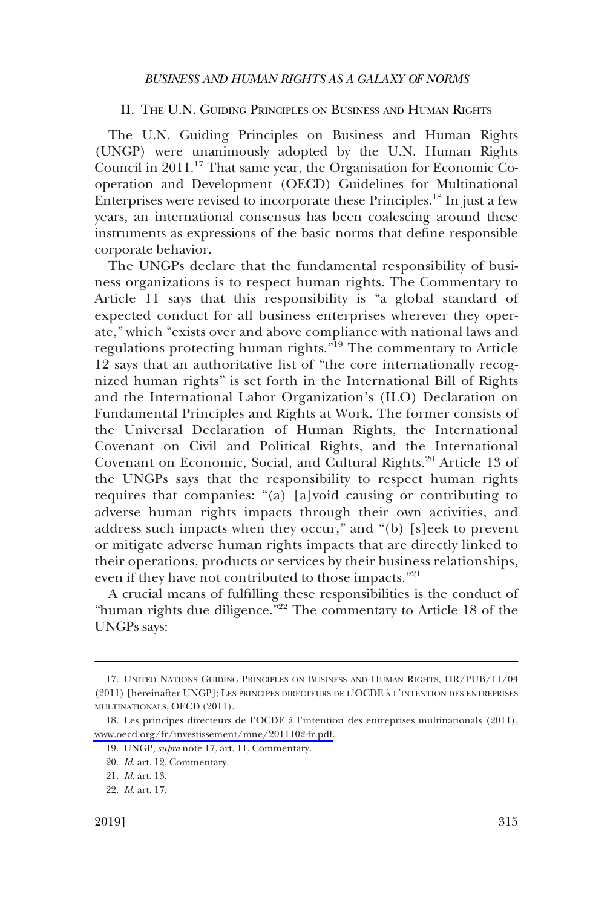## II. The U.N. Guiding Principles on Business and Human Rights

The U.N. Guiding Principles on Business and Human Rights (UNGP) were unanimously adopted by the U.N. Human Rights Council in 2011.[17] That same year, the Organisation for Economic Co-operation and Development (OECD) Guidelines for Multinational Enterprises were revised to incorporate these Principles.[18] In just a few years, an international consensus has been coalescing around these instruments as expressions of the basic norms that define responsible corporate behavior.

The UNGPs declare that the fundamental responsibility of business organizations is to respect human rights. The Commentary to Article 11 says that this responsibility is "a global standard of expected conduct for all business enterprises wherever they operate," which "exists over and above compliance with national laws and regulations protecting human rights."[19] The commentary to Article 12 says that an authoritative list of "the core internationally recognized human rights" is set forth in the International Bill of Rights and the International Labor Organization's (ILO) Declaration on Fundamental Principles and Rights at Work. The former consists of the Universal Declaration of Human Rights, the International Covenant on Civil and Political Rights, and the International Covenant on Economic, Social, and Cultural Rights.[20] Article 13 of the UNGPs says that the responsibility to respect human rights requires that companies: "(a) [a]void causing or contributing to adverse human rights impacts through their own activities, and address such impacts when they occur," and "(b) [s]eek to prevent or mitigate adverse human rights impacts that are directly linked to their operations, products or services by their business relationships, even if they have not contributed to those impacts."[21]

A crucial means of fulfilling these responsibilities is the conduct of "human rights due diligence."[22] The commentary to Article 18 of the UNGPs says:

---

17. United Nations Guiding Principles on Business and Human Rights, HR/PUB/11/04 (2011) [hereinafter UNGP]; Les principes directeurs de l'OCDE à l'intention des entreprises multinationals, OECD (2011).

18. Les principes directeurs de l'OCDE à l'intention des entreprises multinationals (2011), www.oecd.org/fr/investissement/mne/2011102-fr.pdf.

19. UNGP, *supra* note 17, art. 11, Commentary.

20. *Id.* art. 12, Commentary.

21. *Id.* art. 13.

22. *Id.* art. 17.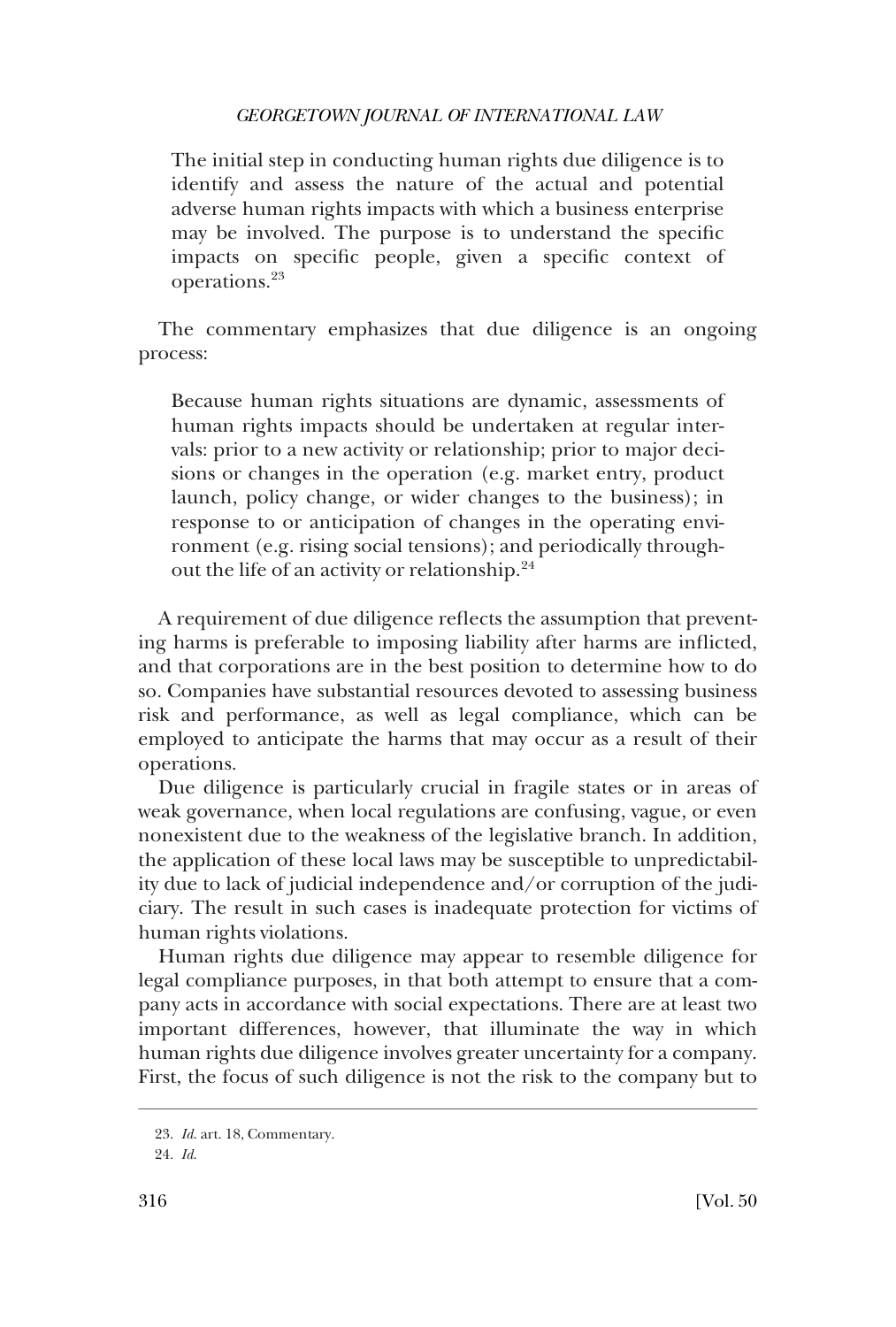> The initial step in conducting human rights due diligence is to identify and assess the nature of the actual and potential adverse human rights impacts with which a business enterprise may be involved. The purpose is to understand the specific impacts on specific people, given a specific context of operations.[23]

The commentary emphasizes that due diligence is an ongoing process:

> Because human rights situations are dynamic, assessments of human rights impacts should be undertaken at regular intervals: prior to a new activity or relationship; prior to major decisions or changes in the operation (e.g. market entry, product launch, policy change, or wider changes to the business); in response to or anticipation of changes in the operating environment (e.g. rising social tensions); and periodically throughout the life of an activity or relationship.[24]

A requirement of due diligence reflects the assumption that preventing harms is preferable to imposing liability after harms are inflicted, and that corporations are in the best position to determine how to do so. Companies have substantial resources devoted to assessing business risk and performance, as well as legal compliance, which can be employed to anticipate the harms that may occur as a result of their operations.

Due diligence is particularly crucial in fragile states or in areas of weak governance, when local regulations are confusing, vague, or even nonexistent due to the weakness of the legislative branch. In addition, the application of these local laws may be susceptible to unpredictability due to lack of judicial independence and/or corruption of the judiciary. The result in such cases is inadequate protection for victims of human rights violations.

Human rights due diligence may appear to resemble diligence for legal compliance purposes, in that both attempt to ensure that a company acts in accordance with social expectations. There are at least two important differences, however, that illuminate the way in which human rights due diligence involves greater uncertainty for a company. First, the focus of such diligence is not the risk to the company but to

---

23. *Id.* art. 18, Commentary.

24. *Id.*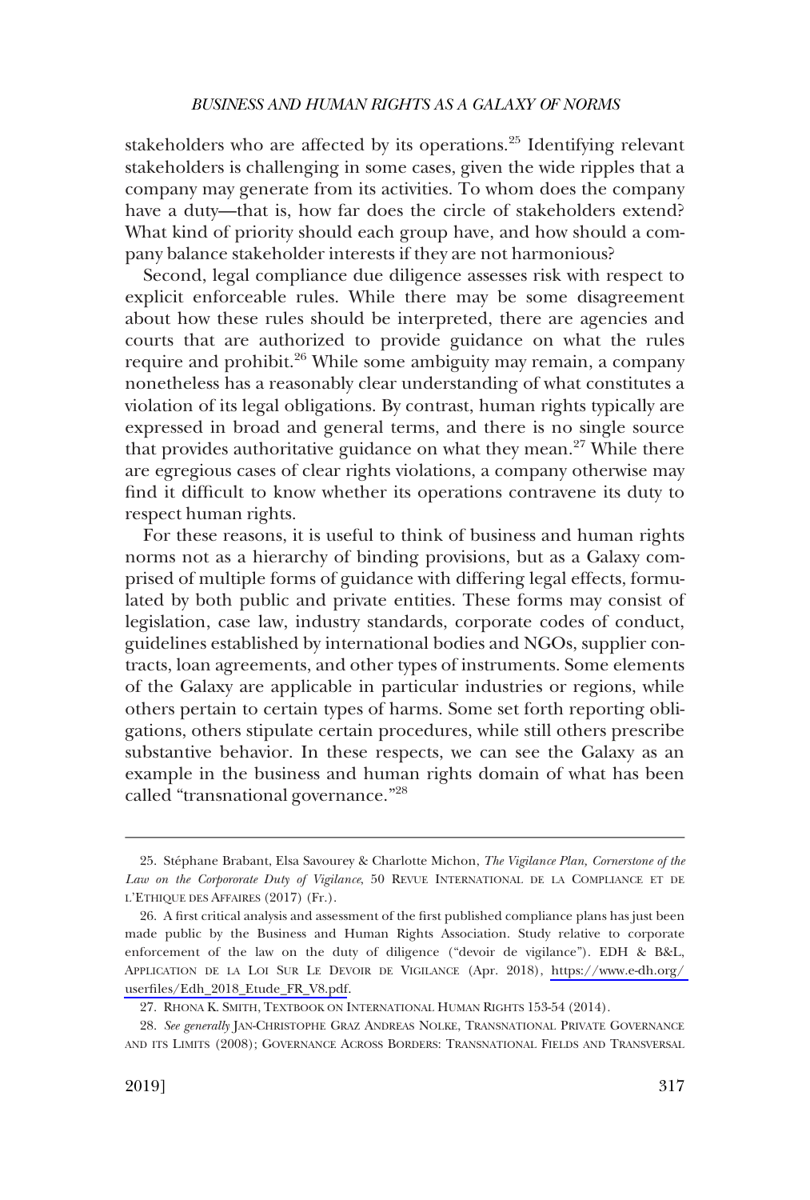stakeholders who are affected by its operations.[25] Identifying relevant stakeholders is challenging in some cases, given the wide ripples that a company may generate from its activities. To whom does the company have a duty—that is, how far does the circle of stakeholders extend? What kind of priority should each group have, and how should a company balance stakeholder interests if they are not harmonious?

Second, legal compliance due diligence assesses risk with respect to explicit enforceable rules. While there may be some disagreement about how these rules should be interpreted, there are agencies and courts that are authorized to provide guidance on what the rules require and prohibit.[26] While some ambiguity may remain, a company nonetheless has a reasonably clear understanding of what constitutes a violation of its legal obligations. By contrast, human rights typically are expressed in broad and general terms, and there is no single source that provides authoritative guidance on what they mean.[27] While there are egregious cases of clear rights violations, a company otherwise may find it difficult to know whether its operations contravene its duty to respect human rights.

For these reasons, it is useful to think of business and human rights norms not as a hierarchy of binding provisions, but as a Galaxy comprised of multiple forms of guidance with differing legal effects, formulated by both public and private entities. These forms may consist of legislation, case law, industry standards, corporate codes of conduct, guidelines established by international bodies and NGOs, supplier contracts, loan agreements, and other types of instruments. Some elements of the Galaxy are applicable in particular industries or regions, while others pertain to certain types of harms. Some set forth reporting obligations, others stipulate certain procedures, while still others prescribe substantive behavior. In these respects, we can see the Galaxy as an example in the business and human rights domain of what has been called "transnational governance."[28]

---

25. Stéphane Brabant, Elsa Savourey & Charlotte Michon, *The Vigilance Plan, Cornerstone of the Law on the Corpororate Duty of Vigilance*, 50 REVUE INTERNATIONAL DE LA COMPLIANCE ET DE L'ETHIQUE DES AFFAIRES (2017) (Fr.).

26. A first critical analysis and assessment of the first published compliance plans has just been made public by the Business and Human Rights Association. Study relative to corporate enforcement of the law on the duty of diligence ("devoir de vigilance"). EDH & B&L, APPLICATION DE LA LOI SUR LE DEVOIR DE VIGILANCE (Apr. 2018), https://www.e-dh.org/userfiles/Edh_2018_Etude_FR_V8.pdf.

27. RHONA K. SMITH, TEXTBOOK ON INTERNATIONAL HUMAN RIGHTS 153-54 (2014).

28. *See generally* JAN-CHRISTOPHE GRAZ ANDREAS NOLKE, TRANSNATIONAL PRIVATE GOVERNANCE AND ITS LIMITS (2008); GOVERNANCE ACROSS BORDERS: TRANSNATIONAL FIELDS AND TRANSVERSAL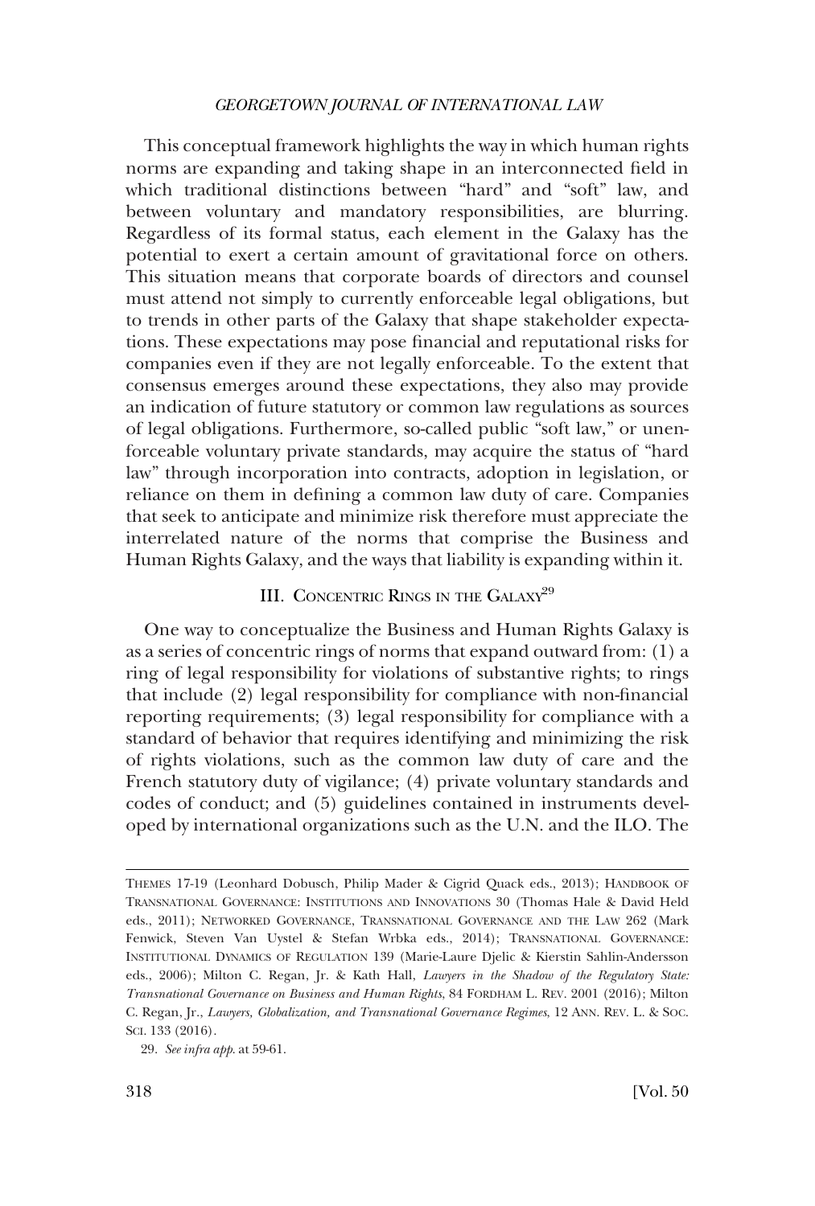This conceptual framework highlights the way in which human rights norms are expanding and taking shape in an interconnected field in which traditional distinctions between "hard" and "soft" law, and between voluntary and mandatory responsibilities, are blurring. Regardless of its formal status, each element in the Galaxy has the potential to exert a certain amount of gravitational force on others. This situation means that corporate boards of directors and counsel must attend not simply to currently enforceable legal obligations, but to trends in other parts of the Galaxy that shape stakeholder expectations. These expectations may pose financial and reputational risks for companies even if they are not legally enforceable. To the extent that consensus emerges around these expectations, they also may provide an indication of future statutory or common law regulations as sources of legal obligations. Furthermore, so-called public "soft law," or unenforceable voluntary private standards, may acquire the status of "hard law" through incorporation into contracts, adoption in legislation, or reliance on them in defining a common law duty of care. Companies that seek to anticipate and minimize risk therefore must appreciate the interrelated nature of the norms that comprise the Business and Human Rights Galaxy, and the ways that liability is expanding within it.

## III. Concentric Rings in the Galaxy[29]

One way to conceptualize the Business and Human Rights Galaxy is as a series of concentric rings of norms that expand outward from: (1) a ring of legal responsibility for violations of substantive rights; to rings that include (2) legal responsibility for compliance with non-financial reporting requirements; (3) legal responsibility for compliance with a standard of behavior that requires identifying and minimizing the risk of rights violations, such as the common law duty of care and the French statutory duty of vigilance; (4) private voluntary standards and codes of conduct; and (5) guidelines contained in instruments developed by international organizations such as the U.N. and the ILO. The

---

Themes 17-19 (Leonhard Dobusch, Philip Mader & Cigrid Quack eds., 2013); Handbook of Transnational Governance: Institutions and Innovations 30 (Thomas Hale & David Held eds., 2011); Networked Governance, Transnational Governance and the Law 262 (Mark Fenwick, Steven Van Uystel & Stefan Wrbka eds., 2014); Transnational Governance: Institutional Dynamics of Regulation 139 (Marie-Laure Djelic & Kierstin Sahlin-Andersson eds., 2006); Milton C. Regan, Jr. & Kath Hall, *Lawyers in the Shadow of the Regulatory State: Transnational Governance on Business and Human Rights*, 84 Fordham L. Rev. 2001 (2016); Milton C. Regan, Jr., *Lawyers, Globalization, and Transnational Governance Regimes*, 12 Ann. Rev. L. & Soc. Sci. 133 (2016).

29. *See infra app.* at 59-61.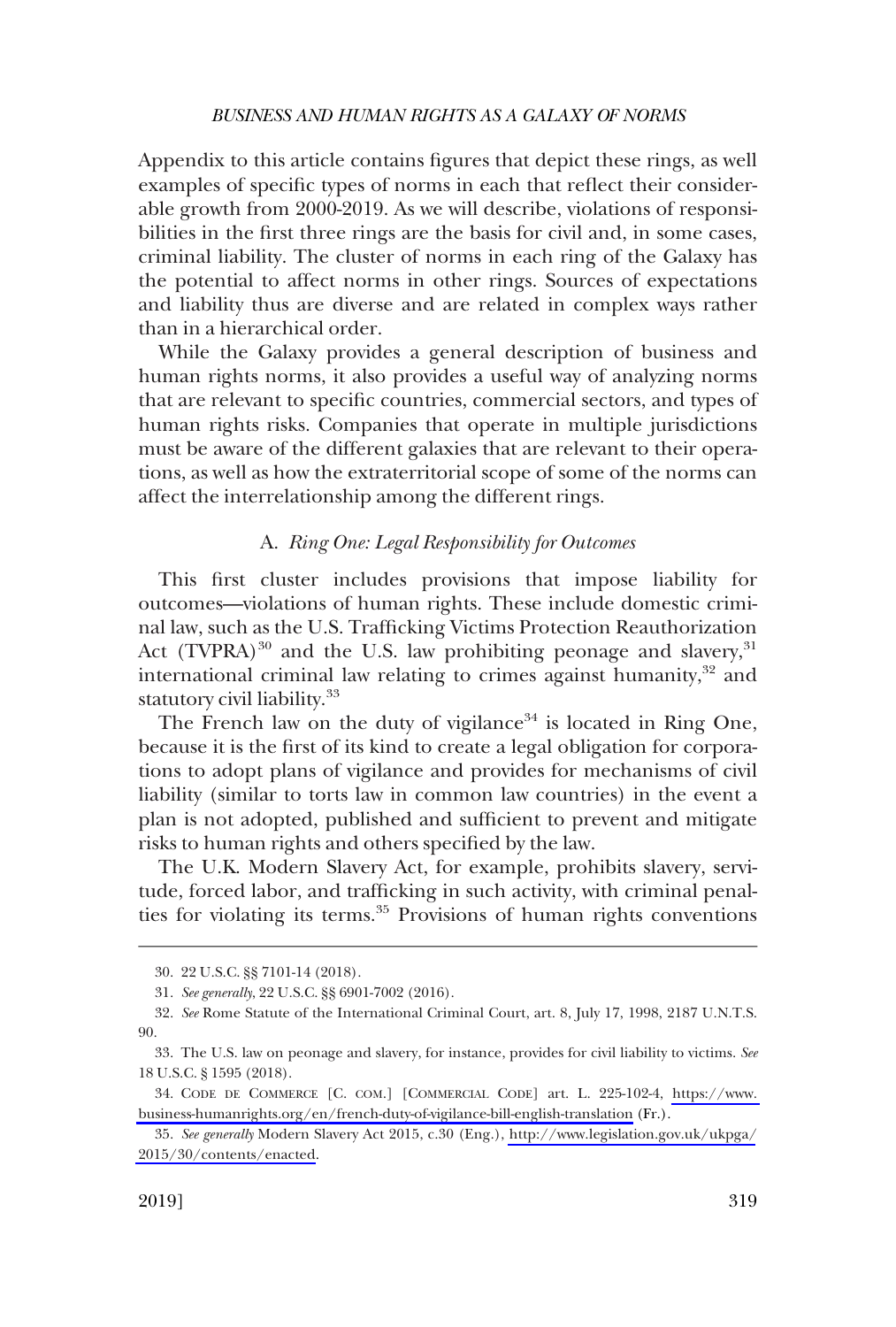Appendix to this article contains figures that depict these rings, as well examples of specific types of norms in each that reflect their considerable growth from 2000-2019. As we will describe, violations of responsibilities in the first three rings are the basis for civil and, in some cases, criminal liability. The cluster of norms in each ring of the Galaxy has the potential to affect norms in other rings. Sources of expectations and liability thus are diverse and are related in complex ways rather than in a hierarchical order.

While the Galaxy provides a general description of business and human rights norms, it also provides a useful way of analyzing norms that are relevant to specific countries, commercial sectors, and types of human rights risks. Companies that operate in multiple jurisdictions must be aware of the different galaxies that are relevant to their operations, as well as how the extraterritorial scope of some of the norms can affect the interrelationship among the different rings.

### A. *Ring One: Legal Responsibility for Outcomes*

This first cluster includes provisions that impose liability for outcomes—violations of human rights. These include domestic criminal law, such as the U.S. Trafficking Victims Protection Reauthorization Act (TVPRA)[30] and the U.S. law prohibiting peonage and slavery,[31] international criminal law relating to crimes against humanity,[32] and statutory civil liability.[33]

The French law on the duty of vigilance[34] is located in Ring One, because it is the first of its kind to create a legal obligation for corporations to adopt plans of vigilance and provides for mechanisms of civil liability (similar to torts law in common law countries) in the event a plan is not adopted, published and sufficient to prevent and mitigate risks to human rights and others specified by the law.

The U.K. Modern Slavery Act, for example, prohibits slavery, servitude, forced labor, and trafficking in such activity, with criminal penalties for violating its terms.[35] Provisions of human rights conventions

---

30. 22 U.S.C. §§ 7101-14 (2018).

31. *See generally*, 22 U.S.C. §§ 6901-7002 (2016).

32. *See* Rome Statute of the International Criminal Court, art. 8, July 17, 1998, 2187 U.N.T.S. 90.

33. The U.S. law on peonage and slavery, for instance, provides for civil liability to victims. *See* 18 U.S.C. § 1595 (2018).

34. CODE DE COMMERCE [C. COM.] [COMMERCIAL CODE] art. L. 225-102-4, https://www.business-humanrights.org/en/french-duty-of-vigilance-bill-english-translation (Fr.).

35. *See generally* Modern Slavery Act 2015, c.30 (Eng.), http://www.legislation.gov.uk/ukpga/2015/30/contents/enacted.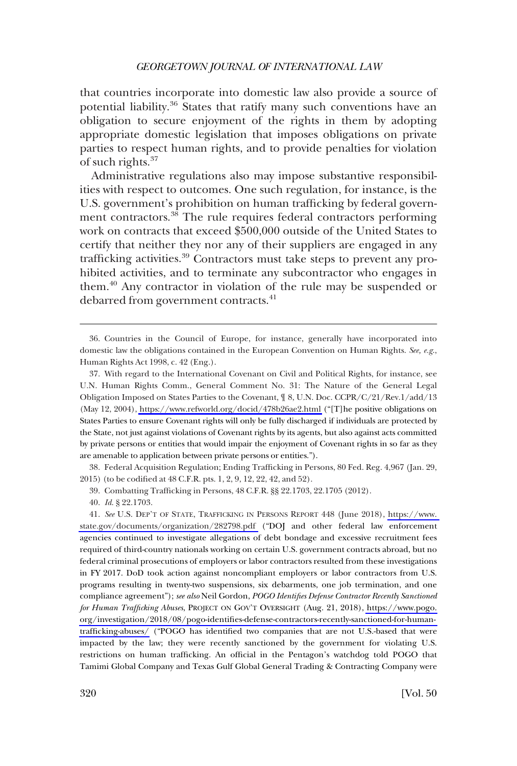that countries incorporate into domestic law also provide a source of potential liability.[36] States that ratify many such conventions have an obligation to secure enjoyment of the rights in them by adopting appropriate domestic legislation that imposes obligations on private parties to respect human rights, and to provide penalties for violation of such rights.[37]

Administrative regulations also may impose substantive responsibilities with respect to outcomes. One such regulation, for instance, is the U.S. government's prohibition on human trafficking by federal government contractors.[38] The rule requires federal contractors performing work on contracts that exceed $500,000 outside of the United States to certify that neither they nor any of their suppliers are engaged in any trafficking activities.[39] Contractors must take steps to prevent any prohibited activities, and to terminate any subcontractor who engages in them.[40] Any contractor in violation of the rule may be suspended or debarred from government contracts.[41]

---

36. Countries in the Council of Europe, for instance, generally have incorporated into domestic law the obligations contained in the European Convention on Human Rights. *See, e.g.*, Human Rights Act 1998, c. 42 (Eng.).

37. With regard to the International Covenant on Civil and Political Rights, for instance, see U.N. Human Rights Comm., General Comment No. 31: The Nature of the General Legal Obligation Imposed on States Parties to the Covenant, ¶ 8, U.N. Doc. CCPR/C/21/Rev.1/add/13 (May 12, 2004), https://www.refworld.org/docid/478b26ae2.html ("[T]he positive obligations on States Parties to ensure Covenant rights will only be fully discharged if individuals are protected by the State, not just against violations of Covenant rights by its agents, but also against acts committed by private persons or entities that would impair the enjoyment of Covenant rights in so far as they are amenable to application between private persons or entities.").

38. Federal Acquisition Regulation; Ending Trafficking in Persons, 80 Fed. Reg. 4,967 (Jan. 29, 2015) (to be codified at 48 C.F.R. pts. 1, 2, 9, 12, 22, 42, and 52).

39. Combatting Trafficking in Persons, 48 C.F.R. §§ 22.1703, 22.1705 (2012).

40. *Id.* § 22.1703.

41. *See* U.S. DEP'T OF STATE, TRAFFICKING IN PERSONS REPORT 448 (June 2018), https://www.state.gov/documents/organization/282798.pdf ("DOJ and other federal law enforcement agencies continued to investigate allegations of debt bondage and excessive recruitment fees required of third-country nationals working on certain U.S. government contracts abroad, but no federal criminal prosecutions of employers or labor contractors resulted from these investigations in FY 2017. DoD took action against noncompliant employers or labor contractors from U.S. programs resulting in twenty-two suspensions, six debarments, one job termination, and one compliance agreement"); *see also* Neil Gordon, *POGO Identifies Defense Contractor Recently Sanctioned for Human Trafficking Abuses*, PROJECT ON GOV'T OVERSIGHT (Aug. 21, 2018), https://www.pogo.org/investigation/2018/08/pogo-identifies-defense-contractors-recently-sanctioned-for-human-trafficking-abuses/ ("POGO has identified two companies that are not U.S.-based that were impacted by the law; they were recently sanctioned by the government for violating U.S. restrictions on human trafficking. An official in the Pentagon's watchdog told POGO that Tamimi Global Company and Texas Gulf Global General Trading & Contracting Company were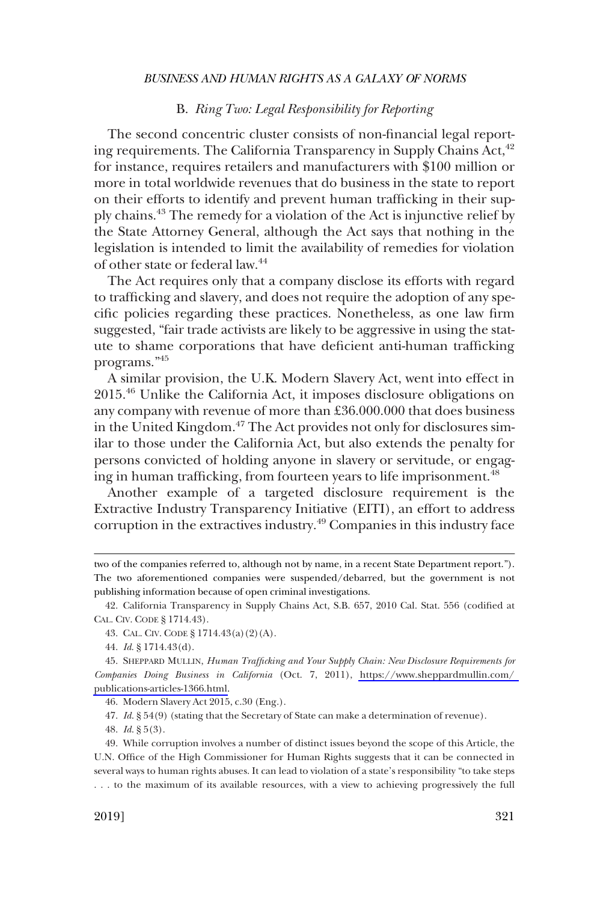### B. *Ring Two: Legal Responsibility for Reporting*

The second concentric cluster consists of non-financial legal reporting requirements. The California Transparency in Supply Chains Act,[42] for instance, requires retailers and manufacturers with $100 million or more in total worldwide revenues that do business in the state to report on their efforts to identify and prevent human trafficking in their supply chains.[43] The remedy for a violation of the Act is injunctive relief by the State Attorney General, although the Act says that nothing in the legislation is intended to limit the availability of remedies for violation of other state or federal law.[44]

The Act requires only that a company disclose its efforts with regard to trafficking and slavery, and does not require the adoption of any specific policies regarding these practices. Nonetheless, as one law firm suggested, "fair trade activists are likely to be aggressive in using the statute to shame corporations that have deficient anti-human trafficking programs."[45]

A similar provision, the U.K. Modern Slavery Act, went into effect in 2015.[46] Unlike the California Act, it imposes disclosure obligations on any company with revenue of more than £36.000.000 that does business in the United Kingdom.[47] The Act provides not only for disclosures similar to those under the California Act, but also extends the penalty for persons convicted of holding anyone in slavery or servitude, or engaging in human trafficking, from fourteen years to life imprisonment.[48]

Another example of a targeted disclosure requirement is the Extractive Industry Transparency Initiative (EITI), an effort to address corruption in the extractives industry.[49] Companies in this industry face

---

two of the companies referred to, although not by name, in a recent State Department report."). The two aforementioned companies were suspended/debarred, but the government is not publishing information because of open criminal investigations.

42. California Transparency in Supply Chains Act, S.B. 657, 2010 Cal. Stat. 556 (codified at CAL. CIV. CODE § 1714.43).

43. CAL. CIV. CODE § 1714.43(a)(2)(A).

44. *Id.* § 1714.43(d).

45. SHEPPARD MULLIN, *Human Trafficking and Your Supply Chain: New Disclosure Requirements for Companies Doing Business in California* (Oct. 7, 2011), https://www.sheppardmullin.com/publications-articles-1366.html.

46. Modern Slavery Act 2015, c.30 (Eng.).

47. *Id.* § 54(9) (stating that the Secretary of State can make a determination of revenue).

48. *Id.* § 5(3).

49. While corruption involves a number of distinct issues beyond the scope of this Article, the U.N. Office of the High Commissioner for Human Rights suggests that it can be connected in several ways to human rights abuses. It can lead to violation of a state's responsibility "to take steps . . . to the maximum of its available resources, with a view to achieving progressively the full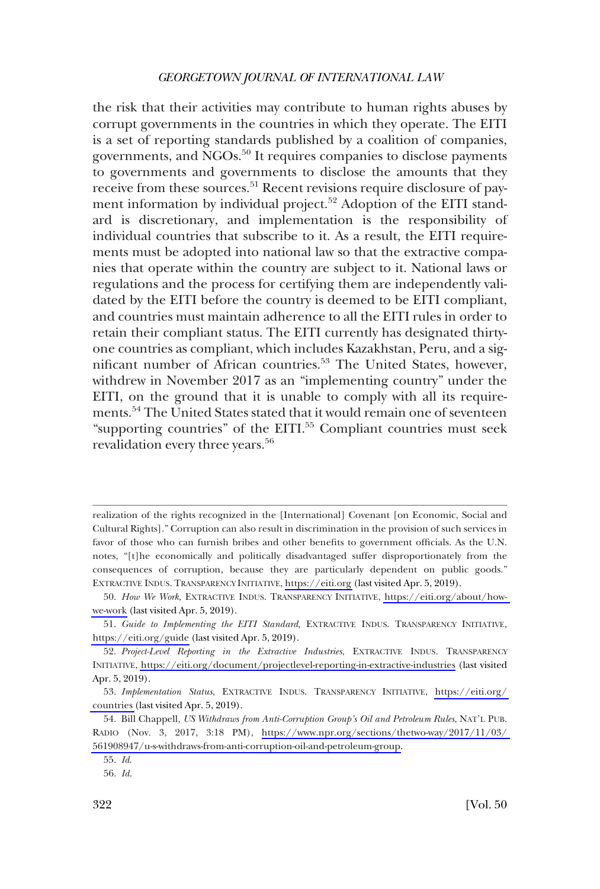the risk that their activities may contribute to human rights abuses by corrupt governments in the countries in which they operate. The EITI is a set of reporting standards published by a coalition of companies, governments, and NGOs.[50] It requires companies to disclose payments to governments and governments to disclose the amounts that they receive from these sources.[51] Recent revisions require disclosure of payment information by individual project.[52] Adoption of the EITI standard is discretionary, and implementation is the responsibility of individual countries that subscribe to it. As a result, the EITI requirements must be adopted into national law so that the extractive companies that operate within the country are subject to it. National laws or regulations and the process for certifying them are independently validated by the EITI before the country is deemed to be EITI compliant, and countries must maintain adherence to all the EITI rules in order to retain their compliant status. The EITI currently has designated thirty-one countries as compliant, which includes Kazakhstan, Peru, and a significant number of African countries.[53] The United States, however, withdrew in November 2017 as an "implementing country" under the EITI, on the ground that it is unable to comply with all its requirements.[54] The United States stated that it would remain one of seventeen "supporting countries" of the EITI.[55] Compliant countries must seek revalidation every three years.[56]

---

realization of the rights recognized in the [International] Covenant [on Economic, Social and Cultural Rights]." Corruption can also result in discrimination in the provision of such services in favor of those who can furnish bribes and other benefits to government officials. As the U.N. notes, "[t]he economically and politically disadvantaged suffer disproportionately from the consequences of corruption, because they are particularly dependent on public goods." EXTRACTIVE INDUS. TRANSPARENCY INITIATIVE, https://eiti.org (last visited Apr. 5, 2019).

50. *How We Work*, EXTRACTIVE INDUS. TRANSPARENCY INITIATIVE, https://eiti.org/about/how-we-work (last visited Apr. 5, 2019).

51. *Guide to Implementing the EITI Standard*, EXTRACTIVE INDUS. TRANSPARENCY INITIATIVE, https://eiti.org/guide (last visited Apr. 5, 2019).

52. *Project-Level Reporting in the Extractive Industries*, EXTRACTIVE INDUS. TRANSPARENCY INITIATIVE, https://eiti.org/document/projectlevel-reporting-in-extractive-industries (last visited Apr. 5, 2019).

53. *Implementation Status*, EXTRACTIVE INDUS. TRANSPARENCY INITIATIVE, https://eiti.org/countries (last visited Apr. 5, 2019).

54. Bill Chappell, *US Withdraws from Anti-Corruption Group's Oil and Petroleum Rules*, NAT'L PUB. RADIO (Nov. 3, 2017, 3:18 PM), https://www.npr.org/sections/thetwo-way/2017/11/03/561908947/u-s-withdraws-from-anti-corruption-oil-and-petroleum-group.

55. *Id.*

56. *Id.*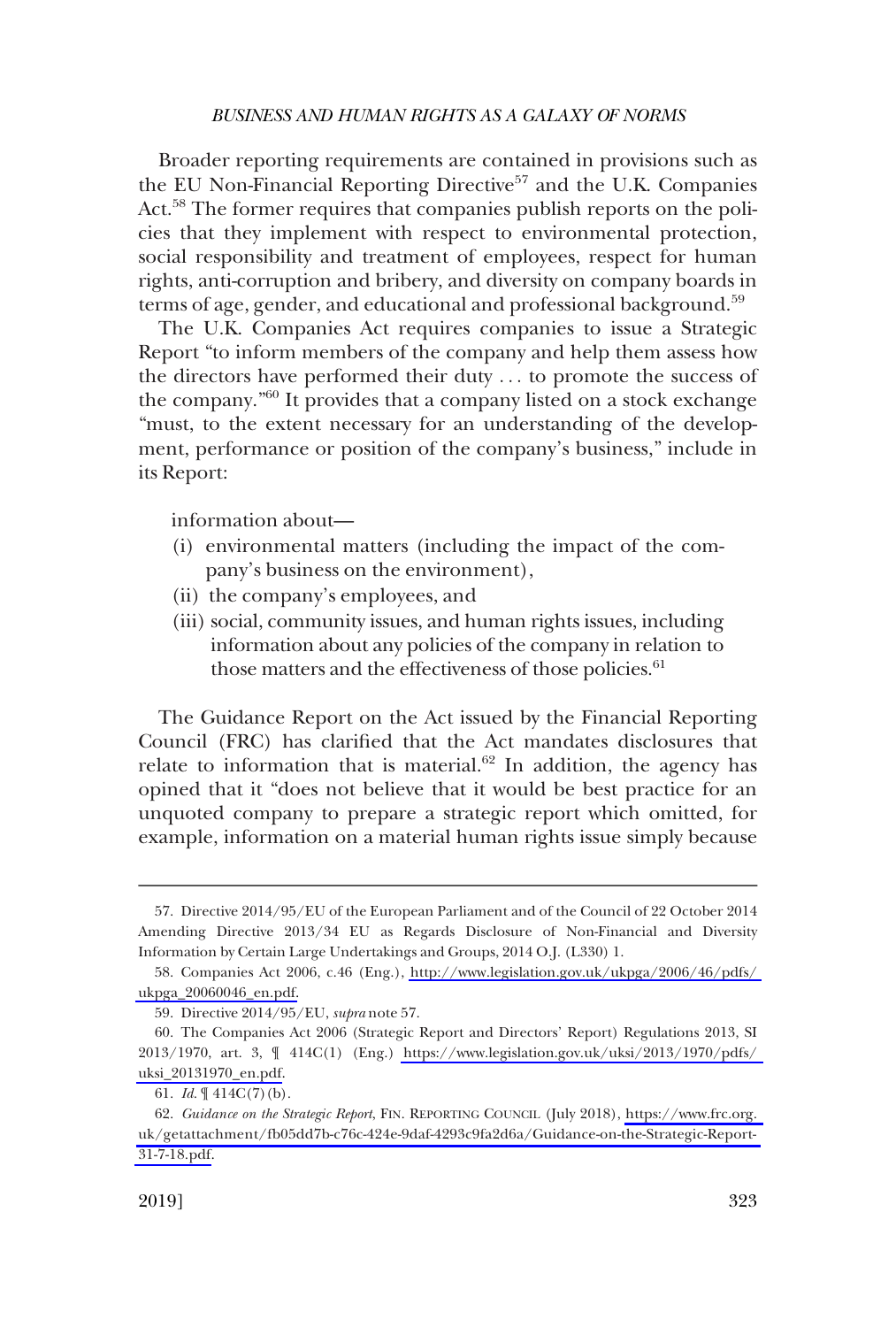Broader reporting requirements are contained in provisions such as the EU Non-Financial Reporting Directive[57] and the U.K. Companies Act.[58] The former requires that companies publish reports on the policies that they implement with respect to environmental protection, social responsibility and treatment of employees, respect for human rights, anti-corruption and bribery, and diversity on company boards in terms of age, gender, and educational and professional background.[59]

The U.K. Companies Act requires companies to issue a Strategic Report "to inform members of the company and help them assess how the directors have performed their duty . . . to promote the success of the company."[60] It provides that a company listed on a stock exchange "must, to the extent necessary for an understanding of the development, performance or position of the company's business," include in its Report:

> information about—
>
> (i) environmental matters (including the impact of the company's business on the environment),
>
> (ii) the company's employees, and
>
> (iii) social, community issues, and human rights issues, including information about any policies of the company in relation to those matters and the effectiveness of those policies.[61]

The Guidance Report on the Act issued by the Financial Reporting Council (FRC) has clarified that the Act mandates disclosures that relate to information that is material.[62] In addition, the agency has opined that it "does not believe that it would be best practice for an unquoted company to prepare a strategic report which omitted, for example, information on a material human rights issue simply because

---

57. Directive 2014/95/EU of the European Parliament and of the Council of 22 October 2014 Amending Directive 2013/34 EU as Regards Disclosure of Non-Financial and Diversity Information by Certain Large Undertakings and Groups, 2014 O.J. (L330) 1.

58. Companies Act 2006, c.46 (Eng.), http://www.legislation.gov.uk/ukpga/2006/46/pdfs/ukpga_20060046_en.pdf.

59. Directive 2014/95/EU, *supra* note 57.

60. The Companies Act 2006 (Strategic Report and Directors' Report) Regulations 2013, SI 2013/1970, art. 3, ¶ 414C(1) (Eng.) https://www.legislation.gov.uk/uksi/2013/1970/pdfs/uksi_20131970_en.pdf.

61. *Id.* ¶ 414C(7)(b).

62. *Guidance on the Strategic Report*, FIN. REPORTING COUNCIL (July 2018), https://www.frc.org.uk/getattachment/fb05dd7b-c76c-424e-9daf-4293c9fa2d6a/Guidance-on-the-Strategic-Report-31-7-18.pdf.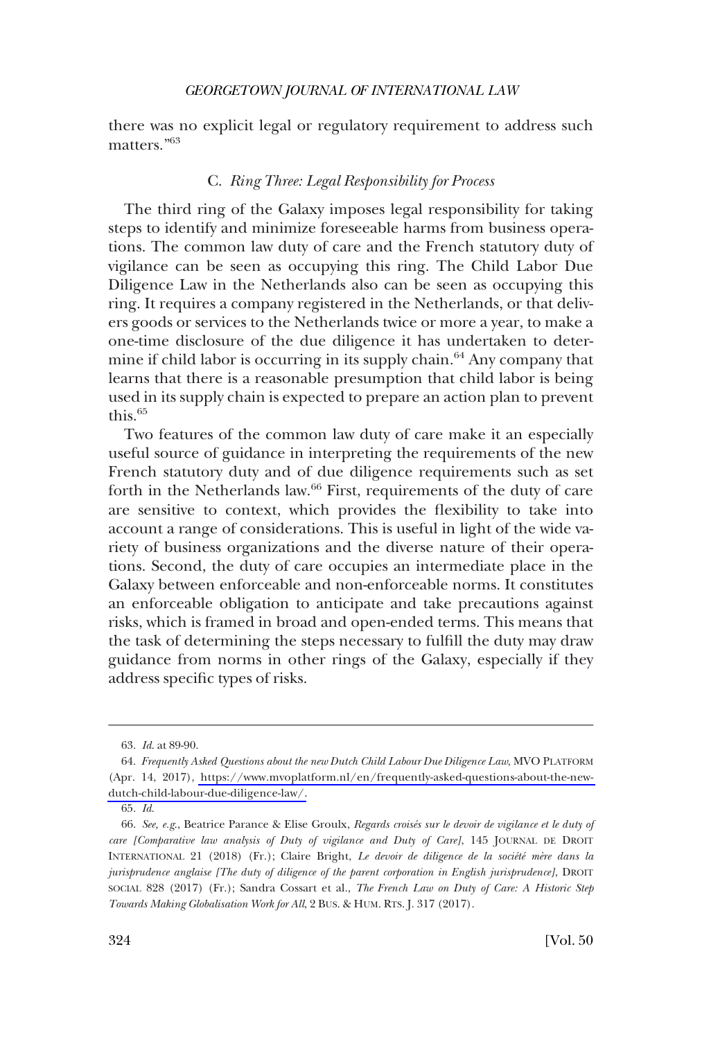there was no explicit legal or regulatory requirement to address such matters."[63]

### C. *Ring Three: Legal Responsibility for Process*

The third ring of the Galaxy imposes legal responsibility for taking steps to identify and minimize foreseeable harms from business operations. The common law duty of care and the French statutory duty of vigilance can be seen as occupying this ring. The Child Labor Due Diligence Law in the Netherlands also can be seen as occupying this ring. It requires a company registered in the Netherlands, or that delivers goods or services to the Netherlands twice or more a year, to make a one-time disclosure of the due diligence it has undertaken to determine if child labor is occurring in its supply chain.[64] Any company that learns that there is a reasonable presumption that child labor is being used in its supply chain is expected to prepare an action plan to prevent this.[65]

Two features of the common law duty of care make it an especially useful source of guidance in interpreting the requirements of the new French statutory duty and of due diligence requirements such as set forth in the Netherlands law.[66] First, requirements of the duty of care are sensitive to context, which provides the flexibility to take into account a range of considerations. This is useful in light of the wide variety of business organizations and the diverse nature of their operations. Second, the duty of care occupies an intermediate place in the Galaxy between enforceable and non-enforceable norms. It constitutes an enforceable obligation to anticipate and take precautions against risks, which is framed in broad and open-ended terms. This means that the task of determining the steps necessary to fulfill the duty may draw guidance from norms in other rings of the Galaxy, especially if they address specific types of risks.

---

63. *Id.* at 89-90.

64. *Frequently Asked Questions about the new Dutch Child Labour Due Diligence Law*, MVO PLATFORM (Apr. 14, 2017), https://www.mvoplatform.nl/en/frequently-asked-questions-about-the-new-dutch-child-labour-due-diligence-law/.

65. *Id.*

66. *See, e.g.*, Beatrice Parance & Elise Groulx, *Regards croisés sur le devoir de vigilance et le duty of care [Comparative law analysis of Duty of vigilance and Duty of Care]*, 145 JOURNAL DE DROIT INTERNATIONAL 21 (2018) (Fr.); Claire Bright, *Le devoir de diligence de la société mère dans la jurisprudence anglaise [The duty of diligence of the parent corporation in English jurisprudence]*, DROIT SOCIAL 828 (2017) (Fr.); Sandra Cossart et al., *The French Law on Duty of Care: A Historic Step Towards Making Globalisation Work for All*, 2 BUS. & HUM. RTS. J. 317 (2017).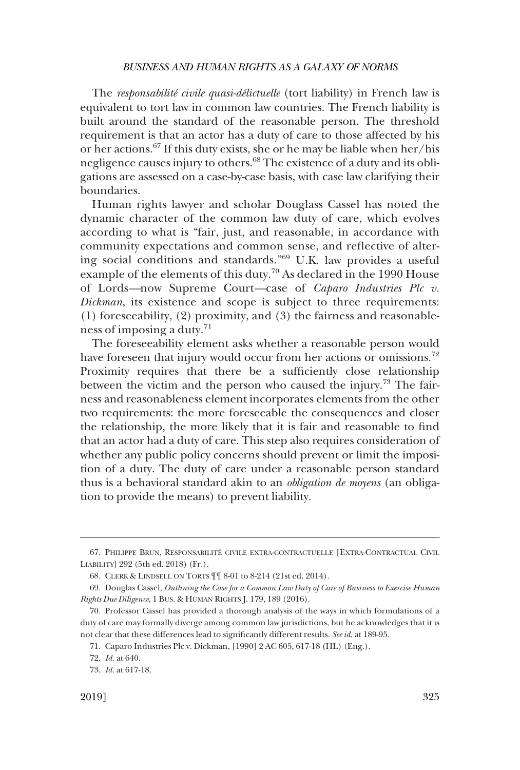The *responsabilité civile quasi-délictuelle* (tort liability) in French law is equivalent to tort law in common law countries. The French liability is built around the standard of the reasonable person. The threshold requirement is that an actor has a duty of care to those affected by his or her actions.[67] If this duty exists, she or he may be liable when her/his negligence causes injury to others.[68] The existence of a duty and its obligations are assessed on a case-by-case basis, with case law clarifying their boundaries.

Human rights lawyer and scholar Douglass Cassel has noted the dynamic character of the common law duty of care, which evolves according to what is "fair, just, and reasonable, in accordance with community expectations and common sense, and reflective of altering social conditions and standards."[69] U.K. law provides a useful example of the elements of this duty.[70] As declared in the 1990 House of Lords—now Supreme Court—case of *Caparo Industries Plc v. Dickman*, its existence and scope is subject to three requirements: (1) foreseeability, (2) proximity, and (3) the fairness and reasonableness of imposing a duty.[71]

The foreseeability element asks whether a reasonable person would have foreseen that injury would occur from her actions or omissions.[72] Proximity requires that there be a sufficiently close relationship between the victim and the person who caused the injury.[73] The fairness and reasonableness element incorporates elements from the other two requirements: the more foreseeable the consequences and closer the relationship, the more likely that it is fair and reasonable to find that an actor had a duty of care. This step also requires consideration of whether any public policy concerns should prevent or limit the imposition of a duty. The duty of care under a reasonable person standard thus is a behavioral standard akin to an *obligation de moyens* (an obligation to provide the means) to prevent liability.

---

67. PHILIPPE BRUN, RESPONSABILITÉ CIVILE EXTRA-CONTRACTUELLE [EXTRA-CONTRACTUAL CIVIL LIABILITY] 292 (5th ed. 2018) (Fr.).

68. CLERK & LINDSELL ON TORTS ¶¶ 8-01 to 8-214 (21st ed. 2014).

69. Douglas Cassel, *Outlining the Case for a Common Law Duty of Care of Business to Exercise Human Rights Due Diligence*, 1 BUS. & HUMAN RIGHTS J. 179, 189 (2016).

70. Professor Cassel has provided a thorough analysis of the ways in which formulations of a duty of care may formally diverge among common law jurisdictions, but he acknowledges that it is not clear that these differences lead to significantly different results. *See id.* at 189-95.

71. Caparo Industries Plc v. Dickman, [1990] 2 AC 605, 617-18 (HL) (Eng.).

72. *Id.* at 640.

73. *Id.* at 617-18.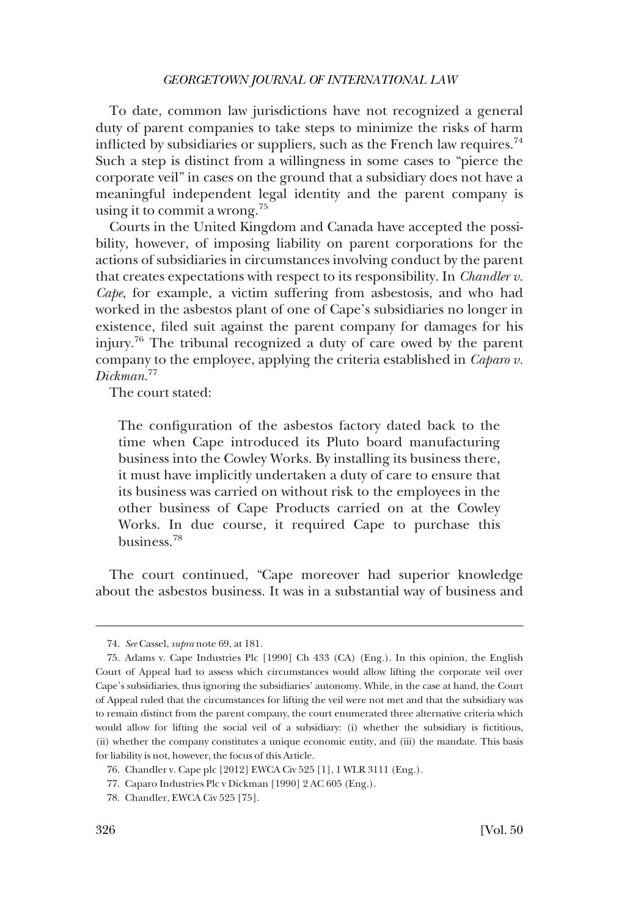To date, common law jurisdictions have not recognized a general duty of parent companies to take steps to minimize the risks of harm inflicted by subsidiaries or suppliers, such as the French law requires.[74] Such a step is distinct from a willingness in some cases to "pierce the corporate veil" in cases on the ground that a subsidiary does not have a meaningful independent legal identity and the parent company is using it to commit a wrong.[75]

Courts in the United Kingdom and Canada have accepted the possibility, however, of imposing liability on parent corporations for the actions of subsidiaries in circumstances involving conduct by the parent that creates expectations with respect to its responsibility. In *Chandler v. Cape*, for example, a victim suffering from asbestosis, and who had worked in the asbestos plant of one of Cape's subsidiaries no longer in existence, filed suit against the parent company for damages for his injury.[76] The tribunal recognized a duty of care owed by the parent company to the employee, applying the criteria established in *Caparo v. Dickman*.[77]

The court stated:

> The configuration of the asbestos factory dated back to the time when Cape introduced its Pluto board manufacturing business into the Cowley Works. By installing its business there, it must have implicitly undertaken a duty of care to ensure that its business was carried on without risk to the employees in the other business of Cape Products carried on at the Cowley Works. In due course, it required Cape to purchase this business.[78]

The court continued, "Cape moreover had superior knowledge about the asbestos business. It was in a substantial way of business and

---

74. *See* Cassel, *supra* note 69, at 181.

75. Adams v. Cape Industries Plc [1990] Ch 433 (CA) (Eng.). In this opinion, the English Court of Appeal had to assess which circumstances would allow lifting the corporate veil over Cape's subsidiaries, thus ignoring the subsidiaries' autonomy. While, in the case at hand, the Court of Appeal ruled that the circumstances for lifting the veil were not met and that the subsidiary was to remain distinct from the parent company, the court enumerated three alternative criteria which would allow for lifting the social veil of a subsidiary: (i) whether the subsidiary is fictitious, (ii) whether the company constitutes a unique economic entity, and (iii) the mandate. This basis for liability is not, however, the focus of this Article.

76. Chandler v. Cape plc [2012] EWCA Civ 525 [1], 1 WLR 3111 (Eng.).

77. Caparo Industries Plc v Dickman [1990] 2 AC 605 (Eng.).

78. Chandler, EWCA Civ 525 [75].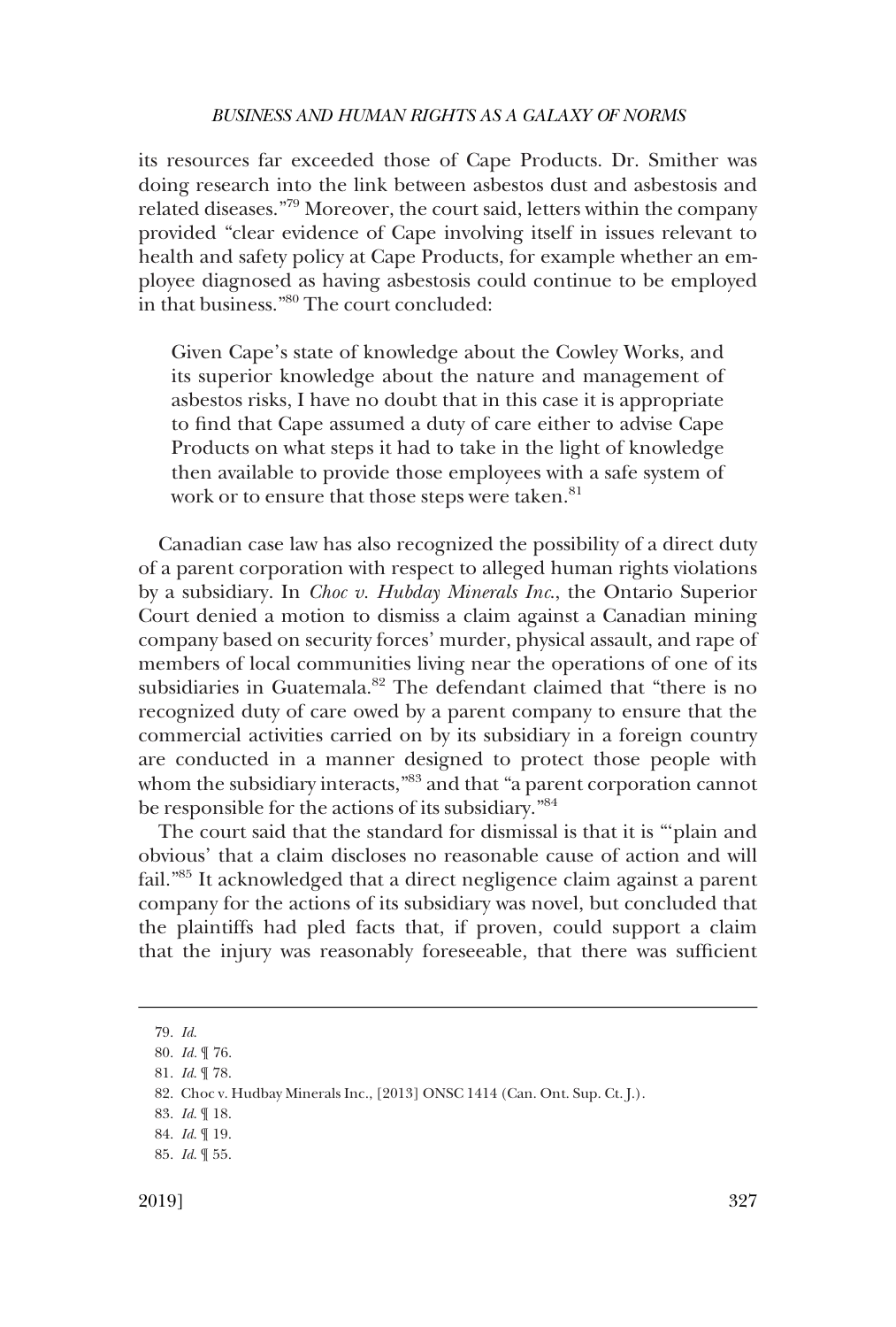its resources far exceeded those of Cape Products. Dr. Smither was doing research into the link between asbestos dust and asbestosis and related diseases."[79] Moreover, the court said, letters within the company provided "clear evidence of Cape involving itself in issues relevant to health and safety policy at Cape Products, for example whether an employee diagnosed as having asbestosis could continue to be employed in that business."[80] The court concluded:

> Given Cape's state of knowledge about the Cowley Works, and its superior knowledge about the nature and management of asbestos risks, I have no doubt that in this case it is appropriate to find that Cape assumed a duty of care either to advise Cape Products on what steps it had to take in the light of knowledge then available to provide those employees with a safe system of work or to ensure that those steps were taken.[81]

Canadian case law has also recognized the possibility of a direct duty of a parent corporation with respect to alleged human rights violations by a subsidiary. In *Choc v. Hubday Minerals Inc.*, the Ontario Superior Court denied a motion to dismiss a claim against a Canadian mining company based on security forces' murder, physical assault, and rape of members of local communities living near the operations of one of its subsidiaries in Guatemala.[82] The defendant claimed that "there is no recognized duty of care owed by a parent company to ensure that the commercial activities carried on by its subsidiary in a foreign country are conducted in a manner designed to protect those people with whom the subsidiary interacts,"[83] and that "a parent corporation cannot be responsible for the actions of its subsidiary."[84]

The court said that the standard for dismissal is that it is "'plain and obvious' that a claim discloses no reasonable cause of action and will fail."[85] It acknowledged that a direct negligence claim against a parent company for the actions of its subsidiary was novel, but concluded that the plaintiffs had pled facts that, if proven, could support a claim that the injury was reasonably foreseeable, that there was sufficient

---

79. *Id.*
80. *Id.* ¶ 76.
81. *Id.* ¶ 78.
82. Choc v. Hudbay Minerals Inc., [2013] ONSC 1414 (Can. Ont. Sup. Ct. J.).
83. *Id.* ¶ 18.
84. *Id.* ¶ 19.
85. *Id.* ¶ 55.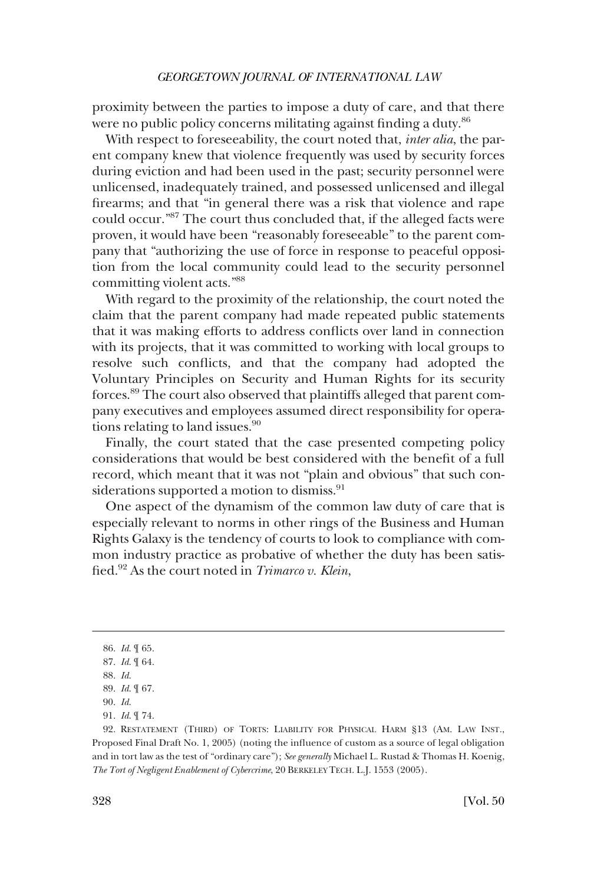proximity between the parties to impose a duty of care, and that there were no public policy concerns militating against finding a duty.[86]

With respect to foreseeability, the court noted that, *inter alia*, the parent company knew that violence frequently was used by security forces during eviction and had been used in the past; security personnel were unlicensed, inadequately trained, and possessed unlicensed and illegal firearms; and that "in general there was a risk that violence and rape could occur."[87] The court thus concluded that, if the alleged facts were proven, it would have been "reasonably foreseeable" to the parent company that "authorizing the use of force in response to peaceful opposition from the local community could lead to the security personnel committing violent acts."[88]

With regard to the proximity of the relationship, the court noted the claim that the parent company had made repeated public statements that it was making efforts to address conflicts over land in connection with its projects, that it was committed to working with local groups to resolve such conflicts, and that the company had adopted the Voluntary Principles on Security and Human Rights for its security forces.[89] The court also observed that plaintiffs alleged that parent company executives and employees assumed direct responsibility for operations relating to land issues.[90]

Finally, the court stated that the case presented competing policy considerations that would be best considered with the benefit of a full record, which meant that it was not "plain and obvious" that such considerations supported a motion to dismiss.[91]

One aspect of the dynamism of the common law duty of care that is especially relevant to norms in other rings of the Business and Human Rights Galaxy is the tendency of courts to look to compliance with common industry practice as probative of whether the duty has been satisfied.[92] As the court noted in *Trimarco v. Klein*,

---

86. *Id.* ¶ 65.

87. *Id.* ¶ 64.

88. *Id.*

89. *Id.* ¶ 67.

90. *Id.*

91. *Id.* ¶ 74.

92. RESTATEMENT (THIRD) OF TORTS: LIABILITY FOR PHYSICAL HARM §13 (AM. LAW INST., Proposed Final Draft No. 1, 2005) (noting the influence of custom as a source of legal obligation and in tort law as the test of "ordinary care"); *See generally* Michael L. Rustad & Thomas H. Koenig, *The Tort of Negligent Enablement of Cybercrime*, 20 BERKELEY TECH. L.J. 1553 (2005).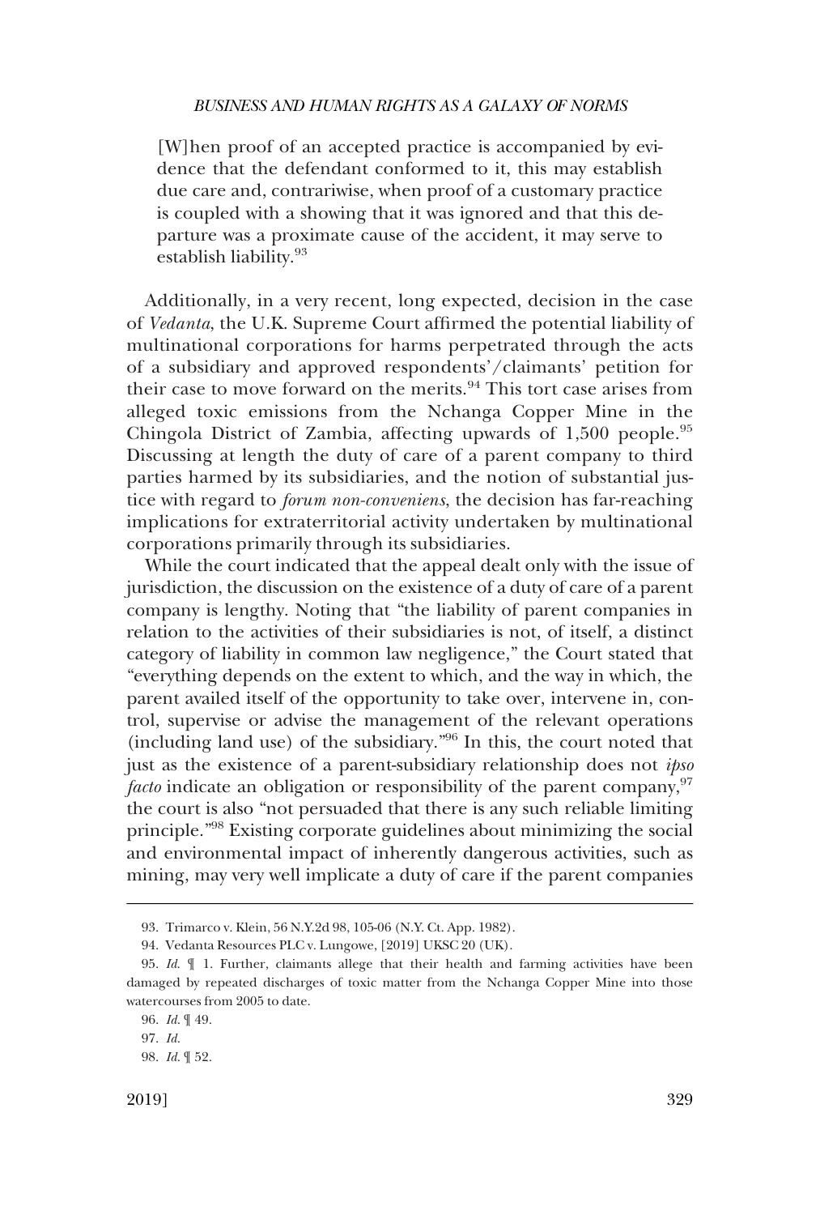> [W]hen proof of an accepted practice is accompanied by evidence that the defendant conformed to it, this may establish due care and, contrariwise, when proof of a customary practice is coupled with a showing that it was ignored and that this departure was a proximate cause of the accident, it may serve to establish liability.[93]

Additionally, in a very recent, long expected, decision in the case of *Vedanta*, the U.K. Supreme Court affirmed the potential liability of multinational corporations for harms perpetrated through the acts of a subsidiary and approved respondents'/claimants' petition for their case to move forward on the merits.[94] This tort case arises from alleged toxic emissions from the Nchanga Copper Mine in the Chingola District of Zambia, affecting upwards of 1,500 people.[95] Discussing at length the duty of care of a parent company to third parties harmed by its subsidiaries, and the notion of substantial justice with regard to *forum non-conveniens*, the decision has far-reaching implications for extraterritorial activity undertaken by multinational corporations primarily through its subsidiaries.

While the court indicated that the appeal dealt only with the issue of jurisdiction, the discussion on the existence of a duty of care of a parent company is lengthy. Noting that "the liability of parent companies in relation to the activities of their subsidiaries is not, of itself, a distinct category of liability in common law negligence," the Court stated that "everything depends on the extent to which, and the way in which, the parent availed itself of the opportunity to take over, intervene in, control, supervise or advise the management of the relevant operations (including land use) of the subsidiary."[96] In this, the court noted that just as the existence of a parent-subsidiary relationship does not *ipso facto* indicate an obligation or responsibility of the parent company,[97] the court is also "not persuaded that there is any such reliable limiting principle."[98] Existing corporate guidelines about minimizing the social and environmental impact of inherently dangerous activities, such as mining, may very well implicate a duty of care if the parent companies

---

93. Trimarco v. Klein, 56 N.Y.2d 98, 105-06 (N.Y. Ct. App. 1982).

94. Vedanta Resources PLC v. Lungowe, [2019] UKSC 20 (UK).

95. *Id.* ¶ 1. Further, claimants allege that their health and farming activities have been damaged by repeated discharges of toxic matter from the Nchanga Copper Mine into those watercourses from 2005 to date.

96. *Id.* ¶ 49.

97. *Id.*

98. *Id.* ¶ 52.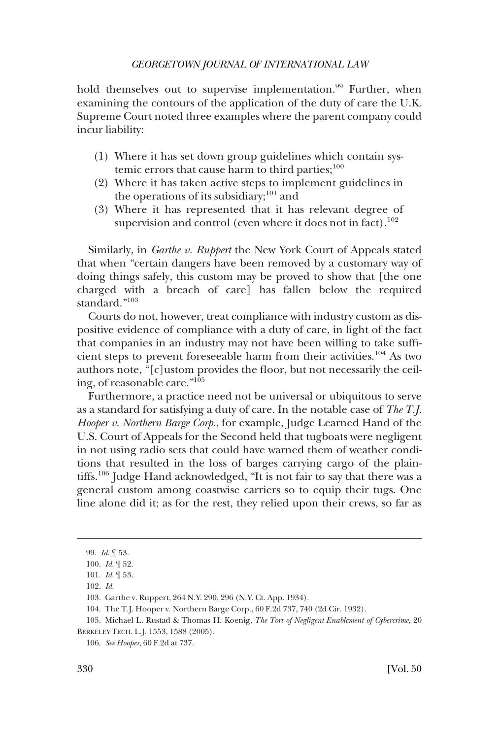hold themselves out to supervise implementation.[99] Further, when examining the contours of the application of the duty of care the U.K. Supreme Court noted three examples where the parent company could incur liability:

(1) Where it has set down group guidelines which contain systemic errors that cause harm to third parties;[100]
(2) Where it has taken active steps to implement guidelines in the operations of its subsidiary;[101] and
(3) Where it has represented that it has relevant degree of supervision and control (even where it does not in fact).[102]

Similarly, in *Garthe v. Ruppert* the New York Court of Appeals stated that when "certain dangers have been removed by a customary way of doing things safely, this custom may be proved to show that [the one charged with a breach of care] has fallen below the required standard."[103]

Courts do not, however, treat compliance with industry custom as dispositive evidence of compliance with a duty of care, in light of the fact that companies in an industry may not have been willing to take sufficient steps to prevent foreseeable harm from their activities.[104] As two authors note, "[c]ustom provides the floor, but not necessarily the ceiling, of reasonable care."[105]

Furthermore, a practice need not be universal or ubiquitous to serve as a standard for satisfying a duty of care. In the notable case of *The T.J. Hooper v. Northern Barge Corp.*, for example, Judge Learned Hand of the U.S. Court of Appeals for the Second held that tugboats were negligent in not using radio sets that could have warned them of weather conditions that resulted in the loss of barges carrying cargo of the plaintiffs.[106] Judge Hand acknowledged, "It is not fair to say that there was a general custom among coastwise carriers so to equip their tugs. One line alone did it; as for the rest, they relied upon their crews, so far as

---

99. *Id.* ¶ 53.

100. *Id.* ¶ 52.

101. *Id.* ¶ 53.

102. *Id.*

103. Garthe v. Ruppert, 264 N.Y. 290, 296 (N.Y. Ct. App. 1934).

104. The T.J. Hooper v. Northern Barge Corp., 60 F.2d 737, 740 (2d Cir. 1932).

105. Michael L. Rustad & Thomas H. Koenig, *The Tort of Negligent Enablement of Cybercrime*, 20 BERKELEY TECH. L.J. 1553, 1588 (2005).

106. *See Hooper*, 60 F.2d at 737.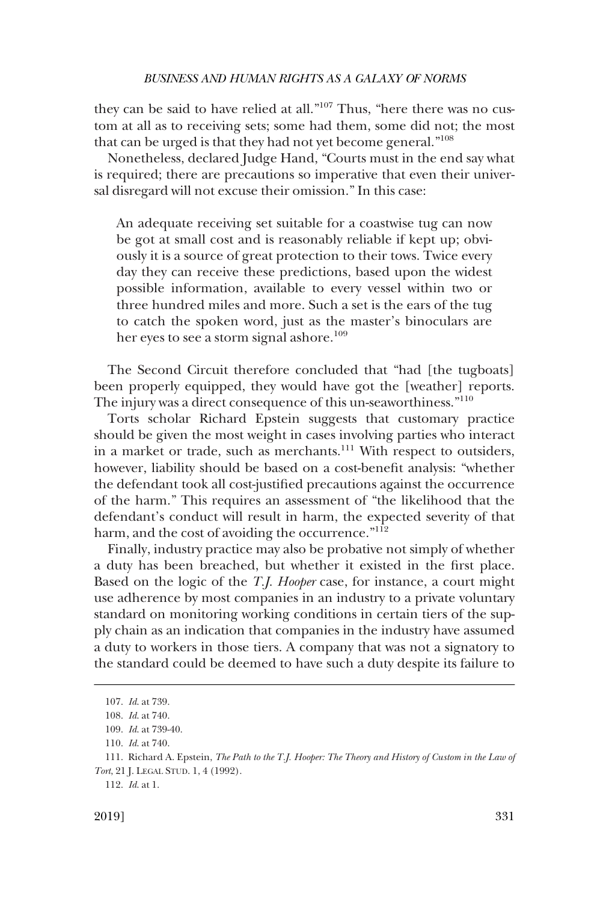they can be said to have relied at all."[107] Thus, "here there was no custom at all as to receiving sets; some had them, some did not; the most that can be urged is that they had not yet become general."[108]

Nonetheless, declared Judge Hand, "Courts must in the end say what is required; there are precautions so imperative that even their universal disregard will not excuse their omission." In this case:

> An adequate receiving set suitable for a coastwise tug can now be got at small cost and is reasonably reliable if kept up; obviously it is a source of great protection to their tows. Twice every day they can receive these predictions, based upon the widest possible information, available to every vessel within two or three hundred miles and more. Such a set is the ears of the tug to catch the spoken word, just as the master's binoculars are her eyes to see a storm signal ashore.[109]

The Second Circuit therefore concluded that "had [the tugboats] been properly equipped, they would have got the [weather] reports. The injury was a direct consequence of this un-seaworthiness."[110]

Torts scholar Richard Epstein suggests that customary practice should be given the most weight in cases involving parties who interact in a market or trade, such as merchants.[111] With respect to outsiders, however, liability should be based on a cost-benefit analysis: "whether the defendant took all cost-justified precautions against the occurrence of the harm." This requires an assessment of "the likelihood that the defendant's conduct will result in harm, the expected severity of that harm, and the cost of avoiding the occurrence."[112]

Finally, industry practice may also be probative not simply of whether a duty has been breached, but whether it existed in the first place. Based on the logic of the *T.J. Hooper* case, for instance, a court might use adherence by most companies in an industry to a private voluntary standard on monitoring working conditions in certain tiers of the supply chain as an indication that companies in the industry have assumed a duty to workers in those tiers. A company that was not a signatory to the standard could be deemed to have such a duty despite its failure to

---

107. *Id.* at 739.

108. *Id.* at 740.

109. *Id.* at 739-40.

110. *Id.* at 740.

111. Richard A. Epstein, *The Path to the T.J. Hooper: The Theory and History of Custom in the Law of Tort*, 21 J. LEGAL STUD. 1, 4 (1992).

112. *Id.* at 1.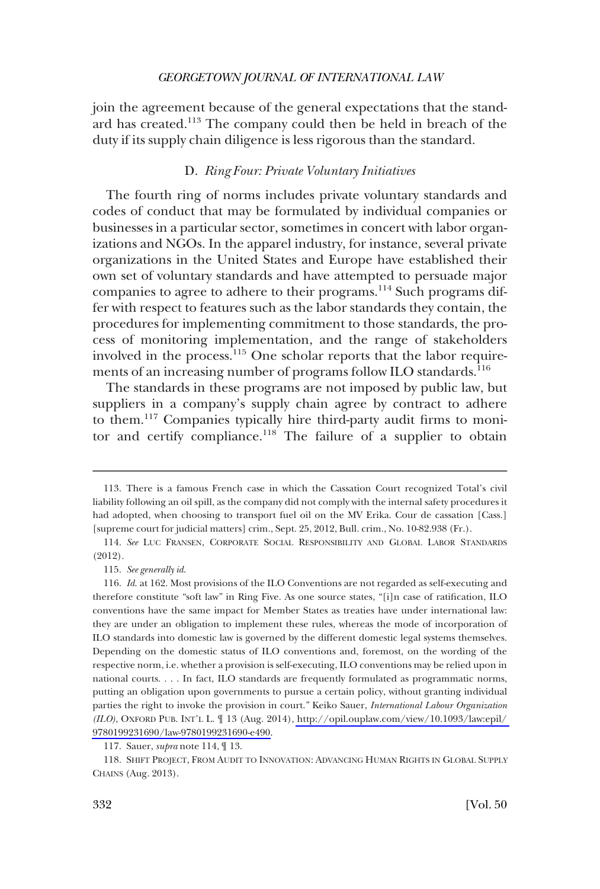join the agreement because of the general expectations that the standard has created.[113] The company could then be held in breach of the duty if its supply chain diligence is less rigorous than the standard.

### D. *Ring Four: Private Voluntary Initiatives*

The fourth ring of norms includes private voluntary standards and codes of conduct that may be formulated by individual companies or businesses in a particular sector, sometimes in concert with labor organizations and NGOs. In the apparel industry, for instance, several private organizations in the United States and Europe have established their own set of voluntary standards and have attempted to persuade major companies to agree to adhere to their programs.[114] Such programs differ with respect to features such as the labor standards they contain, the procedures for implementing commitment to those standards, the process of monitoring implementation, and the range of stakeholders involved in the process.[115] One scholar reports that the labor requirements of an increasing number of programs follow ILO standards.[116]

The standards in these programs are not imposed by public law, but suppliers in a company's supply chain agree by contract to adhere to them.[117] Companies typically hire third-party audit firms to monitor and certify compliance.[118] The failure of a supplier to obtain

---

113. There is a famous French case in which the Cassation Court recognized Total's civil liability following an oil spill, as the company did not comply with the internal safety procedures it had adopted, when choosing to transport fuel oil on the MV Erika. Cour de cassation [Cass.] [supreme court for judicial matters] crim., Sept. 25, 2012, Bull. crim., No. 10-82.938 (Fr.).

114. *See* LUC FRANSEN, CORPORATE SOCIAL RESPONSIBILITY AND GLOBAL LABOR STANDARDS (2012).

115. *See generally id.*

116. *Id.* at 162. Most provisions of the ILO Conventions are not regarded as self-executing and therefore constitute "soft law" in Ring Five. As one source states, "[i]n case of ratification, ILO conventions have the same impact for Member States as treaties have under international law: they are under an obligation to implement these rules, whereas the mode of incorporation of ILO standards into domestic law is governed by the different domestic legal systems themselves. Depending on the domestic status of ILO conventions and, foremost, on the wording of the respective norm, i.e. whether a provision is self-executing, ILO conventions may be relied upon in national courts. . . . In fact, ILO standards are frequently formulated as programmatic norms, putting an obligation upon governments to pursue a certain policy, without granting individual parties the right to invoke the provision in court." Keiko Sauer, *International Labour Organization (ILO)*, OXFORD PUB. INT'L L. ¶ 13 (Aug. 2014), http://opil.ouplaw.com/view/10.1093/law:epil/9780199231690/law-9780199231690-e490.

117. Sauer, *supra* note 114, ¶ 13.

118. SHIFT PROJECT, FROM AUDIT TO INNOVATION: ADVANCING HUMAN RIGHTS IN GLOBAL SUPPLY CHAINS (Aug. 2013).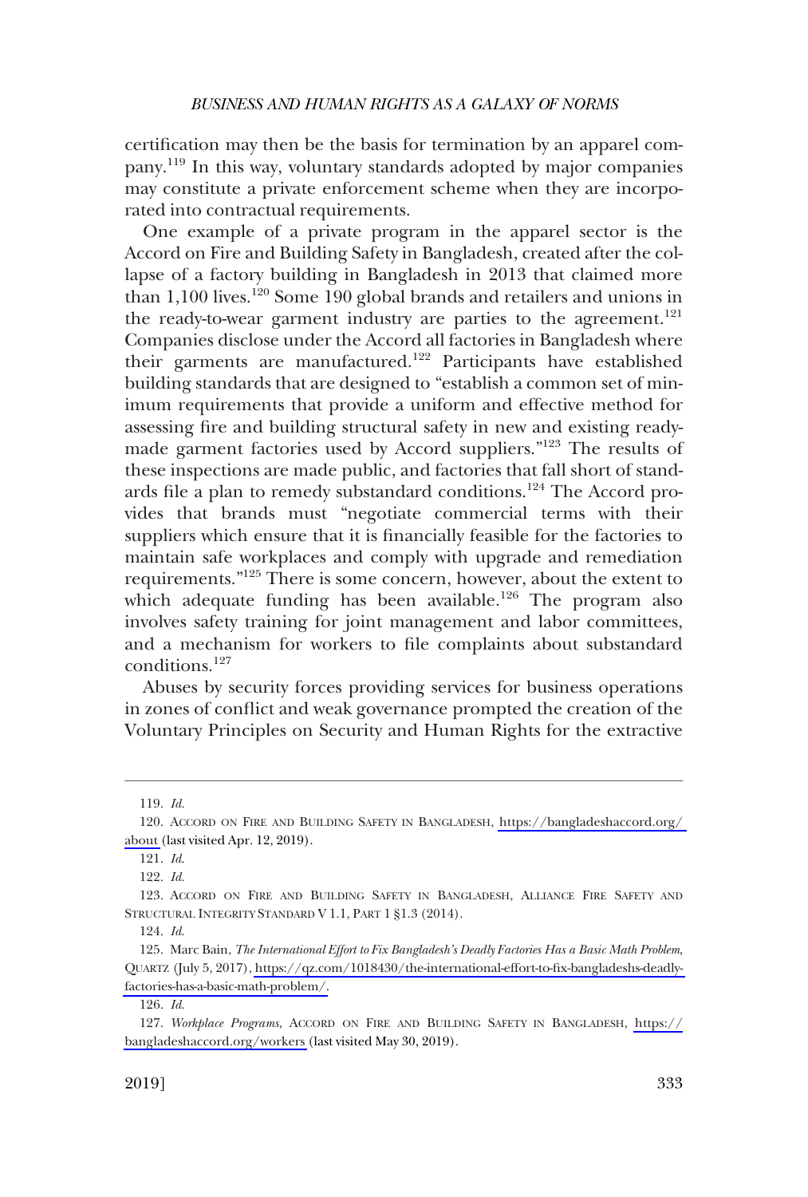certification may then be the basis for termination by an apparel company.[119] In this way, voluntary standards adopted by major companies may constitute a private enforcement scheme when they are incorporated into contractual requirements.

One example of a private program in the apparel sector is the Accord on Fire and Building Safety in Bangladesh, created after the collapse of a factory building in Bangladesh in 2013 that claimed more than 1,100 lives.[120] Some 190 global brands and retailers and unions in the ready-to-wear garment industry are parties to the agreement.[121] Companies disclose under the Accord all factories in Bangladesh where their garments are manufactured.[122] Participants have established building standards that are designed to "establish a common set of minimum requirements that provide a uniform and effective method for assessing fire and building structural safety in new and existing ready-made garment factories used by Accord suppliers."[123] The results of these inspections are made public, and factories that fall short of standards file a plan to remedy substandard conditions.[124] The Accord provides that brands must "negotiate commercial terms with their suppliers which ensure that it is financially feasible for the factories to maintain safe workplaces and comply with upgrade and remediation requirements."[125] There is some concern, however, about the extent to which adequate funding has been available.[126] The program also involves safety training for joint management and labor committees, and a mechanism for workers to file complaints about substandard conditions.[127]

Abuses by security forces providing services for business operations in zones of conflict and weak governance prompted the creation of the Voluntary Principles on Security and Human Rights for the extractive

---

119. *Id.*

120. ACCORD ON FIRE AND BUILDING SAFETY IN BANGLADESH, https://bangladeshaccord.org/about (last visited Apr. 12, 2019).

121. *Id.*

122. *Id.*

123. ACCORD ON FIRE AND BUILDING SAFETY IN BANGLADESH, ALLIANCE FIRE SAFETY AND STRUCTURAL INTEGRITY STANDARD V 1.1, PART 1 §1.3 (2014).

124. *Id.*

125. Marc Bain, *The International Effort to Fix Bangladesh's Deadly Factories Has a Basic Math Problem*, QUARTZ (July 5, 2017), https://qz.com/1018430/the-international-effort-to-fix-bangladeshs-deadly-factories-has-a-basic-math-problem/.

126. *Id.*

127. *Workplace Programs*, ACCORD ON FIRE AND BUILDING SAFETY IN BANGLADESH, https://bangladeshaccord.org/workers (last visited May 30, 2019).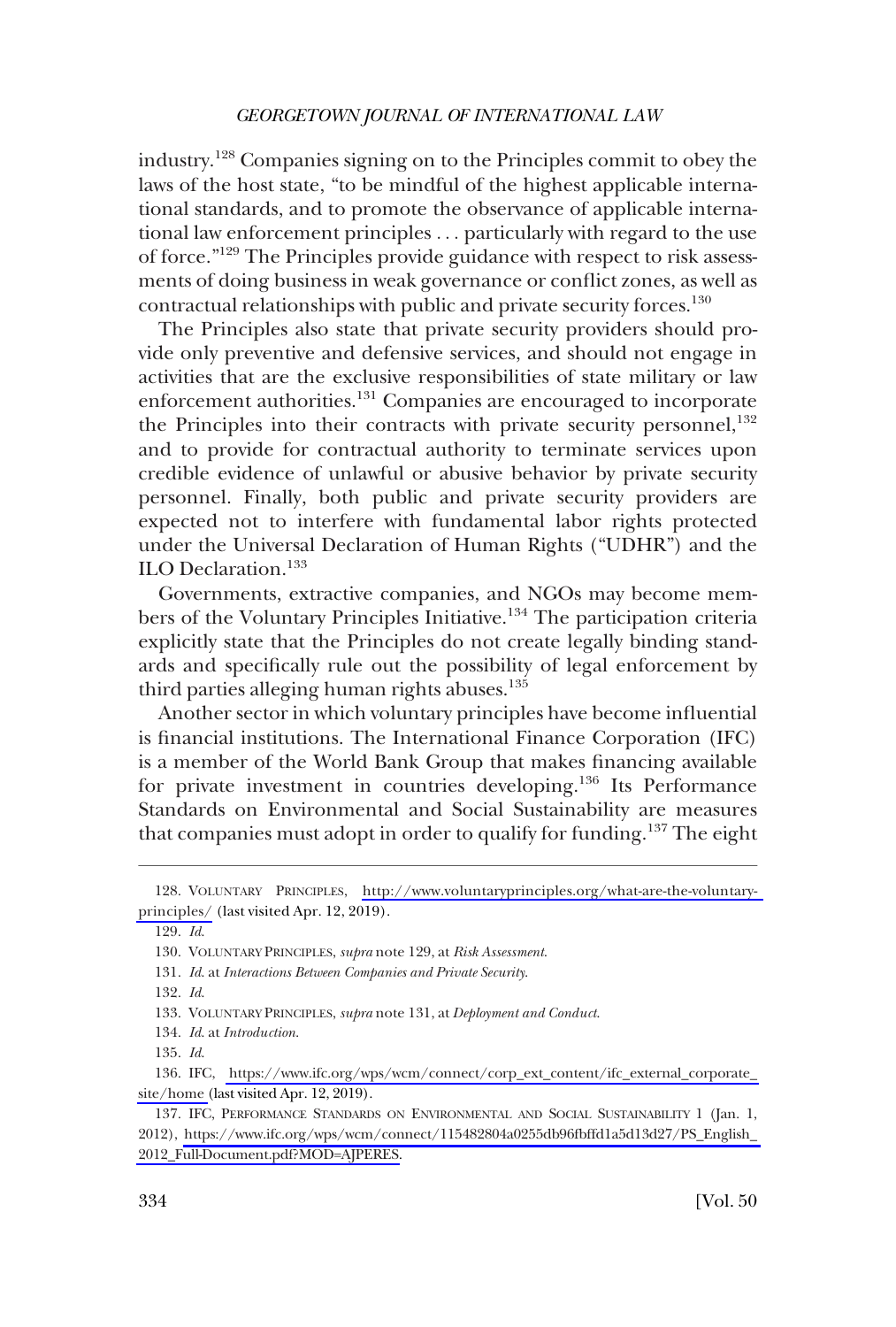industry.[128] Companies signing on to the Principles commit to obey the laws of the host state, "to be mindful of the highest applicable international standards, and to promote the observance of applicable international law enforcement principles . . . particularly with regard to the use of force."[129] The Principles provide guidance with respect to risk assessments of doing business in weak governance or conflict zones, as well as contractual relationships with public and private security forces.[130]

The Principles also state that private security providers should provide only preventive and defensive services, and should not engage in activities that are the exclusive responsibilities of state military or law enforcement authorities.[131] Companies are encouraged to incorporate the Principles into their contracts with private security personnel,[132] and to provide for contractual authority to terminate services upon credible evidence of unlawful or abusive behavior by private security personnel. Finally, both public and private security providers are expected not to interfere with fundamental labor rights protected under the Universal Declaration of Human Rights ("UDHR") and the ILO Declaration.[133]

Governments, extractive companies, and NGOs may become members of the Voluntary Principles Initiative.[134] The participation criteria explicitly state that the Principles do not create legally binding standards and specifically rule out the possibility of legal enforcement by third parties alleging human rights abuses.[135]

Another sector in which voluntary principles have become influential is financial institutions. The International Finance Corporation (IFC) is a member of the World Bank Group that makes financing available for private investment in countries developing.[136] Its Performance Standards on Environmental and Social Sustainability are measures that companies must adopt in order to qualify for funding.[137] The eight

---

128. VOLUNTARY PRINCIPLES, http://www.voluntaryprinciples.org/what-are-the-voluntary-principles/ (last visited Apr. 12, 2019).

129. *Id.*

130. VOLUNTARY PRINCIPLES, *supra* note 129, at *Risk Assessment*.

131. *Id.* at *Interactions Between Companies and Private Security*.

132. *Id.*

133. VOLUNTARY PRINCIPLES, *supra* note 131, at *Deployment and Conduct*.

134. *Id.* at *Introduction*.

135. *Id.*

136. IFC, https://www.ifc.org/wps/wcm/connect/corp_ext_content/ifc_external_corporate_site/home (last visited Apr. 12, 2019).

137. IFC, PERFORMANCE STANDARDS ON ENVIRONMENTAL AND SOCIAL SUSTAINABILITY 1 (Jan. 1, 2012), https://www.ifc.org/wps/wcm/connect/115482804a0255db96fbffd1a5d13d27/PS_English_2012_Full-Document.pdf?MOD=AJPERES.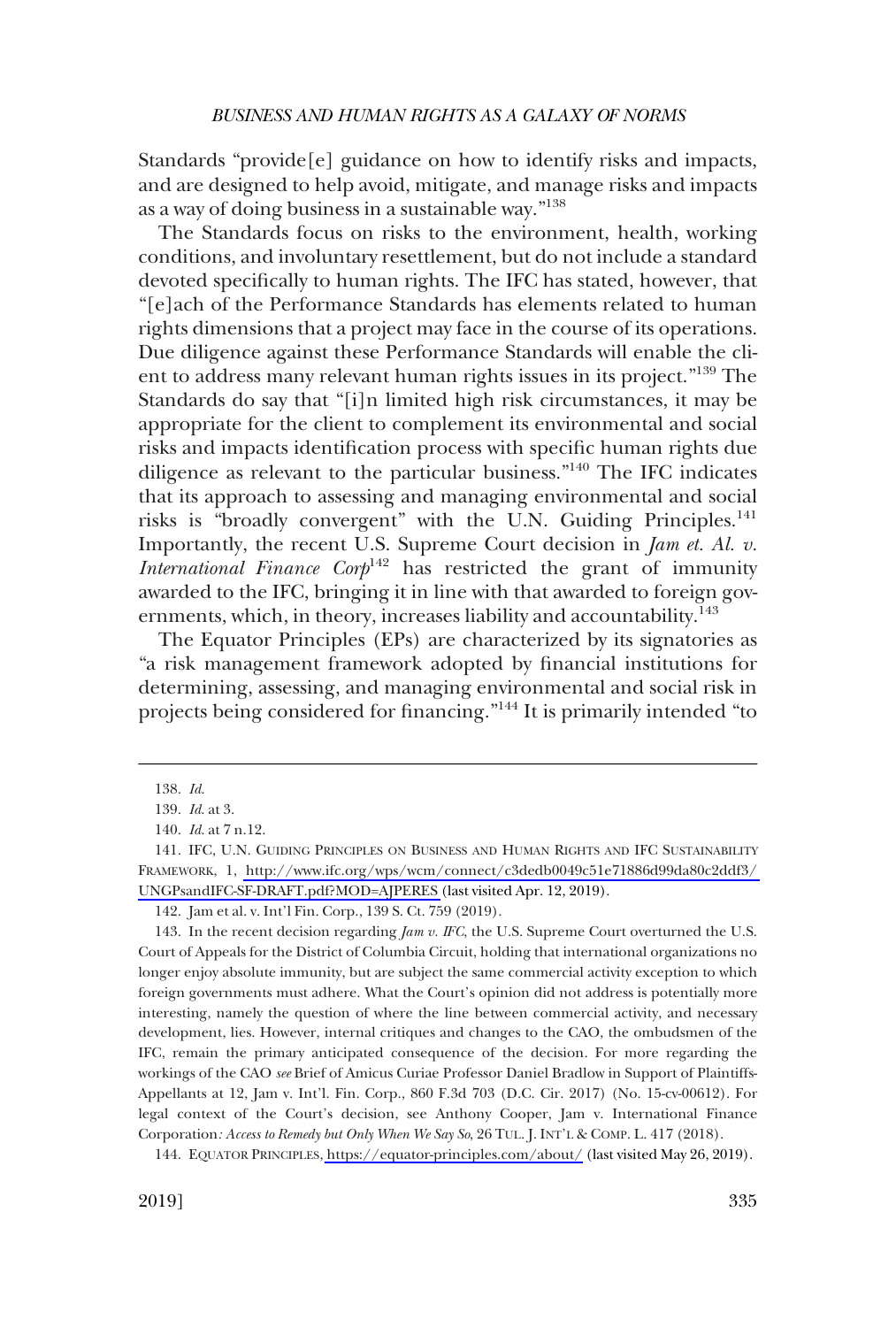Standards "provide[e] guidance on how to identify risks and impacts, and are designed to help avoid, mitigate, and manage risks and impacts as a way of doing business in a sustainable way."[138]

The Standards focus on risks to the environment, health, working conditions, and involuntary resettlement, but do not include a standard devoted specifically to human rights. The IFC has stated, however, that "[e]ach of the Performance Standards has elements related to human rights dimensions that a project may face in the course of its operations. Due diligence against these Performance Standards will enable the client to address many relevant human rights issues in its project."[139] The Standards do say that "[i]n limited high risk circumstances, it may be appropriate for the client to complement its environmental and social risks and impacts identification process with specific human rights due diligence as relevant to the particular business."[140] The IFC indicates that its approach to assessing and managing environmental and social risks is "broadly convergent" with the U.N. Guiding Principles.[141] Importantly, the recent U.S. Supreme Court decision in *Jam et. Al. v. International Finance Corp*[142] has restricted the grant of immunity awarded to the IFC, bringing it in line with that awarded to foreign governments, which, in theory, increases liability and accountability.[143]

The Equator Principles (EPs) are characterized by its signatories as "a risk management framework adopted by financial institutions for determining, assessing, and managing environmental and social risk in projects being considered for financing."[144] It is primarily intended "to

---

138. *Id.*

139. *Id.* at 3.

140. *Id.* at 7 n.12.

141. IFC, U.N. GUIDING PRINCIPLES ON BUSINESS AND HUMAN RIGHTS AND IFC SUSTAINABILITY FRAMEWORK, 1, http://www.ifc.org/wps/wcm/connect/c3dedb0049c51e71886d99da80c2ddf3/UNGPsandIFC-SF-DRAFT.pdf?MOD=AJPERES (last visited Apr. 12, 2019).

142. Jam et al. v. Int'l Fin. Corp., 139 S. Ct. 759 (2019).

143. In the recent decision regarding *Jam v. IFC*, the U.S. Supreme Court overturned the U.S. Court of Appeals for the District of Columbia Circuit, holding that international organizations no longer enjoy absolute immunity, but are subject the same commercial activity exception to which foreign governments must adhere. What the Court's opinion did not address is potentially more interesting, namely the question of where the line between commercial activity, and necessary development, lies. However, internal critiques and changes to the CAO, the ombudsmen of the IFC, remain the primary anticipated consequence of the decision. For more regarding the workings of the CAO *see* Brief of Amicus Curiae Professor Daniel Bradlow in Support of Plaintiffs-Appellants at 12, Jam v. Int'l. Fin. Corp., 860 F.3d 703 (D.C. Cir. 2017) (No. 15-cv-00612). For legal context of the Court's decision, see Anthony Cooper, Jam v. International Finance Corporation*: Access to Remedy but Only When We Say So*, 26 TUL. J. INT'L & COMP. L. 417 (2018).

144. EQUATOR PRINCIPLES, https://equator-principles.com/about/ (last visited May 26, 2019).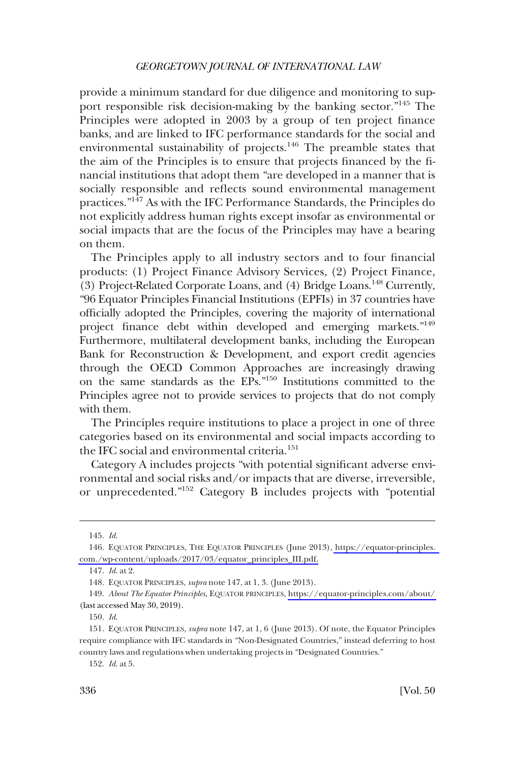provide a minimum standard for due diligence and monitoring to support responsible risk decision-making by the banking sector."[145] The Principles were adopted in 2003 by a group of ten project finance banks, and are linked to IFC performance standards for the social and environmental sustainability of projects.[146] The preamble states that the aim of the Principles is to ensure that projects financed by the financial institutions that adopt them "are developed in a manner that is socially responsible and reflects sound environmental management practices."[147] As with the IFC Performance Standards, the Principles do not explicitly address human rights except insofar as environmental or social impacts that are the focus of the Principles may have a bearing on them.

The Principles apply to all industry sectors and to four financial products: (1) Project Finance Advisory Services, (2) Project Finance, (3) Project-Related Corporate Loans, and (4) Bridge Loans.[148] Currently, "96 Equator Principles Financial Institutions (EPFIs) in 37 countries have officially adopted the Principles, covering the majority of international project finance debt within developed and emerging markets."[149] Furthermore, multilateral development banks, including the European Bank for Reconstruction & Development, and export credit agencies through the OECD Common Approaches are increasingly drawing on the same standards as the EPs."[150] Institutions committed to the Principles agree not to provide services to projects that do not comply with them.

The Principles require institutions to place a project in one of three categories based on its environmental and social impacts according to the IFC social and environmental criteria.[151]

Category A includes projects "with potential significant adverse environmental and social risks and/or impacts that are diverse, irreversible, or unprecedented."[152] Category B includes projects with "potential

---

145. *Id.*

146. EQUATOR PRINCIPLES, THE EQUATOR PRINCIPLES (June 2013), https://equator-principles.com./wp-content/uploads/2017/03/equator_principles_III.pdf.

147. *Id.* at 2.

148. EQUATOR PRINCIPLES, *supra* note 147, at 1, 3. (June 2013).

149. *About The Equator Principles*, EQUATOR PRINCIPLES, https://equator-principles.com/about/ (last accessed May 30, 2019).

150. *Id.*

151. EQUATOR PRINCIPLES, *supra* note 147, at 1, 6 (June 2013). Of note, the Equator Principles require compliance with IFC standards in "Non-Designated Countries," instead deferring to host country laws and regulations when undertaking projects in "Designated Countries."

152. *Id.* at 5.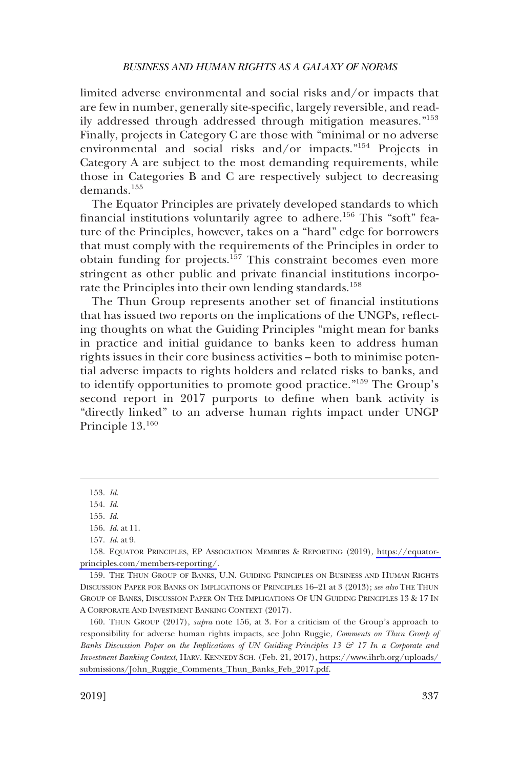limited adverse environmental and social risks and/or impacts that are few in number, generally site-specific, largely reversible, and readily addressed through addressed through mitigation measures."[153] Finally, projects in Category C are those with "minimal or no adverse environmental and social risks and/or impacts."[154] Projects in Category A are subject to the most demanding requirements, while those in Categories B and C are respectively subject to decreasing demands.[155]

The Equator Principles are privately developed standards to which financial institutions voluntarily agree to adhere.[156] This "soft" feature of the Principles, however, takes on a "hard" edge for borrowers that must comply with the requirements of the Principles in order to obtain funding for projects.[157] This constraint becomes even more stringent as other public and private financial institutions incorporate the Principles into their own lending standards.[158]

The Thun Group represents another set of financial institutions that has issued two reports on the implications of the UNGPs, reflecting thoughts on what the Guiding Principles "might mean for banks in practice and initial guidance to banks keen to address human rights issues in their core business activities – both to minimise potential adverse impacts to rights holders and related risks to banks, and to identify opportunities to promote good practice."[159] The Group's second report in 2017 purports to define when bank activity is "directly linked" to an adverse human rights impact under UNGP Principle 13.[160]

---

153. *Id.*

154. *Id.*

155. *Id.*

156. *Id.* at 11.

157. *Id.* at 9.

158. EQUATOR PRINCIPLES, EP ASSOCIATION MEMBERS & REPORTING (2019), https://equator-principles.com/members-reporting/.

159. THE THUN GROUP OF BANKS, U.N. GUIDING PRINCIPLES ON BUSINESS AND HUMAN RIGHTS DISCUSSION PAPER FOR BANKS ON IMPLICATIONS OF PRINCIPLES 16–21 at 3 (2013); *see also* THE THUN GROUP OF BANKS, DISCUSSION PAPER ON THE IMPLICATIONS OF UN GUIDING PRINCIPLES 13 & 17 IN A CORPORATE AND INVESTMENT BANKING CONTEXT (2017).

160. THUN GROUP (2017), *supra* note 156, at 3. For a criticism of the Group's approach to responsibility for adverse human rights impacts, see John Ruggie, *Comments on Thun Group of Banks Discussion Paper on the Implications of UN Guiding Principles 13 & 17 In a Corporate and Investment Banking Context*, HARV. KENNEDY SCH. (Feb. 21, 2017), https://www.ihrb.org/uploads/submissions/John_Ruggie_Comments_Thun_Banks_Feb_2017.pdf.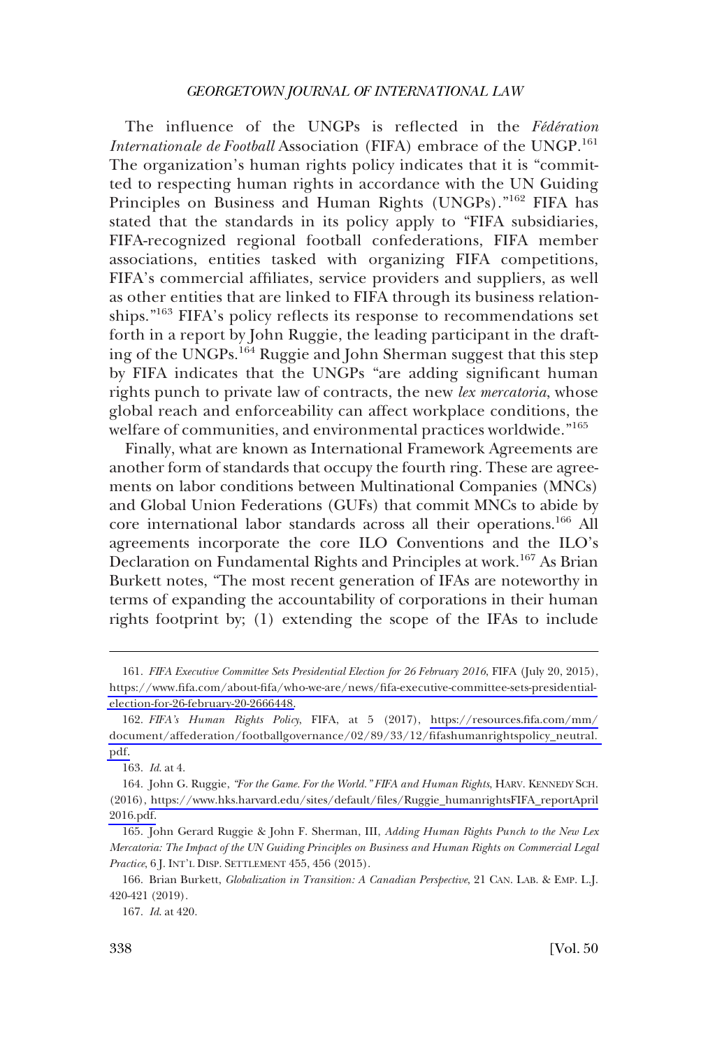The influence of the UNGPs is reflected in the *Fédération Internationale de Football* Association (FIFA) embrace of the UNGP.[161] The organization's human rights policy indicates that it is "committed to respecting human rights in accordance with the UN Guiding Principles on Business and Human Rights (UNGPs)."[162] FIFA has stated that the standards in its policy apply to "FIFA subsidiaries, FIFA-recognized regional football confederations, FIFA member associations, entities tasked with organizing FIFA competitions, FIFA's commercial affiliates, service providers and suppliers, as well as other entities that are linked to FIFA through its business relationships."[163] FIFA's policy reflects its response to recommendations set forth in a report by John Ruggie, the leading participant in the drafting of the UNGPs.[164] Ruggie and John Sherman suggest that this step by FIFA indicates that the UNGPs "are adding significant human rights punch to private law of contracts, the new *lex mercatoria*, whose global reach and enforceability can affect workplace conditions, the welfare of communities, and environmental practices worldwide."[165]

Finally, what are known as International Framework Agreements are another form of standards that occupy the fourth ring. These are agreements on labor conditions between Multinational Companies (MNCs) and Global Union Federations (GUFs) that commit MNCs to abide by core international labor standards across all their operations.[166] All agreements incorporate the core ILO Conventions and the ILO's Declaration on Fundamental Rights and Principles at work.[167] As Brian Burkett notes, "The most recent generation of IFAs are noteworthy in terms of expanding the accountability of corporations in their human rights footprint by; (1) extending the scope of the IFAs to include

161. *FIFA Executive Committee Sets Presidential Election for 26 February 2016*, FIFA (July 20, 2015), https://www.fifa.com/about-fifa/who-we-are/news/fifa-executive-committee-sets-presidential-election-for-26-february-20-2666448.

162. *FIFA's Human Rights Policy*, FIFA, at 5 (2017), https://resources.fifa.com/mm/document/affederation/footballgovernance/02/89/33/12/fifashumanrightspolicy_neutral.pdf.

163. *Id*. at 4.

164. John G. Ruggie, *"For the Game. For the World." FIFA and Human Rights*, HARV. KENNEDY SCH. (2016), https://www.hks.harvard.edu/sites/default/files/Ruggie_humanrightsFIFA_reportApril2016.pdf.

165. John Gerard Ruggie & John F. Sherman, III, *Adding Human Rights Punch to the New Lex Mercatoria: The Impact of the UN Guiding Principles on Business and Human Rights on Commercial Legal Practice*, 6 J. INT'L DISP. SETTLEMENT 455, 456 (2015).

166. Brian Burkett, *Globalization in Transition: A Canadian Perspective*, 21 CAN. LAB. & EMP. L.J. 420-421 (2019).

167. *Id*. at 420.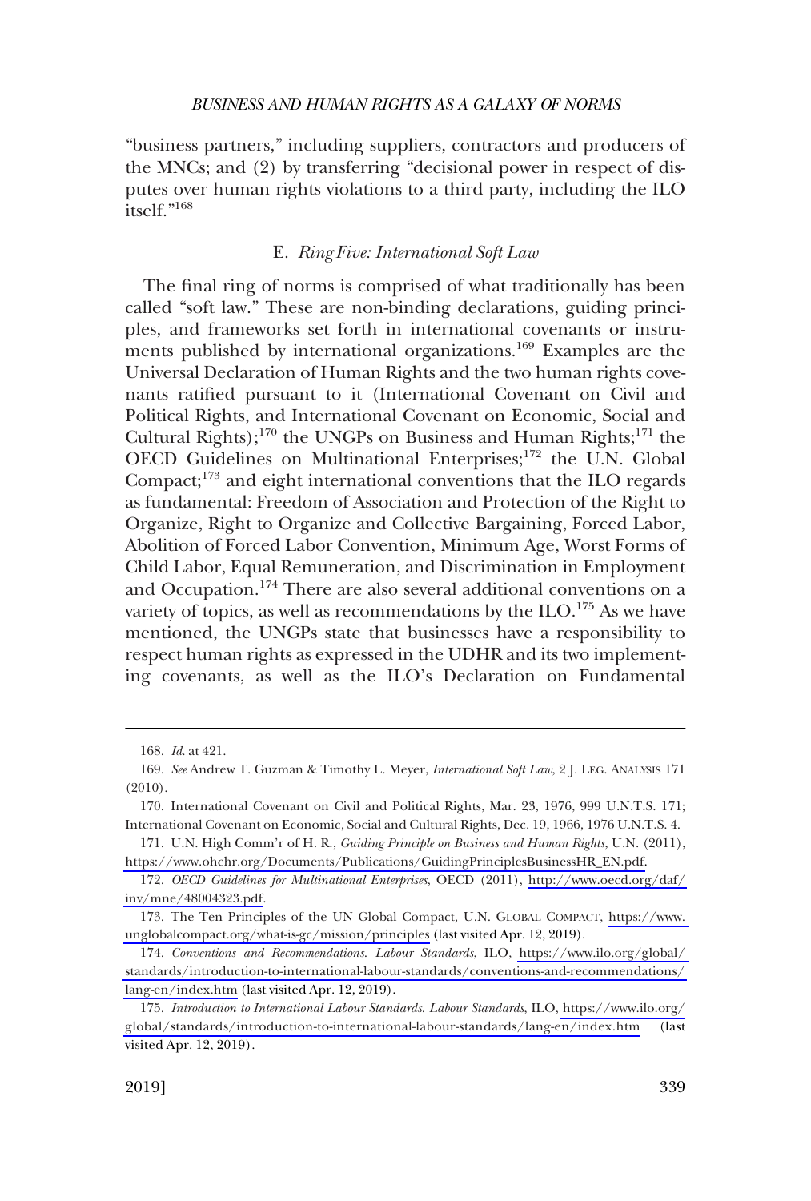"business partners," including suppliers, contractors and producers of the MNCs; and (2) by transferring "decisional power in respect of disputes over human rights violations to a third party, including the ILO itself."[168]

### E. *Ring Five: International Soft Law*

The final ring of norms is comprised of what traditionally has been called "soft law." These are non-binding declarations, guiding principles, and frameworks set forth in international covenants or instruments published by international organizations.[169] Examples are the Universal Declaration of Human Rights and the two human rights covenants ratified pursuant to it (International Covenant on Civil and Political Rights, and International Covenant on Economic, Social and Cultural Rights);[170] the UNGPs on Business and Human Rights;[171] the OECD Guidelines on Multinational Enterprises;[172] the U.N. Global Compact;[173] and eight international conventions that the ILO regards as fundamental: Freedom of Association and Protection of the Right to Organize, Right to Organize and Collective Bargaining, Forced Labor, Abolition of Forced Labor Convention, Minimum Age, Worst Forms of Child Labor, Equal Remuneration, and Discrimination in Employment and Occupation.[174] There are also several additional conventions on a variety of topics, as well as recommendations by the ILO.[175] As we have mentioned, the UNGPs state that businesses have a responsibility to respect human rights as expressed in the UDHR and its two implementing covenants, as well as the ILO's Declaration on Fundamental

---

168. *Id*. at 421.

169. *See* Andrew T. Guzman & Timothy L. Meyer, *International Soft Law*, 2 J. LEG. ANALYSIS 171 (2010).

170. International Covenant on Civil and Political Rights, Mar. 23, 1976, 999 U.N.T.S. 171; International Covenant on Economic, Social and Cultural Rights, Dec. 19, 1966, 1976 U.N.T.S. 4.

171. U.N. High Comm'r of H. R., *Guiding Principle on Business and Human Rights*, U.N. (2011), https://www.ohchr.org/Documents/Publications/GuidingPrinciplesBusinessHR_EN.pdf.

172. *OECD Guidelines for Multinational Enterprises*, OECD (2011), http://www.oecd.org/daf/inv/mne/48004323.pdf.

173. The Ten Principles of the UN Global Compact, U.N. GLOBAL COMPACT, https://www.unglobalcompact.org/what-is-gc/mission/principles (last visited Apr. 12, 2019).

174. *Conventions and Recommendations. Labour Standards*, ILO, https://www.ilo.org/global/standards/introduction-to-international-labour-standards/conventions-and-recommendations/lang-en/index.htm (last visited Apr. 12, 2019).

175. *Introduction to International Labour Standards. Labour Standards*, ILO, https://www.ilo.org/global/standards/introduction-to-international-labour-standards/lang-en/index.htm (last visited Apr. 12, 2019).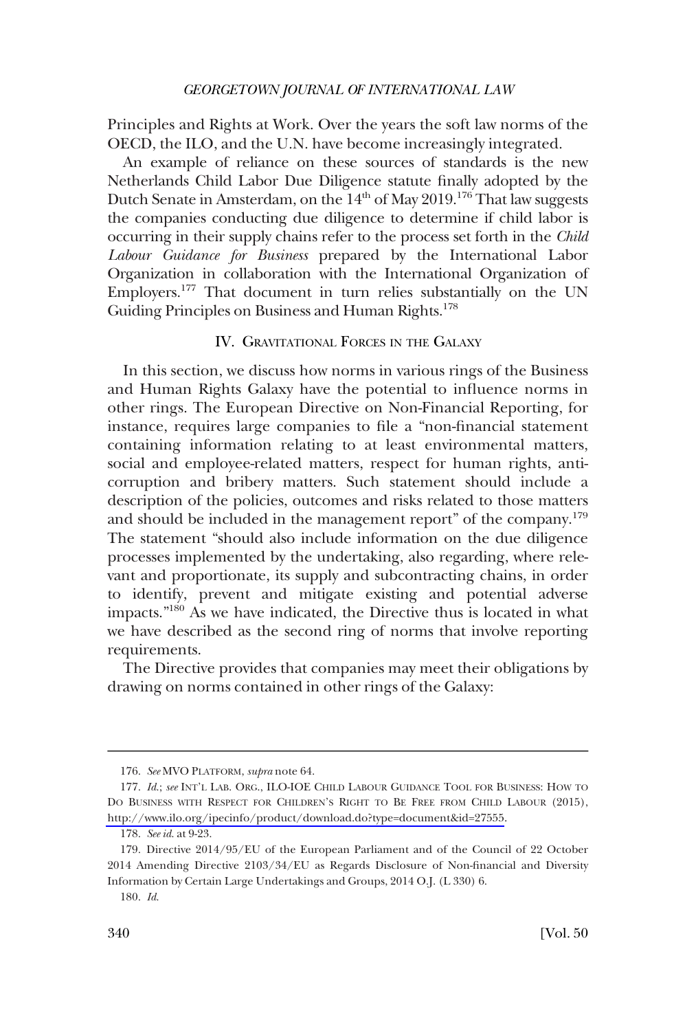Principles and Rights at Work. Over the years the soft law norms of the OECD, the ILO, and the U.N. have become increasingly integrated.

An example of reliance on these sources of standards is the new Netherlands Child Labor Due Diligence statute finally adopted by the Dutch Senate in Amsterdam, on the 14th of May 2019.[176] That law suggests the companies conducting due diligence to determine if child labor is occurring in their supply chains refer to the process set forth in the *Child Labour Guidance for Business* prepared by the International Labor Organization in collaboration with the International Organization of Employers.[177] That document in turn relies substantially on the UN Guiding Principles on Business and Human Rights.[178]

## IV. Gravitational Forces in the Galaxy

In this section, we discuss how norms in various rings of the Business and Human Rights Galaxy have the potential to influence norms in other rings. The European Directive on Non-Financial Reporting, for instance, requires large companies to file a "non-financial statement containing information relating to at least environmental matters, social and employee-related matters, respect for human rights, anti-corruption and bribery matters. Such statement should include a description of the policies, outcomes and risks related to those matters and should be included in the management report" of the company.[179] The statement "should also include information on the due diligence processes implemented by the undertaking, also regarding, where relevant and proportionate, its supply and subcontracting chains, in order to identify, prevent and mitigate existing and potential adverse impacts."[180] As we have indicated, the Directive thus is located in what we have described as the second ring of norms that involve reporting requirements.

The Directive provides that companies may meet their obligations by drawing on norms contained in other rings of the Galaxy:

---

176. *See* MVO Platform, *supra* note 64.

177. *Id.*; *see* Int'l Lab. Org., ILO-IOE Child Labour Guidance Tool for Business: How to Do Business with Respect for Children's Right to Be Free from Child Labour (2015), http://www.ilo.org/ipecinfo/product/download.do?type=document&id=27555.

178. *See id.* at 9-23.

179. Directive 2014/95/EU of the European Parliament and of the Council of 22 October 2014 Amending Directive 2103/34/EU as Regards Disclosure of Non-financial and Diversity Information by Certain Large Undertakings and Groups, 2014 O.J. (L 330) 6.

180. *Id.*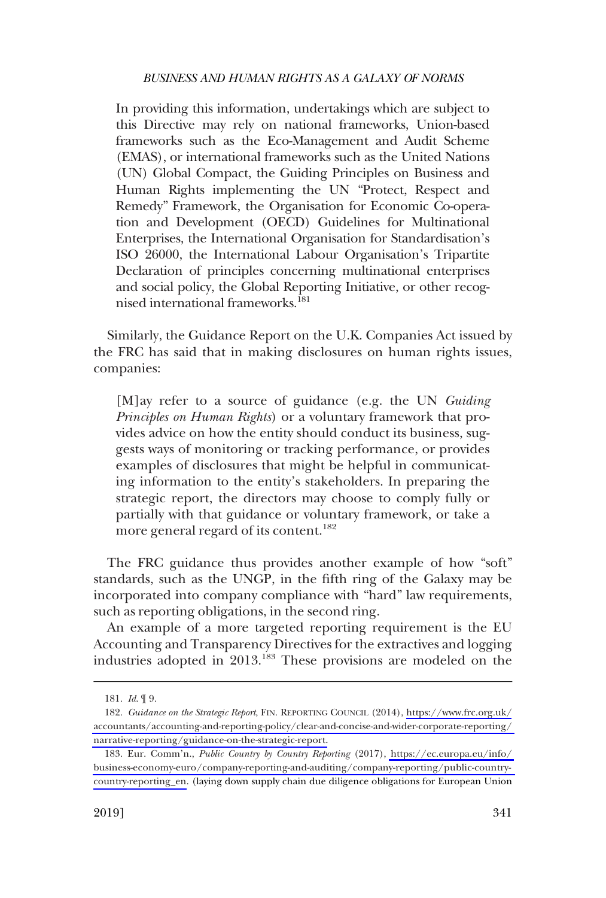> In providing this information, undertakings which are subject to this Directive may rely on national frameworks, Union-based frameworks such as the Eco-Management and Audit Scheme (EMAS), or international frameworks such as the United Nations (UN) Global Compact, the Guiding Principles on Business and Human Rights implementing the UN "Protect, Respect and Remedy" Framework, the Organisation for Economic Co-operation and Development (OECD) Guidelines for Multinational Enterprises, the International Organisation for Standardisation's ISO 26000, the International Labour Organisation's Tripartite Declaration of principles concerning multinational enterprises and social policy, the Global Reporting Initiative, or other recognised international frameworks.[181]

Similarly, the Guidance Report on the U.K. Companies Act issued by the FRC has said that in making disclosures on human rights issues, companies:

> [M]ay refer to a source of guidance (e.g. the UN *Guiding Principles on Human Rights*) or a voluntary framework that provides advice on how the entity should conduct its business, suggests ways of monitoring or tracking performance, or provides examples of disclosures that might be helpful in communicating information to the entity's stakeholders. In preparing the strategic report, the directors may choose to comply fully or partially with that guidance or voluntary framework, or take a more general regard of its content.[182]

The FRC guidance thus provides another example of how "soft" standards, such as the UNGP, in the fifth ring of the Galaxy may be incorporated into company compliance with "hard" law requirements, such as reporting obligations, in the second ring.

An example of a more targeted reporting requirement is the EU Accounting and Transparency Directives for the extractives and logging industries adopted in 2013.[183] These provisions are modeled on the

---

181. *Id.* ¶ 9.

182. *Guidance on the Strategic Report*, FIN. REPORTING COUNCIL (2014), https://www.frc.org.uk/accountants/accounting-and-reporting-policy/clear-and-concise-and-wider-corporate-reporting/narrative-reporting/guidance-on-the-strategic-report.

183. Eur. Comm'n., *Public Country by Country Reporting* (2017), https://ec.europa.eu/info/business-economy-euro/company-reporting-and-auditing/company-reporting/public-country-country-reporting_en. (laying down supply chain due diligence obligations for European Union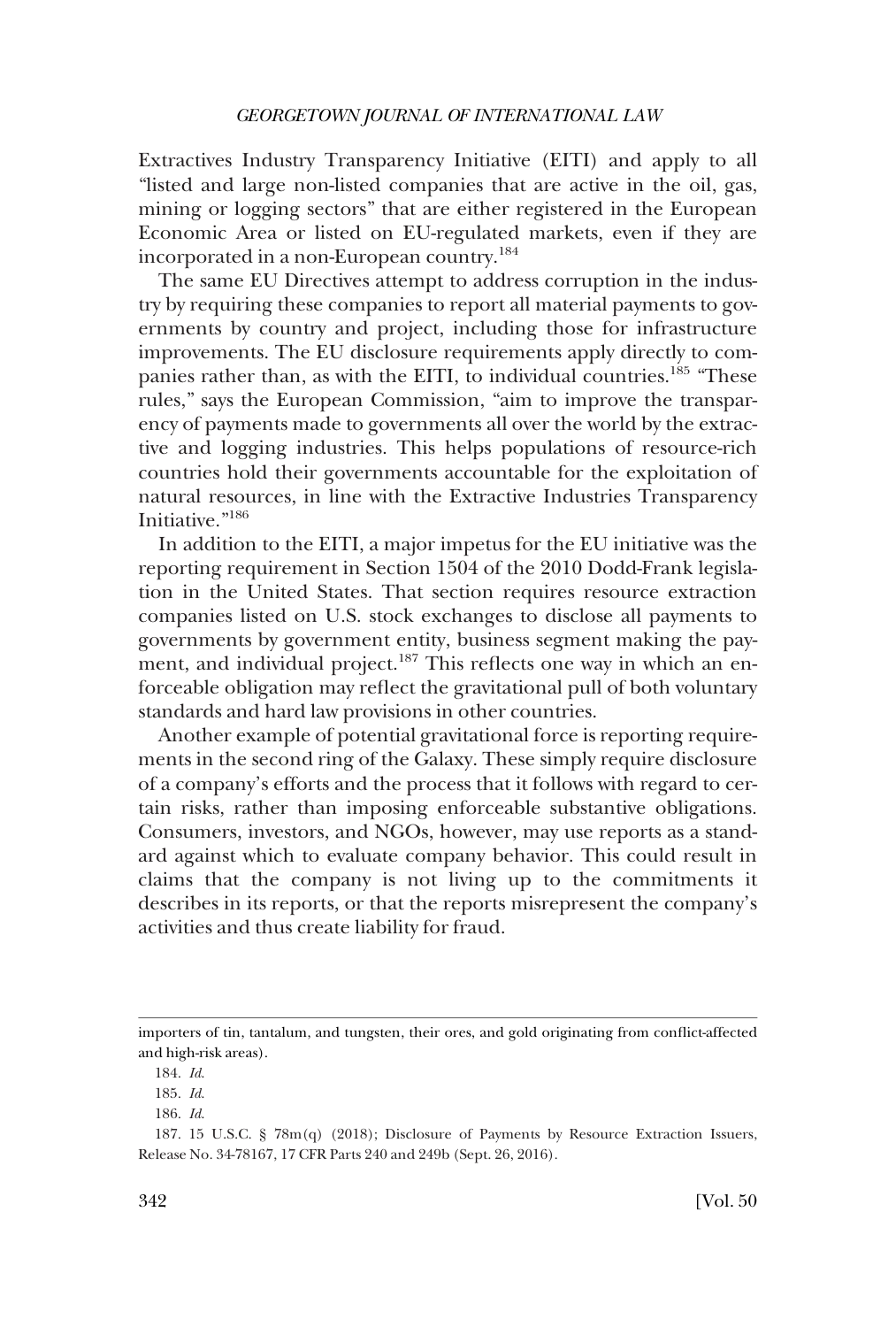Extractives Industry Transparency Initiative (EITI) and apply to all "listed and large non-listed companies that are active in the oil, gas, mining or logging sectors" that are either registered in the European Economic Area or listed on EU-regulated markets, even if they are incorporated in a non-European country.[184]

The same EU Directives attempt to address corruption in the industry by requiring these companies to report all material payments to governments by country and project, including those for infrastructure improvements. The EU disclosure requirements apply directly to companies rather than, as with the EITI, to individual countries.[185] "These rules," says the European Commission, "aim to improve the transparency of payments made to governments all over the world by the extractive and logging industries. This helps populations of resource-rich countries hold their governments accountable for the exploitation of natural resources, in line with the Extractive Industries Transparency Initiative."[186]

In addition to the EITI, a major impetus for the EU initiative was the reporting requirement in Section 1504 of the 2010 Dodd-Frank legislation in the United States. That section requires resource extraction companies listed on U.S. stock exchanges to disclose all payments to governments by government entity, business segment making the payment, and individual project.[187] This reflects one way in which an enforceable obligation may reflect the gravitational pull of both voluntary standards and hard law provisions in other countries.

Another example of potential gravitational force is reporting requirements in the second ring of the Galaxy. These simply require disclosure of a company's efforts and the process that it follows with regard to certain risks, rather than imposing enforceable substantive obligations. Consumers, investors, and NGOs, however, may use reports as a standard against which to evaluate company behavior. This could result in claims that the company is not living up to the commitments it describes in its reports, or that the reports misrepresent the company's activities and thus create liability for fraud.

---

importers of tin, tantalum, and tungsten, their ores, and gold originating from conflict-affected and high-risk areas).

184. *Id.*

185. *Id.*

186. *Id.*

187. 15 U.S.C. § 78m(q) (2018); Disclosure of Payments by Resource Extraction Issuers, Release No. 34-78167, 17 CFR Parts 240 and 249b (Sept. 26, 2016).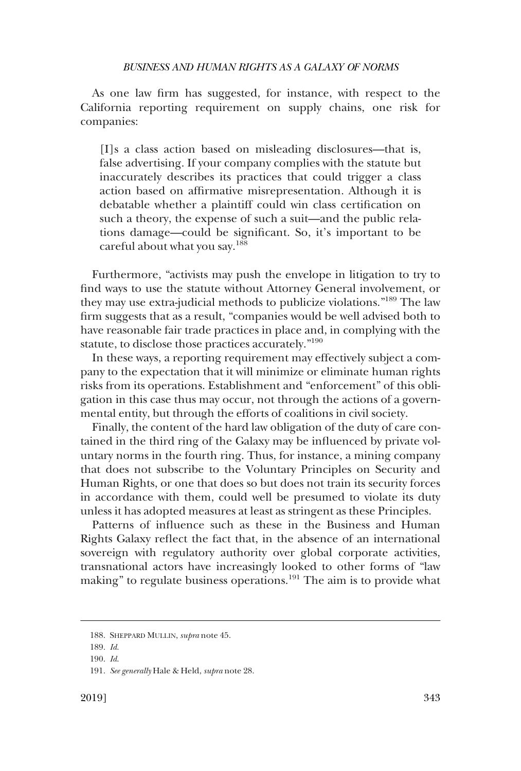As one law firm has suggested, for instance, with respect to the California reporting requirement on supply chains, one risk for companies:

> [I]s a class action based on misleading disclosures—that is, false advertising. If your company complies with the statute but inaccurately describes its practices that could trigger a class action based on affirmative misrepresentation. Although it is debatable whether a plaintiff could win class certification on such a theory, the expense of such a suit—and the public relations damage—could be significant. So, it's important to be careful about what you say.[188]

Furthermore, "activists may push the envelope in litigation to try to find ways to use the statute without Attorney General involvement, or they may use extra-judicial methods to publicize violations."[189] The law firm suggests that as a result, "companies would be well advised both to have reasonable fair trade practices in place and, in complying with the statute, to disclose those practices accurately."[190]

In these ways, a reporting requirement may effectively subject a company to the expectation that it will minimize or eliminate human rights risks from its operations. Establishment and "enforcement" of this obligation in this case thus may occur, not through the actions of a governmental entity, but through the efforts of coalitions in civil society.

Finally, the content of the hard law obligation of the duty of care contained in the third ring of the Galaxy may be influenced by private voluntary norms in the fourth ring. Thus, for instance, a mining company that does not subscribe to the Voluntary Principles on Security and Human Rights, or one that does so but does not train its security forces in accordance with them, could well be presumed to violate its duty unless it has adopted measures at least as stringent as these Principles.

Patterns of influence such as these in the Business and Human Rights Galaxy reflect the fact that, in the absence of an international sovereign with regulatory authority over global corporate activities, transnational actors have increasingly looked to other forms of "law making" to regulate business operations.[191] The aim is to provide what

---

188. SHEPPARD MULLIN, *supra* note 45.

189. *Id.*

190. *Id.*

191. *See generally* Hale & Held, *supra* note 28.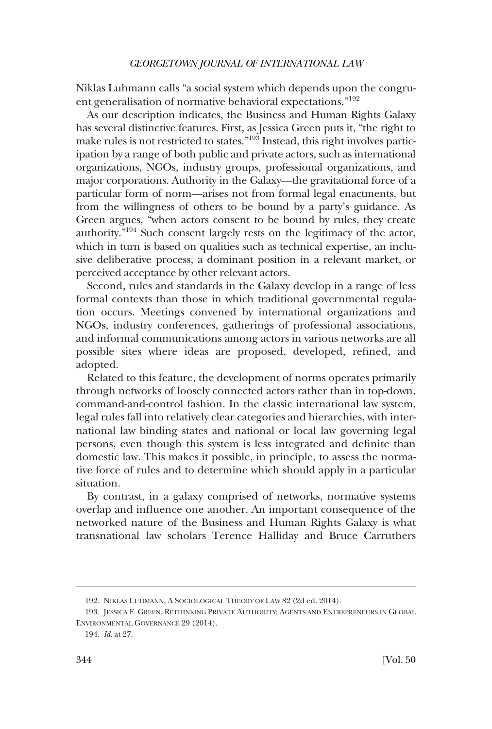Niklas Luhmann calls "a social system which depends upon the congruent generalisation of normative behavioral expectations."[192]

As our description indicates, the Business and Human Rights Galaxy has several distinctive features. First, as Jessica Green puts it, "the right to make rules is not restricted to states."[193] Instead, this right involves participation by a range of both public and private actors, such as international organizations, NGOs, industry groups, professional organizations, and major corporations. Authority in the Galaxy—the gravitational force of a particular form of norm—arises not from formal legal enactments, but from the willingness of others to be bound by a party's guidance. As Green argues, "when actors consent to be bound by rules, they create authority."[194] Such consent largely rests on the legitimacy of the actor, which in turn is based on qualities such as technical expertise, an inclusive deliberative process, a dominant position in a relevant market, or perceived acceptance by other relevant actors.

Second, rules and standards in the Galaxy develop in a range of less formal contexts than those in which traditional governmental regulation occurs. Meetings convened by international organizations and NGOs, industry conferences, gatherings of professional associations, and informal communications among actors in various networks are all possible sites where ideas are proposed, developed, refined, and adopted.

Related to this feature, the development of norms operates primarily through networks of loosely connected actors rather than in top-down, command-and-control fashion. In the classic international law system, legal rules fall into relatively clear categories and hierarchies, with international law binding states and national or local law governing legal persons, even though this system is less integrated and definite than domestic law. This makes it possible, in principle, to assess the normative force of rules and to determine which should apply in a particular situation.

By contrast, in a galaxy comprised of networks, normative systems overlap and influence one another. An important consequence of the networked nature of the Business and Human Rights Galaxy is what transnational law scholars Terence Halliday and Bruce Carruthers

---

192. NIKLAS LUHMANN, A SOCIOLOGICAL THEORY OF LAW 82 (2d ed. 2014).

193. JESSICA F. GREEN, RETHINKING PRIVATE AUTHORITY: AGENTS AND ENTREPRENEURS IN GLOBAL ENVIRONMENTAL GOVERNANCE 29 (2014).

194. *Id.* at 27.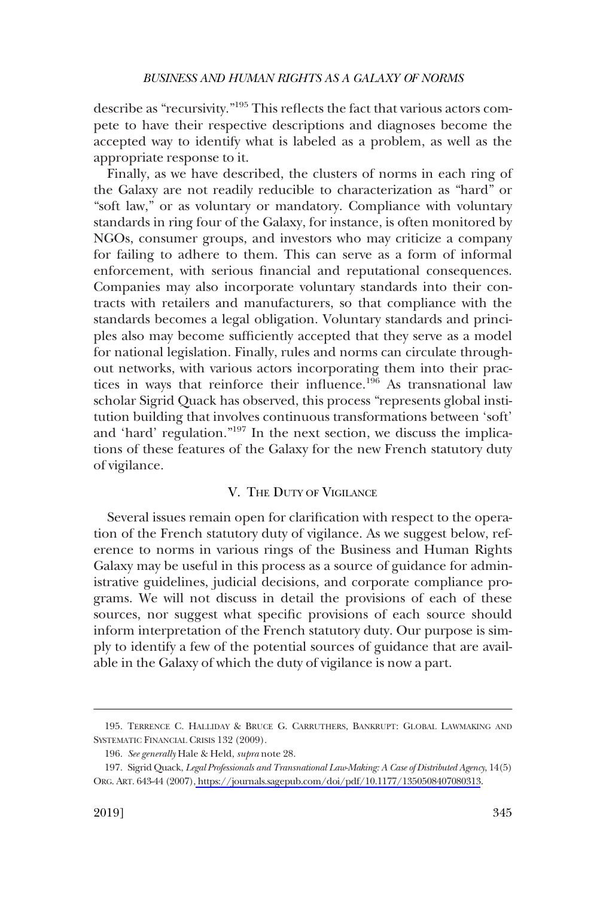describe as "recursivity."[195] This reflects the fact that various actors compete to have their respective descriptions and diagnoses become the accepted way to identify what is labeled as a problem, as well as the appropriate response to it.

Finally, as we have described, the clusters of norms in each ring of the Galaxy are not readily reducible to characterization as "hard" or "soft law," or as voluntary or mandatory. Compliance with voluntary standards in ring four of the Galaxy, for instance, is often monitored by NGOs, consumer groups, and investors who may criticize a company for failing to adhere to them. This can serve as a form of informal enforcement, with serious financial and reputational consequences. Companies may also incorporate voluntary standards into their contracts with retailers and manufacturers, so that compliance with the standards becomes a legal obligation. Voluntary standards and principles also may become sufficiently accepted that they serve as a model for national legislation. Finally, rules and norms can circulate throughout networks, with various actors incorporating them into their practices in ways that reinforce their influence.[196] As transnational law scholar Sigrid Quack has observed, this process "represents global institution building that involves continuous transformations between 'soft' and 'hard' regulation."[197] In the next section, we discuss the implications of these features of the Galaxy for the new French statutory duty of vigilance.

## V. The Duty of Vigilance

Several issues remain open for clarification with respect to the operation of the French statutory duty of vigilance. As we suggest below, reference to norms in various rings of the Business and Human Rights Galaxy may be useful in this process as a source of guidance for administrative guidelines, judicial decisions, and corporate compliance programs. We will not discuss in detail the provisions of each of these sources, nor suggest what specific provisions of each source should inform interpretation of the French statutory duty. Our purpose is simply to identify a few of the potential sources of guidance that are available in the Galaxy of which the duty of vigilance is now a part.

---

195. Terrence C. Halliday & Bruce G. Carruthers, Bankrupt: Global Lawmaking and Systematic Financial Crisis 132 (2009).

196. *See generally* Hale & Held, *supra* note 28.

197. Sigrid Quack, *Legal Professionals and Transnational Law-Making: A Case of Distributed Agency*, 14(5) Org. Art. 643-44 (2007), https://journals.sagepub.com/doi/pdf/10.1177/1350508407080313.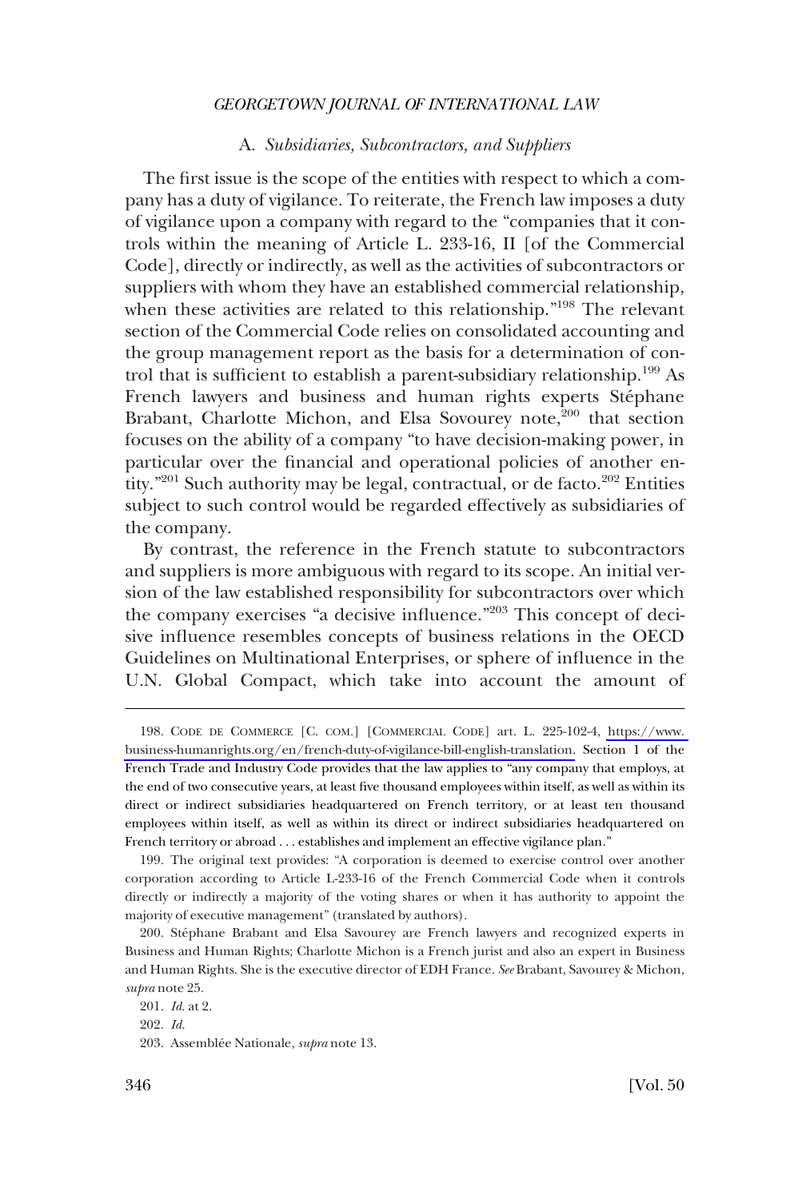### A. *Subsidiaries, Subcontractors, and Suppliers*

The first issue is the scope of the entities with respect to which a company has a duty of vigilance. To reiterate, the French law imposes a duty of vigilance upon a company with regard to the "companies that it controls within the meaning of Article L. 233-16, II [of the Commercial Code], directly or indirectly, as well as the activities of subcontractors or suppliers with whom they have an established commercial relationship, when these activities are related to this relationship."[198] The relevant section of the Commercial Code relies on consolidated accounting and the group management report as the basis for a determination of control that is sufficient to establish a parent-subsidiary relationship.[199] As French lawyers and business and human rights experts Stéphane Brabant, Charlotte Michon, and Elsa Sovourey note,[200] that section focuses on the ability of a company "to have decision-making power, in particular over the financial and operational policies of another entity."[201] Such authority may be legal, contractual, or de facto.[202] Entities subject to such control would be regarded effectively as subsidiaries of the company.

By contrast, the reference in the French statute to subcontractors and suppliers is more ambiguous with regard to its scope. An initial version of the law established responsibility for subcontractors over which the company exercises "a decisive influence."[203] This concept of decisive influence resembles concepts of business relations in the OECD Guidelines on Multinational Enterprises, or sphere of influence in the U.N. Global Compact, which take into account the amount of

---

198. CODE DE COMMERCE [C. COM.] [COMMERCIAL CODE] art. L. 225-102-4, https://www.business-humanrights.org/en/french-duty-of-vigilance-bill-english-translation. Section 1 of the French Trade and Industry Code provides that the law applies to "any company that employs, at the end of two consecutive years, at least five thousand employees within itself, as well as within its direct or indirect subsidiaries headquartered on French territory, or at least ten thousand employees within itself, as well as within its direct or indirect subsidiaries headquartered on French territory or abroad . . . establishes and implement an effective vigilance plan."

199. The original text provides: "A corporation is deemed to exercise control over another corporation according to Article L-233-16 of the French Commercial Code when it controls directly or indirectly a majority of the voting shares or when it has authority to appoint the majority of executive management" (translated by authors).

200. Stéphane Brabant and Elsa Savourey are French lawyers and recognized experts in Business and Human Rights; Charlotte Michon is a French jurist and also an expert in Business and Human Rights. She is the executive director of EDH France. *See* Brabant, Savourey & Michon, *supra* note 25.

201. *Id.* at 2.

202. *Id.*

203. Assemblée Nationale, *supra* note 13.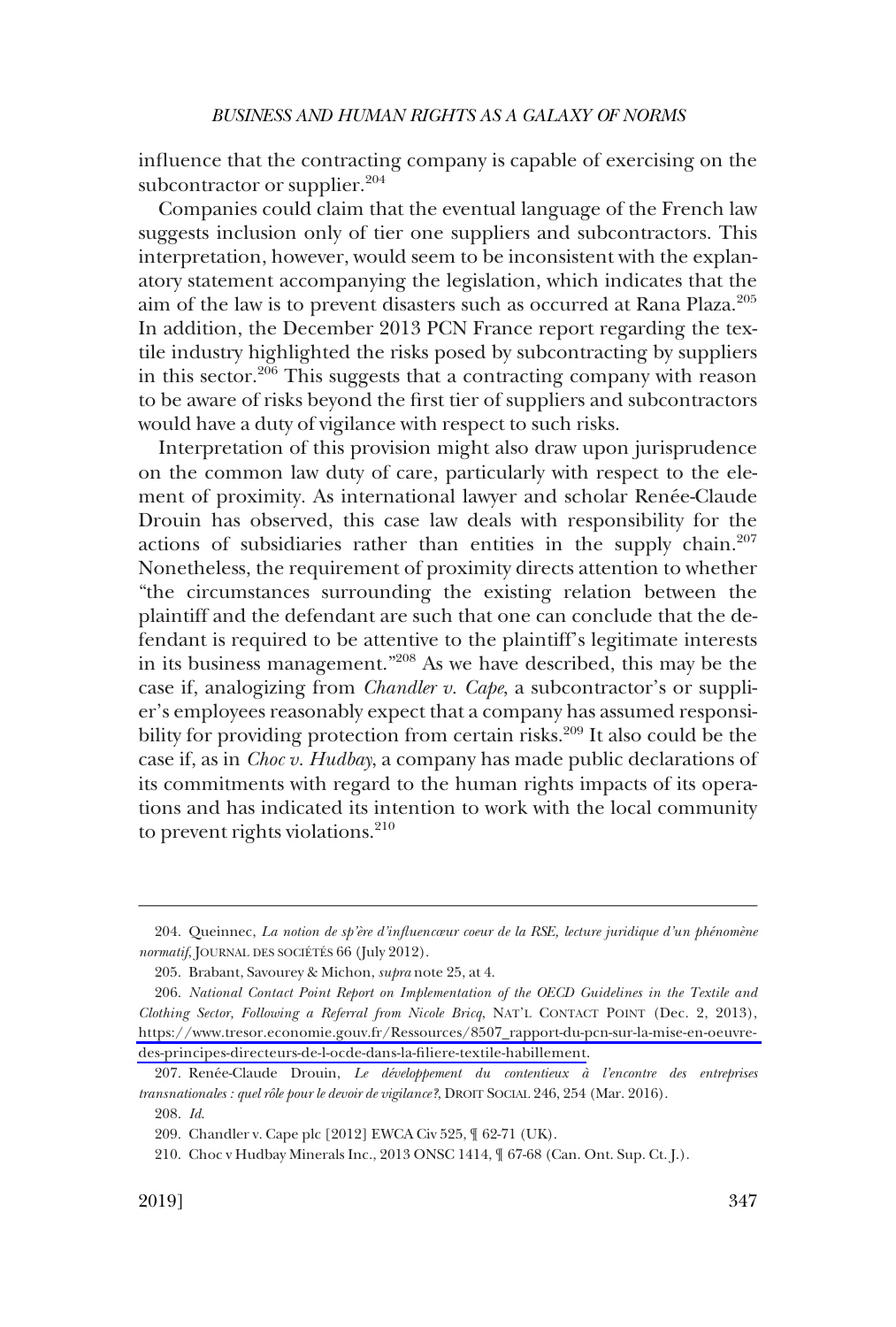influence that the contracting company is capable of exercising on the subcontractor or supplier.[204]

Companies could claim that the eventual language of the French law suggests inclusion only of tier one suppliers and subcontractors. This interpretation, however, would seem to be inconsistent with the explanatory statement accompanying the legislation, which indicates that the aim of the law is to prevent disasters such as occurred at Rana Plaza.[205] In addition, the December 2013 PCN France report regarding the textile industry highlighted the risks posed by subcontracting by suppliers in this sector.[206] This suggests that a contracting company with reason to be aware of risks beyond the first tier of suppliers and subcontractors would have a duty of vigilance with respect to such risks.

Interpretation of this provision might also draw upon jurisprudence on the common law duty of care, particularly with respect to the element of proximity. As international lawyer and scholar Renée-Claude Drouin has observed, this case law deals with responsibility for the actions of subsidiaries rather than entities in the supply chain.[207] Nonetheless, the requirement of proximity directs attention to whether "the circumstances surrounding the existing relation between the plaintiff and the defendant are such that one can conclude that the defendant is required to be attentive to the plaintiff's legitimate interests in its business management."[208] As we have described, this may be the case if, analogizing from *Chandler v. Cape*, a subcontractor's or supplier's employees reasonably expect that a company has assumed responsibility for providing protection from certain risks.[209] It also could be the case if, as in *Choc v. Hudbay*, a company has made public declarations of its commitments with regard to the human rights impacts of its operations and has indicated its intention to work with the local community to prevent rights violations.[210]

---

204. Queinnec, *La notion de sp'ère d'influencœur coeur de la RSE, lecture juridique d'un phénomène normatif*, JOURNAL DES SOCIÉTÉS 66 (July 2012).

205. Brabant, Savourey & Michon, *supra* note 25, at 4.

206. *National Contact Point Report on Implementation of the OECD Guidelines in the Textile and Clothing Sector, Following a Referral from Nicole Bricq*, NAT'L CONTACT POINT (Dec. 2, 2013), https://www.tresor.economie.gouv.fr/Ressources/8507_rapport-du-pcn-sur-la-mise-en-oeuvre-des-principes-directeurs-de-l-ocde-dans-la-filiere-textile-habillement.

207. Renée-Claude Drouin, *Le développement du contentieux à l'encontre des entreprises transnationales : quel rôle pour le devoir de vigilance?*, DROIT SOCIAL 246, 254 (Mar. 2016).

208. *Id.*

209. Chandler v. Cape plc [2012] EWCA Civ 525, ¶ 62-71 (UK).

210. Choc v Hudbay Minerals Inc., 2013 ONSC 1414, ¶ 67-68 (Can. Ont. Sup. Ct. J.).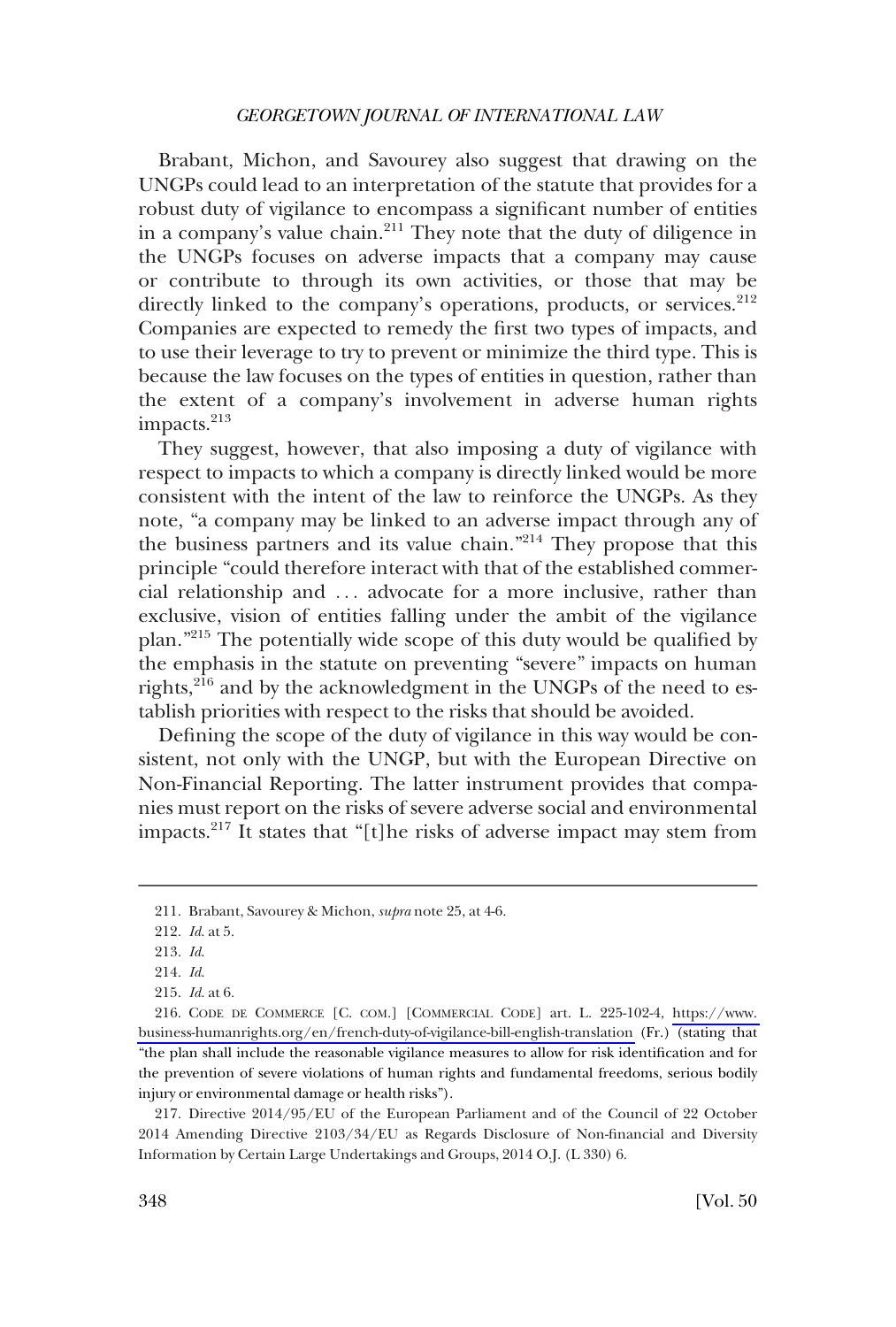Brabant, Michon, and Savourey also suggest that drawing on the UNGPs could lead to an interpretation of the statute that provides for a robust duty of vigilance to encompass a significant number of entities in a company's value chain.[211] They note that the duty of diligence in the UNGPs focuses on adverse impacts that a company may cause or contribute to through its own activities, or those that may be directly linked to the company's operations, products, or services.[212] Companies are expected to remedy the first two types of impacts, and to use their leverage to try to prevent or minimize the third type. This is because the law focuses on the types of entities in question, rather than the extent of a company's involvement in adverse human rights impacts.[213]

They suggest, however, that also imposing a duty of vigilance with respect to impacts to which a company is directly linked would be more consistent with the intent of the law to reinforce the UNGPs. As they note, "a company may be linked to an adverse impact through any of the business partners and its value chain."[214] They propose that this principle "could therefore interact with that of the established commercial relationship and . . . advocate for a more inclusive, rather than exclusive, vision of entities falling under the ambit of the vigilance plan."[215] The potentially wide scope of this duty would be qualified by the emphasis in the statute on preventing "severe" impacts on human rights,[216] and by the acknowledgment in the UNGPs of the need to establish priorities with respect to the risks that should be avoided.

Defining the scope of the duty of vigilance in this way would be consistent, not only with the UNGP, but with the European Directive on Non-Financial Reporting. The latter instrument provides that companies must report on the risks of severe adverse social and environmental impacts.[217] It states that "[t]he risks of adverse impact may stem from

---

211. Brabant, Savourey & Michon, *supra* note 25, at 4-6.

212. *Id.* at 5.

213. *Id.*

214. *Id.*

215. *Id.* at 6.

216. CODE DE COMMERCE [C. COM.] [COMMERCIAL CODE] art. L. 225-102-4, https://www.business-humanrights.org/en/french-duty-of-vigilance-bill-english-translation (Fr.) (stating that "the plan shall include the reasonable vigilance measures to allow for risk identification and for the prevention of severe violations of human rights and fundamental freedoms, serious bodily injury or environmental damage or health risks").

217. Directive 2014/95/EU of the European Parliament and of the Council of 22 October 2014 Amending Directive 2103/34/EU as Regards Disclosure of Non-financial and Diversity Information by Certain Large Undertakings and Groups, 2014 O.J. (L 330) 6.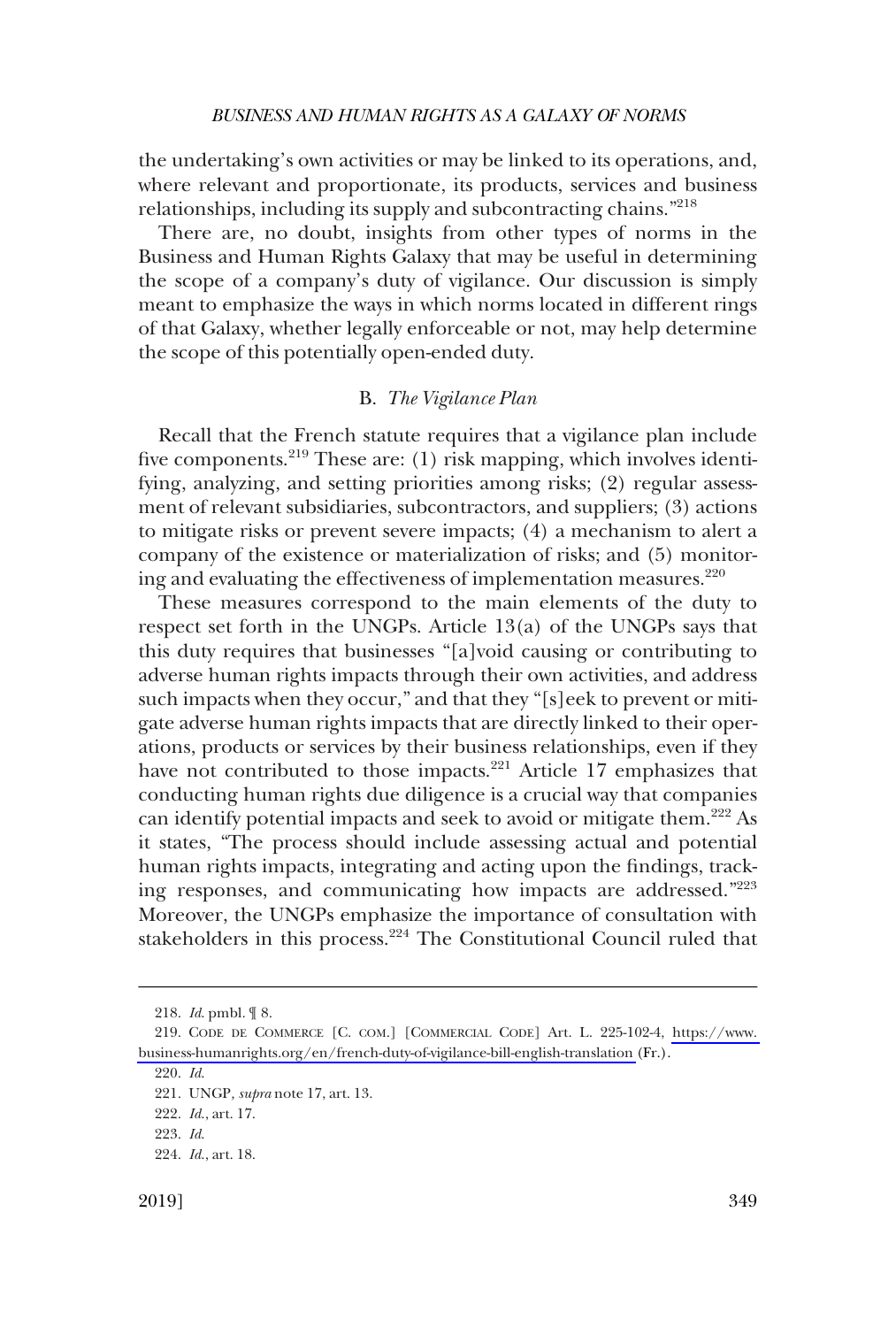the undertaking's own activities or may be linked to its operations, and, where relevant and proportionate, its products, services and business relationships, including its supply and subcontracting chains."[218]

There are, no doubt, insights from other types of norms in the Business and Human Rights Galaxy that may be useful in determining the scope of a company's duty of vigilance. Our discussion is simply meant to emphasize the ways in which norms located in different rings of that Galaxy, whether legally enforceable or not, may help determine the scope of this potentially open-ended duty.

### B. *The Vigilance Plan*

Recall that the French statute requires that a vigilance plan include five components.[219] These are: (1) risk mapping, which involves identifying, analyzing, and setting priorities among risks; (2) regular assessment of relevant subsidiaries, subcontractors, and suppliers; (3) actions to mitigate risks or prevent severe impacts; (4) a mechanism to alert a company of the existence or materialization of risks; and (5) monitoring and evaluating the effectiveness of implementation measures.[220]

These measures correspond to the main elements of the duty to respect set forth in the UNGPs. Article 13(a) of the UNGPs says that this duty requires that businesses "[a]void causing or contributing to adverse human rights impacts through their own activities, and address such impacts when they occur," and that they "[s]eek to prevent or mitigate adverse human rights impacts that are directly linked to their operations, products or services by their business relationships, even if they have not contributed to those impacts.[221] Article 17 emphasizes that conducting human rights due diligence is a crucial way that companies can identify potential impacts and seek to avoid or mitigate them.[222] As it states, "The process should include assessing actual and potential human rights impacts, integrating and acting upon the findings, tracking responses, and communicating how impacts are addressed."[223] Moreover, the UNGPs emphasize the importance of consultation with stakeholders in this process.[224] The Constitutional Council ruled that

---

218. *Id.* pmbl. ¶ 8.

219. CODE DE COMMERCE [C. COM.] [COMMERCIAL CODE] Art. L. 225-102-4, https://www.business-humanrights.org/en/french-duty-of-vigilance-bill-english-translation (Fr.).

220. *Id.*

221. UNGP, *supra* note 17, art. 13.

222. *Id.*, art. 17.

223. *Id.*

224. *Id.*, art. 18.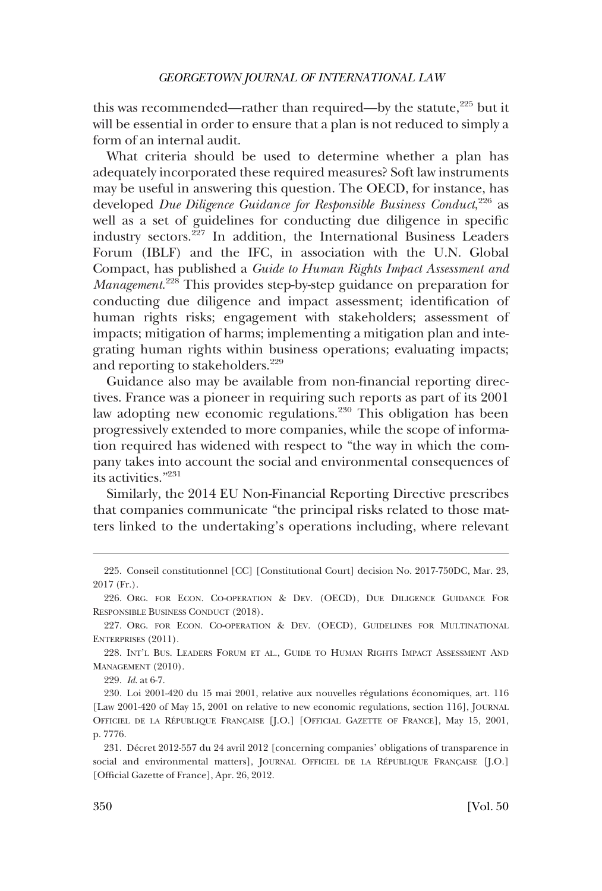this was recommended—rather than required—by the statute,[225] but it will be essential in order to ensure that a plan is not reduced to simply a form of an internal audit.

What criteria should be used to determine whether a plan has adequately incorporated these required measures? Soft law instruments may be useful in answering this question. The OECD, for instance, has developed *Due Diligence Guidance for Responsible Business Conduct*,[226] as well as a set of guidelines for conducting due diligence in specific industry sectors.[227] In addition, the International Business Leaders Forum (IBLF) and the IFC, in association with the U.N. Global Compact, has published a *Guide to Human Rights Impact Assessment and Management*.[228] This provides step-by-step guidance on preparation for conducting due diligence and impact assessment; identification of human rights risks; engagement with stakeholders; assessment of impacts; mitigation of harms; implementing a mitigation plan and integrating human rights within business operations; evaluating impacts; and reporting to stakeholders.[229]

Guidance also may be available from non-financial reporting directives. France was a pioneer in requiring such reports as part of its 2001 law adopting new economic regulations.[230] This obligation has been progressively extended to more companies, while the scope of information required has widened with respect to "the way in which the company takes into account the social and environmental consequences of its activities."[231]

Similarly, the 2014 EU Non-Financial Reporting Directive prescribes that companies communicate "the principal risks related to those matters linked to the undertaking's operations including, where relevant

---

225. Conseil constitutionnel [CC] [Constitutional Court] decision No. 2017-750DC, Mar. 23, 2017 (Fr.).

226. ORG. FOR ECON. CO-OPERATION & DEV. (OECD), DUE DILIGENCE GUIDANCE FOR RESPONSIBLE BUSINESS CONDUCT (2018).

227. ORG. FOR ECON. CO-OPERATION & DEV. (OECD), GUIDELINES FOR MULTINATIONAL ENTERPRISES (2011).

228. INT'L BUS. LEADERS FORUM ET AL., GUIDE TO HUMAN RIGHTS IMPACT ASSESSMENT AND MANAGEMENT (2010).

229. *Id.* at 6-7.

230. Loi 2001-420 du 15 mai 2001, relative aux nouvelles régulations économiques, art. 116 [Law 2001-420 of May 15, 2001 on relative to new economic regulations, section 116], JOURNAL OFFICIEL DE LA RÉPUBLIQUE FRANÇAISE [J.O.] [OFFICIAL GAZETTE OF FRANCE], May 15, 2001, p. 7776.

231. Décret 2012-557 du 24 avril 2012 [concerning companies' obligations of transparence in social and environmental matters], JOURNAL OFFICIEL DE LA RÉPUBLIQUE FRANÇAISE [J.O.] [Official Gazette of France], Apr. 26, 2012.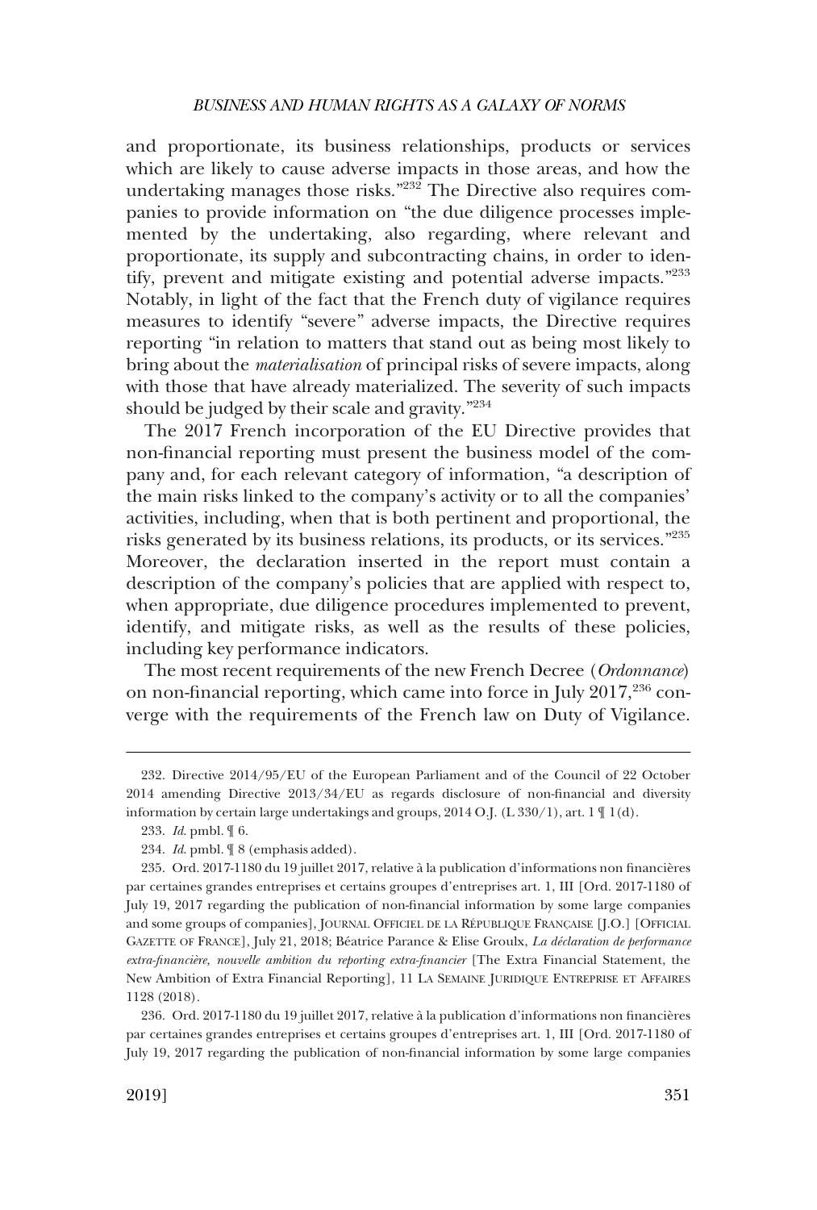and proportionate, its business relationships, products or services which are likely to cause adverse impacts in those areas, and how the undertaking manages those risks."[232] The Directive also requires companies to provide information on "the due diligence processes implemented by the undertaking, also regarding, where relevant and proportionate, its supply and subcontracting chains, in order to identify, prevent and mitigate existing and potential adverse impacts."[233] Notably, in light of the fact that the French duty of vigilance requires measures to identify "severe" adverse impacts, the Directive requires reporting "in relation to matters that stand out as being most likely to bring about the *materialisation* of principal risks of severe impacts, along with those that have already materialized. The severity of such impacts should be judged by their scale and gravity."[234]

The 2017 French incorporation of the EU Directive provides that non-financial reporting must present the business model of the company and, for each relevant category of information, "a description of the main risks linked to the company's activity or to all the companies' activities, including, when that is both pertinent and proportional, the risks generated by its business relations, its products, or its services."[235] Moreover, the declaration inserted in the report must contain a description of the company's policies that are applied with respect to, when appropriate, due diligence procedures implemented to prevent, identify, and mitigate risks, as well as the results of these policies, including key performance indicators.

The most recent requirements of the new French Decree (*Ordonnance*) on non-financial reporting, which came into force in July 2017,[236] converge with the requirements of the French law on Duty of Vigilance.

---

232. Directive 2014/95/EU of the European Parliament and of the Council of 22 October 2014 amending Directive 2013/34/EU as regards disclosure of non-financial and diversity information by certain large undertakings and groups, 2014 O.J. (L 330/1), art. 1 ¶ 1(d).

233. *Id*. pmbl. ¶ 6.

234. *Id*. pmbl. ¶ 8 (emphasis added).

235. Ord. 2017-1180 du 19 juillet 2017, relative à la publication d'informations non financières par certaines grandes entreprises et certains groupes d'entreprises art. 1, III [Ord. 2017-1180 of July 19, 2017 regarding the publication of non-financial information by some large companies and some groups of companies], JOURNAL OFFICIEL DE LA RÉPUBLIQUE FRANÇAISE [J.O.] [OFFICIAL GAZETTE OF FRANCE], July 21, 2018; Béatrice Parance & Elise Groulx, *La déclaration de performance extra-financière, nouvelle ambition du reporting extra-financier* [The Extra Financial Statement, the New Ambition of Extra Financial Reporting], 11 LA SEMAINE JURIDIQUE ENTREPRISE ET AFFAIRES 1128 (2018).

236. Ord. 2017-1180 du 19 juillet 2017, relative à la publication d'informations non financières par certaines grandes entreprises et certains groupes d'entreprises art. 1, III [Ord. 2017-1180 of July 19, 2017 regarding the publication of non-financial information by some large companies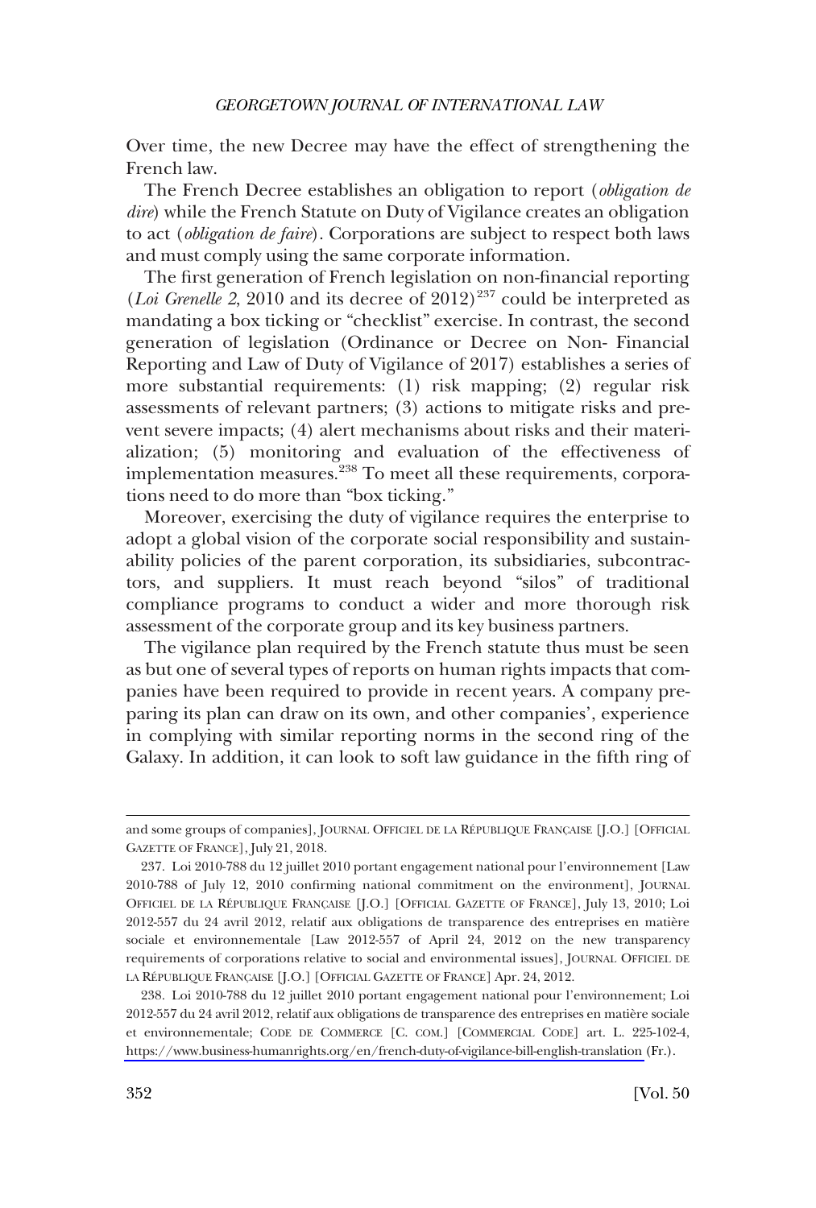Over time, the new Decree may have the effect of strengthening the French law.

The French Decree establishes an obligation to report (*obligation de dire*) while the French Statute on Duty of Vigilance creates an obligation to act (*obligation de faire*). Corporations are subject to respect both laws and must comply using the same corporate information.

The first generation of French legislation on non-financial reporting (*Loi Grenelle 2*, 2010 and its decree of 2012)[237] could be interpreted as mandating a box ticking or "checklist" exercise. In contrast, the second generation of legislation (Ordinance or Decree on Non- Financial Reporting and Law of Duty of Vigilance of 2017) establishes a series of more substantial requirements: (1) risk mapping; (2) regular risk assessments of relevant partners; (3) actions to mitigate risks and prevent severe impacts; (4) alert mechanisms about risks and their materialization; (5) monitoring and evaluation of the effectiveness of implementation measures.[238] To meet all these requirements, corporations need to do more than "box ticking."

Moreover, exercising the duty of vigilance requires the enterprise to adopt a global vision of the corporate social responsibility and sustainability policies of the parent corporation, its subsidiaries, subcontractors, and suppliers. It must reach beyond "silos" of traditional compliance programs to conduct a wider and more thorough risk assessment of the corporate group and its key business partners.

The vigilance plan required by the French statute thus must be seen as but one of several types of reports on human rights impacts that companies have been required to provide in recent years. A company preparing its plan can draw on its own, and other companies', experience in complying with similar reporting norms in the second ring of the Galaxy. In addition, it can look to soft law guidance in the fifth ring of

---

and some groups of companies], JOURNAL OFFICIEL DE LA RÉPUBLIQUE FRANÇAISE [J.O.] [OFFICIAL GAZETTE OF FRANCE], July 21, 2018.

237. Loi 2010-788 du 12 juillet 2010 portant engagement national pour l'environnement [Law 2010-788 of July 12, 2010 confirming national commitment on the environment], JOURNAL OFFICIEL DE LA RÉPUBLIQUE FRANÇAISE [J.O.] [OFFICIAL GAZETTE OF FRANCE], July 13, 2010; Loi 2012-557 du 24 avril 2012, relatif aux obligations de transparence des entreprises en matière sociale et environnementale [Law 2012-557 of April 24, 2012 on the new transparency requirements of corporations relative to social and environmental issues], JOURNAL OFFICIEL DE LA RÉPUBLIQUE FRANÇAISE [J.O.] [OFFICIAL GAZETTE OF FRANCE] Apr. 24, 2012.

238. Loi 2010-788 du 12 juillet 2010 portant engagement national pour l'environnement; Loi 2012-557 du 24 avril 2012, relatif aux obligations de transparence des entreprises en matière sociale et environnementale; CODE DE COMMERCE [C. COM.] [COMMERCIAL CODE] art. L. 225-102-4, https://www.business-humanrights.org/en/french-duty-of-vigilance-bill-english-translation (Fr.).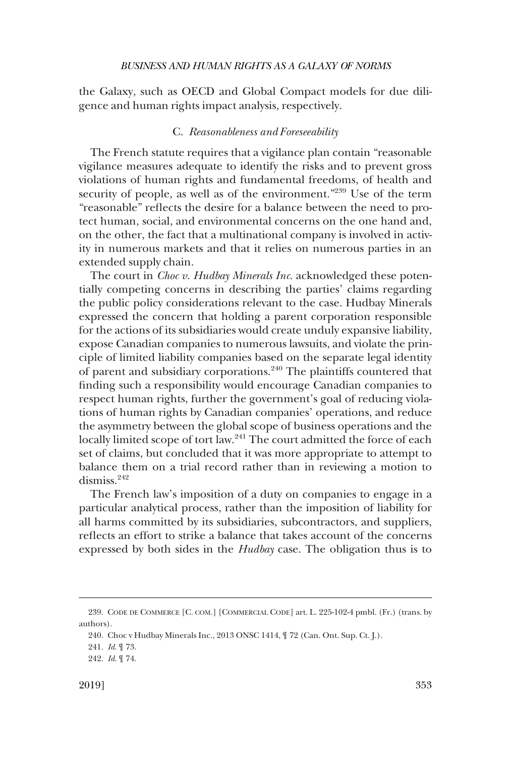the Galaxy, such as OECD and Global Compact models for due diligence and human rights impact analysis, respectively.

### C. *Reasonableness and Foreseeability*

The French statute requires that a vigilance plan contain "reasonable vigilance measures adequate to identify the risks and to prevent gross violations of human rights and fundamental freedoms, of health and security of people, as well as of the environment."[239] Use of the term "reasonable" reflects the desire for a balance between the need to protect human, social, and environmental concerns on the one hand and, on the other, the fact that a multinational company is involved in activity in numerous markets and that it relies on numerous parties in an extended supply chain.

The court in *Choc v. Hudbay Minerals Inc.* acknowledged these potentially competing concerns in describing the parties' claims regarding the public policy considerations relevant to the case. Hudbay Minerals expressed the concern that holding a parent corporation responsible for the actions of its subsidiaries would create unduly expansive liability, expose Canadian companies to numerous lawsuits, and violate the principle of limited liability companies based on the separate legal identity of parent and subsidiary corporations.[240] The plaintiffs countered that finding such a responsibility would encourage Canadian companies to respect human rights, further the government's goal of reducing violations of human rights by Canadian companies' operations, and reduce the asymmetry between the global scope of business operations and the locally limited scope of tort law.[241] The court admitted the force of each set of claims, but concluded that it was more appropriate to attempt to balance them on a trial record rather than in reviewing a motion to dismiss.[242]

The French law's imposition of a duty on companies to engage in a particular analytical process, rather than the imposition of liability for all harms committed by its subsidiaries, subcontractors, and suppliers, reflects an effort to strike a balance that takes account of the concerns expressed by both sides in the *Hudbay* case. The obligation thus is to

---

239. CODE DE COMMERCE [C. COM.] [COMMERCIAL CODE] art. L. 225-102-4 pmbl. (Fr.) (trans. by authors).

240. Choc v Hudbay Minerals Inc., 2013 ONSC 1414, ¶ 72 (Can. Ont. Sup. Ct. J.).

241. *Id.* ¶ 73.

242. *Id.* ¶ 74.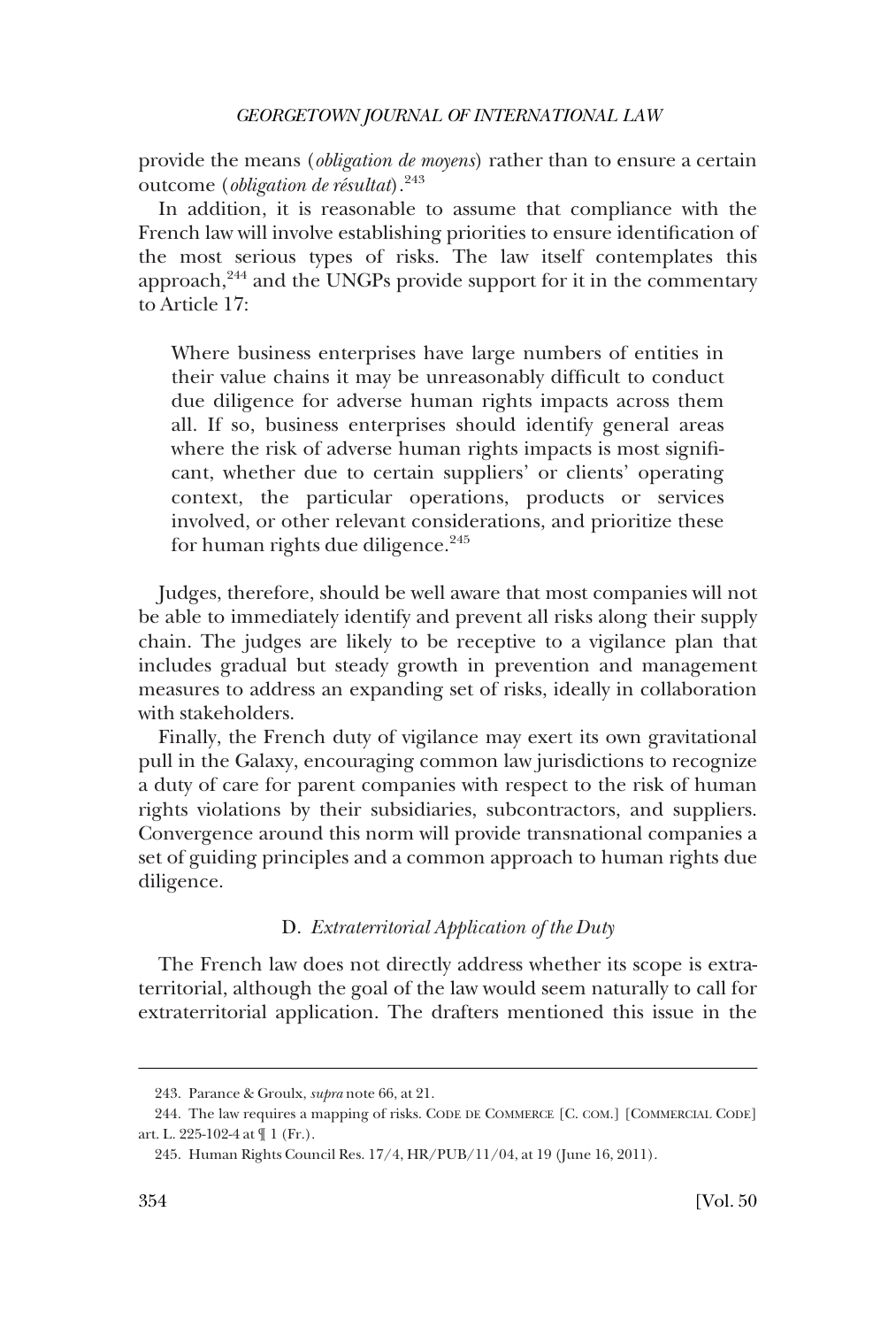provide the means (*obligation de moyens*) rather than to ensure a certain outcome (*obligation de résultat*).[243]

In addition, it is reasonable to assume that compliance with the French law will involve establishing priorities to ensure identification of the most serious types of risks. The law itself contemplates this approach,[244] and the UNGPs provide support for it in the commentary to Article 17:

> Where business enterprises have large numbers of entities in their value chains it may be unreasonably difficult to conduct due diligence for adverse human rights impacts across them all. If so, business enterprises should identify general areas where the risk of adverse human rights impacts is most significant, whether due to certain suppliers' or clients' operating context, the particular operations, products or services involved, or other relevant considerations, and prioritize these for human rights due diligence.[245]

Judges, therefore, should be well aware that most companies will not be able to immediately identify and prevent all risks along their supply chain. The judges are likely to be receptive to a vigilance plan that includes gradual but steady growth in prevention and management measures to address an expanding set of risks, ideally in collaboration with stakeholders.

Finally, the French duty of vigilance may exert its own gravitational pull in the Galaxy, encouraging common law jurisdictions to recognize a duty of care for parent companies with respect to the risk of human rights violations by their subsidiaries, subcontractors, and suppliers. Convergence around this norm will provide transnational companies a set of guiding principles and a common approach to human rights due diligence.

### D. *Extraterritorial Application of the Duty*

The French law does not directly address whether its scope is extraterritorial, although the goal of the law would seem naturally to call for extraterritorial application. The drafters mentioned this issue in the

---

243. Parance & Groulx, *supra* note 66, at 21.

244. The law requires a mapping of risks. CODE DE COMMERCE [C. COM.] [COMMERCIAL CODE] art. L. 225-102-4 at ¶ 1 (Fr.).

245. Human Rights Council Res. 17/4, HR/PUB/11/04, at 19 (June 16, 2011).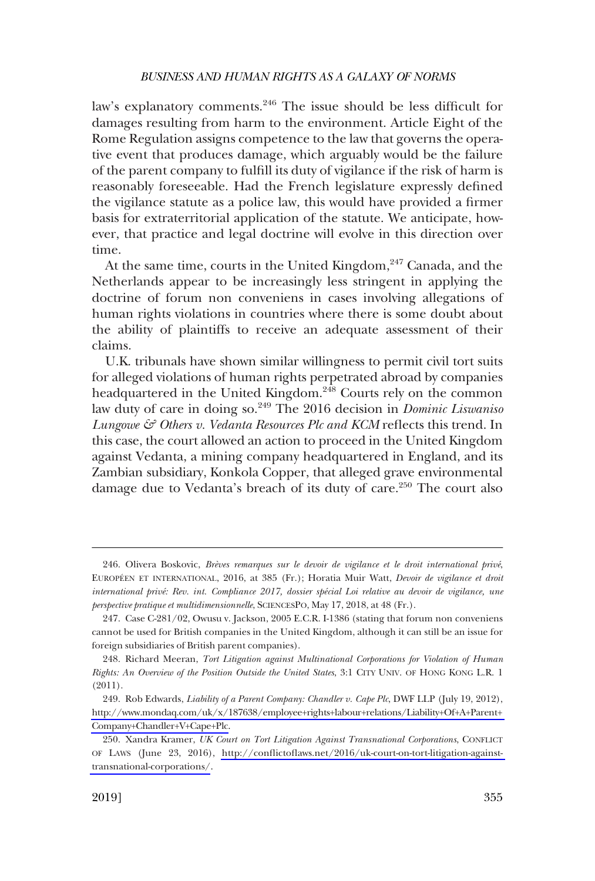law's explanatory comments.[246] The issue should be less difficult for damages resulting from harm to the environment. Article Eight of the Rome Regulation assigns competence to the law that governs the operative event that produces damage, which arguably would be the failure of the parent company to fulfill its duty of vigilance if the risk of harm is reasonably foreseeable. Had the French legislature expressly defined the vigilance statute as a police law, this would have provided a firmer basis for extraterritorial application of the statute. We anticipate, however, that practice and legal doctrine will evolve in this direction over time.

At the same time, courts in the United Kingdom,[247] Canada, and the Netherlands appear to be increasingly less stringent in applying the doctrine of forum non conveniens in cases involving allegations of human rights violations in countries where there is some doubt about the ability of plaintiffs to receive an adequate assessment of their claims.

U.K. tribunals have shown similar willingness to permit civil tort suits for alleged violations of human rights perpetrated abroad by companies headquartered in the United Kingdom.[248] Courts rely on the common law duty of care in doing so.[249] The 2016 decision in *Dominic Liswaniso Lungowe & Others v. Vedanta Resources Plc and KCM* reflects this trend. In this case, the court allowed an action to proceed in the United Kingdom against Vedanta, a mining company headquartered in England, and its Zambian subsidiary, Konkola Copper, that alleged grave environmental damage due to Vedanta's breach of its duty of care.[250] The court also

---

246. Olivera Boskovic, *Brèves remarques sur le devoir de vigilance et le droit international privé*, EUROPÉEN ET INTERNATIONAL, 2016, at 385 (Fr.); Horatia Muir Watt, *Devoir de vigilance et droit international privé: Rev. int. Compliance 2017, dossier spécial Loi relative au devoir de vigilance, une perspective pratique et multidimensionnelle*, SCIENCESPO, May 17, 2018, at 48 (Fr.).

247. Case C-281/02, Owusu v. Jackson, 2005 E.C.R. I-1386 (stating that forum non conveniens cannot be used for British companies in the United Kingdom, although it can still be an issue for foreign subsidiaries of British parent companies).

248. Richard Meeran, *Tort Litigation against Multinational Corporations for Violation of Human Rights: An Overview of the Position Outside the United States*, 3:1 CITY UNIV. OF HONG KONG L.R. 1 (2011).

249. Rob Edwards, *Liability of a Parent Company: Chandler v. Cape Plc*, DWF LLP (July 19, 2012), http://www.mondaq.com/uk/x/187638/employee+rights+labour+relations/Liability+Of+A+Parent+Company+Chandler+V+Cape+Plc.

250. Xandra Kramer, *UK Court on Tort Litigation Against Transnational Corporations*, CONFLICT OF LAWS (June 23, 2016), http://conflictoflaws.net/2016/uk-court-on-tort-litigation-against-transnational-corporations/.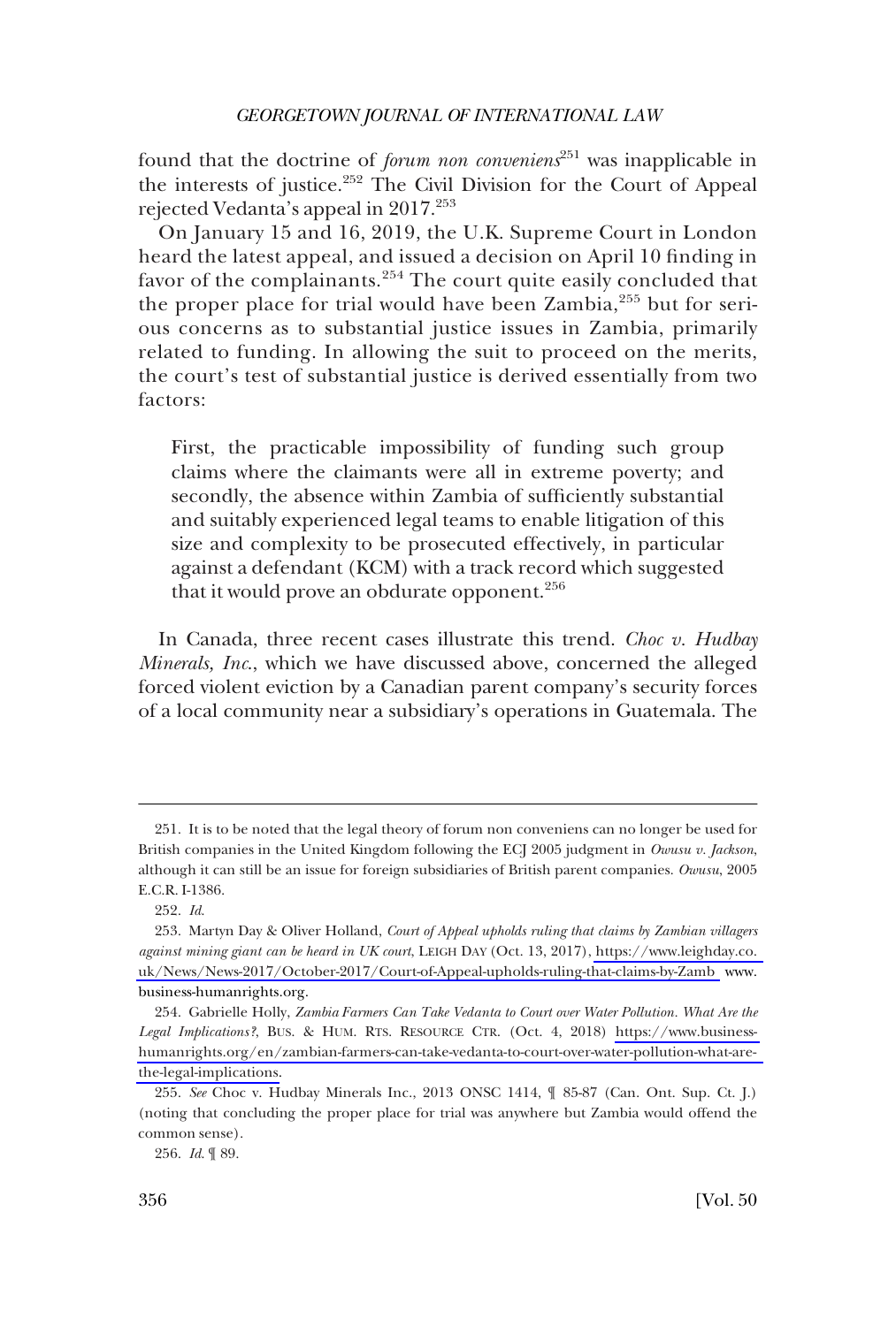found that the doctrine of *forum non conveniens*[251] was inapplicable in the interests of justice.[252] The Civil Division for the Court of Appeal rejected Vedanta's appeal in 2017.[253]

On January 15 and 16, 2019, the U.K. Supreme Court in London heard the latest appeal, and issued a decision on April 10 finding in favor of the complainants.[254] The court quite easily concluded that the proper place for trial would have been Zambia,[255] but for serious concerns as to substantial justice issues in Zambia, primarily related to funding. In allowing the suit to proceed on the merits, the court's test of substantial justice is derived essentially from two factors:

> First, the practicable impossibility of funding such group claims where the claimants were all in extreme poverty; and secondly, the absence within Zambia of sufficiently substantial and suitably experienced legal teams to enable litigation of this size and complexity to be prosecuted effectively, in particular against a defendant (KCM) with a track record which suggested that it would prove an obdurate opponent.[256]

In Canada, three recent cases illustrate this trend. *Choc v. Hudbay Minerals, Inc.*, which we have discussed above, concerned the alleged forced violent eviction by a Canadian parent company's security forces of a local community near a subsidiary's operations in Guatemala. The

---

251. It is to be noted that the legal theory of forum non conveniens can no longer be used for British companies in the United Kingdom following the ECJ 2005 judgment in *Owusu v. Jackson*, although it can still be an issue for foreign subsidiaries of British parent companies. *Owusu*, 2005 E.C.R. I-1386.

252. *Id.*

253. Martyn Day & Oliver Holland, *Court of Appeal upholds ruling that claims by Zambian villagers against mining giant can be heard in UK court*, LEIGH DAY (Oct. 13, 2017), https://www.leighday.co.uk/News/News-2017/October-2017/Court-of-Appeal-upholds-ruling-that-claims-by-Zamb www.business-humanrights.org.

254. Gabrielle Holly, *Zambia Farmers Can Take Vedanta to Court over Water Pollution. What Are the Legal Implications?*, BUS. & HUM. RTS. RESOURCE CTR. (Oct. 4, 2018) https://www.business-humanrights.org/en/zambian-farmers-can-take-vedanta-to-court-over-water-pollution-what-are-the-legal-implications.

255. *See* Choc v. Hudbay Minerals Inc., 2013 ONSC 1414, ¶ 85-87 (Can. Ont. Sup. Ct. J.) (noting that concluding the proper place for trial was anywhere but Zambia would offend the common sense).

256. *Id.* ¶ 89.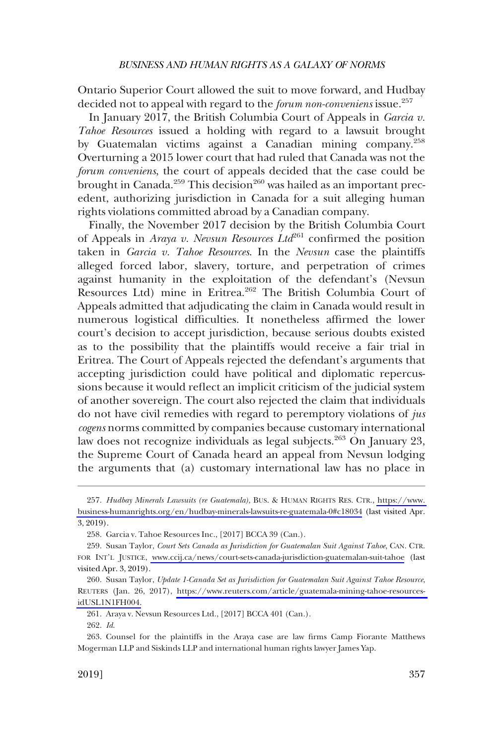Ontario Superior Court allowed the suit to move forward, and Hudbay decided not to appeal with regard to the *forum non-conveniens* issue.[257]

In January 2017, the British Columbia Court of Appeals in *Garcia v. Tahoe Resources* issued a holding with regard to a lawsuit brought by Guatemalan victims against a Canadian mining company.[258] Overturning a 2015 lower court that had ruled that Canada was not the *forum conveniens*, the court of appeals decided that the case could be brought in Canada.[259] This decision[260] was hailed as an important precedent, authorizing jurisdiction in Canada for a suit alleging human rights violations committed abroad by a Canadian company.

Finally, the November 2017 decision by the British Columbia Court of Appeals in *Araya v. Nevsun Resources Ltd*[261] confirmed the position taken in *Garcia v. Tahoe Resources*. In the *Nevsun* case the plaintiffs alleged forced labor, slavery, torture, and perpetration of crimes against humanity in the exploitation of the defendant's (Nevsun Resources Ltd) mine in Eritrea.[262] The British Columbia Court of Appeals admitted that adjudicating the claim in Canada would result in numerous logistical difficulties. It nonetheless affirmed the lower court's decision to accept jurisdiction, because serious doubts existed as to the possibility that the plaintiffs would receive a fair trial in Eritrea. The Court of Appeals rejected the defendant's arguments that accepting jurisdiction could have political and diplomatic repercussions because it would reflect an implicit criticism of the judicial system of another sovereign. The court also rejected the claim that individuals do not have civil remedies with regard to peremptory violations of *jus cogens* norms committed by companies because customary international law does not recognize individuals as legal subjects.[263] On January 23, the Supreme Court of Canada heard an appeal from Nevsun lodging the arguments that (a) customary international law has no place in

---

257. *Hudbay Minerals Lawsuits (re Guatemala)*, BUS. & HUMAN RIGHTS RES. CTR., https://www.business-humanrights.org/en/hudbay-minerals-lawsuits-re-guatemala-0#c18034 (last visited Apr. 3, 2019).

258. Garcia v. Tahoe Resources Inc., [2017] BCCA 39 (Can.).

259. Susan Taylor, *Court Sets Canada as Jurisdiction for Guatemalan Suit Against Tahoe*, CAN. CTR. FOR INT'L JUSTICE, www.ccij.ca/news/court-sets-canada-jurisdiction-guatemalan-suit-tahoe (last visited Apr. 3, 2019).

260. Susan Taylor, *Update 1-Canada Set as Jurisdiction for Guatemalan Suit Against Tahoe Resource*, REUTERS (Jan. 26, 2017), https://www.reuters.com/article/guatemala-mining-tahoe-resources-idUSL1N1FH004.

261. Araya v. Nevsun Resources Ltd., [2017] BCCA 401 (Can.).

262. *Id.*

263. Counsel for the plaintiffs in the Araya case are law firms Camp Fiorante Matthews Mogerman LLP and Siskinds LLP and international human rights lawyer James Yap.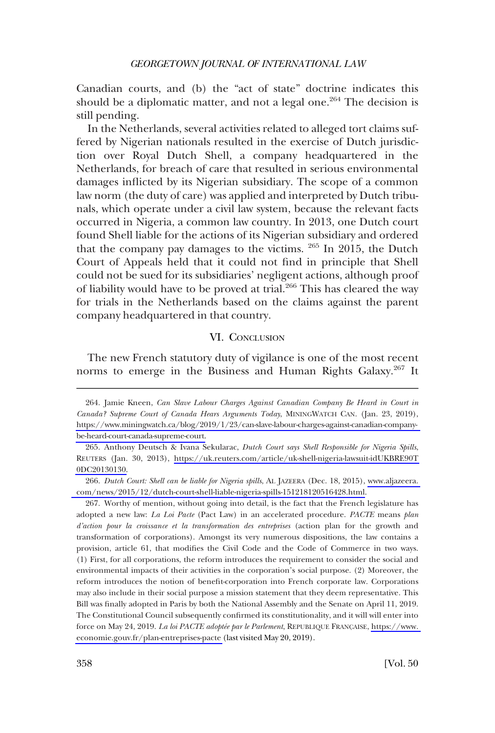Canadian courts, and (b) the "act of state" doctrine indicates this should be a diplomatic matter, and not a legal one.[264] The decision is still pending.

In the Netherlands, several activities related to alleged tort claims suffered by Nigerian nationals resulted in the exercise of Dutch jurisdiction over Royal Dutch Shell, a company headquartered in the Netherlands, for breach of care that resulted in serious environmental damages inflicted by its Nigerian subsidiary. The scope of a common law norm (the duty of care) was applied and interpreted by Dutch tribunals, which operate under a civil law system, because the relevant facts occurred in Nigeria, a common law country. In 2013, one Dutch court found Shell liable for the actions of its Nigerian subsidiary and ordered that the company pay damages to the victims. [265] In 2015, the Dutch Court of Appeals held that it could not find in principle that Shell could not be sued for its subsidiaries' negligent actions, although proof of liability would have to be proved at trial.[266] This has cleared the way for trials in the Netherlands based on the claims against the parent company headquartered in that country.

## VI. Conclusion

The new French statutory duty of vigilance is one of the most recent norms to emerge in the Business and Human Rights Galaxy.[267] It

---

264. Jamie Kneen, *Can Slave Labour Charges Against Canadian Company Be Heard in Court in Canada? Supreme Court of Canada Hears Arguments Today*, MININGWATCH CAN. (Jan. 23, 2019), https://www.miningwatch.ca/blog/2019/1/23/can-slave-labour-charges-against-canadian-company-be-heard-court-canada-supreme-court.

265. Anthony Deutsch & Ivana Sekularac, *Dutch Court says Shell Responsible for Nigeria Spills*, REUTERS (Jan. 30, 2013), https://uk.reuters.com/article/uk-shell-nigeria-lawsuit-idUKBRE90T0DC20130130.

266. *Dutch Court: Shell can be liable for Nigeria spills*, AL JAZEERA (Dec. 18, 2015), www.aljazeera.com/news/2015/12/dutch-court-shell-liable-nigeria-spills-151218120516428.html.

267. Worthy of mention, without going into detail, is the fact that the French legislature has adopted a new law: *La Loi Pacte* (Pact Law) in an accelerated procedure. *PACTE* means *plan d'action pour la croissance et la transformation des entreprises* (action plan for the growth and transformation of corporations). Amongst its very numerous dispositions, the law contains a provision, article 61, that modifies the Civil Code and the Code of Commerce in two ways. (1) First, for all corporations, the reform introduces the requirement to consider the social and environmental impacts of their activities in the corporation's social purpose. (2) Moreover, the reform introduces the notion of benefit-corporation into French corporate law. Corporations may also include in their social purpose a mission statement that they deem representative. This Bill was finally adopted in Paris by both the National Assembly and the Senate on April 11, 2019. The Constitutional Council subsequently confirmed its constitutionality, and it will will enter into force on May 24, 2019. *La loi PACTE adoptée par le Parlement*, REPUBLIQUE FRANÇAISE, https://www.economie.gouv.fr/plan-entreprises-pacte (last visited May 20, 2019).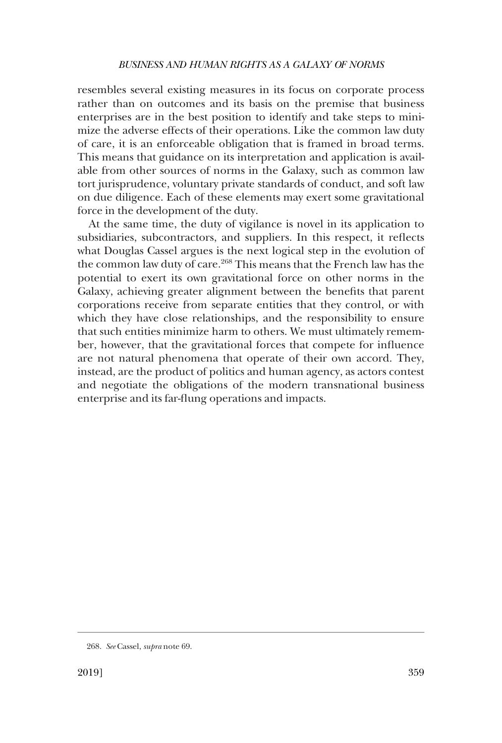resembles several existing measures in its focus on corporate process rather than on outcomes and its basis on the premise that business enterprises are in the best position to identify and take steps to minimize the adverse effects of their operations. Like the common law duty of care, it is an enforceable obligation that is framed in broad terms. This means that guidance on its interpretation and application is available from other sources of norms in the Galaxy, such as common law tort jurisprudence, voluntary private standards of conduct, and soft law on due diligence. Each of these elements may exert some gravitational force in the development of the duty.

At the same time, the duty of vigilance is novel in its application to subsidiaries, subcontractors, and suppliers. In this respect, it reflects what Douglas Cassel argues is the next logical step in the evolution of the common law duty of care.[268] This means that the French law has the potential to exert its own gravitational force on other norms in the Galaxy, achieving greater alignment between the benefits that parent corporations receive from separate entities that they control, or with which they have close relationships, and the responsibility to ensure that such entities minimize harm to others. We must ultimately remember, however, that the gravitational forces that compete for influence are not natural phenomena that operate of their own accord. They, instead, are the product of politics and human agency, as actors contest and negotiate the obligations of the modern transnational business enterprise and its far-flung operations and impacts.

---

268. *See* Cassel, *supra* note 69.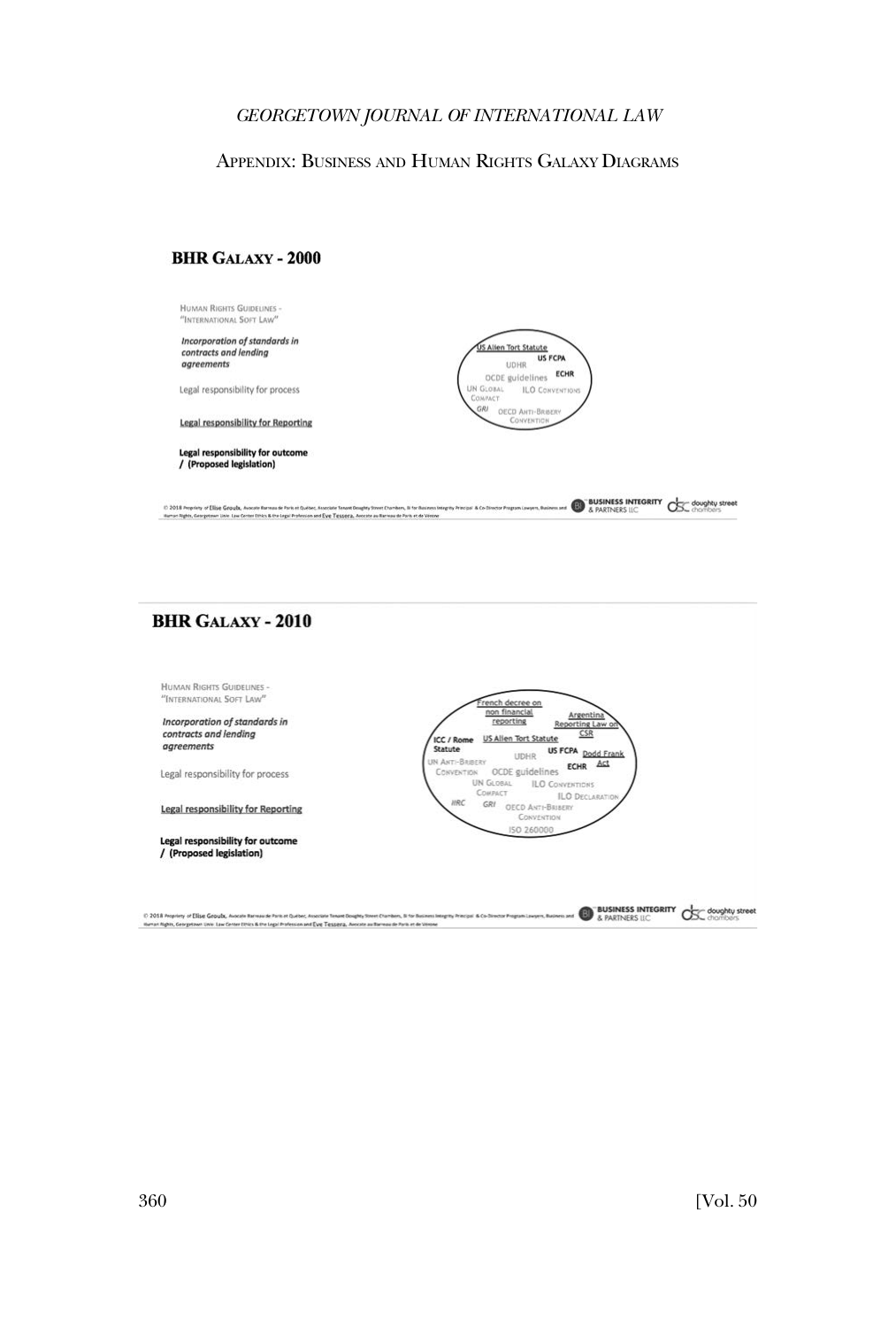## Appendix: Business and Human Rights Galaxy Diagrams

### BHR Galaxy - 2000

Human Rights Guidelines - "International Soft Law"

*Incorporation of standards in contracts and lending agreements*

Legal responsibility for process

Legal responsibility for Reporting

**Legal responsibility for outcome / (Proposed legislation)**

US Alien Tort Statute
US FCPA
UDHR
OCDE guidelines
ECHR
UN Global Compact
ILO Conventions
GRI
OECD Anti-Bribery Convention

© 2018 Property of Elise Groulx, Avocate Barreau de Paris et Québec, Associate Tenant Doughty Street Chambers, BI for Business Integrity Principal & Co-Director Program Lawyers, Business and Human Rights, Georgetown Univ. Law Center Ethics & the Legal Profession and Eve Tessera, Avocate au Barreau de Paris et de Vienne

BUSINESS INTEGRITY & PARTNERS LLC — doughty street chambers

### BHR Galaxy - 2010

Human Rights Guidelines - "International Soft Law"

*Incorporation of standards in contracts and lending agreements*

Legal responsibility for process

Legal responsibility for Reporting

**Legal responsibility for outcome / (Proposed legislation)**

French decree on non financial reporting
Argentina Reporting Law on CSR
ICC / Rome Statute
US Alien Tort Statute
UDHR
US FCPA
Dodd Frank Act
UN Anti-Bribery Convention
OCDE guidelines
ECHR
UN Global Compact
ILO Conventions
ILO Declaration
IIRC
GRI
OECD Anti-Bribery Convention
ISO 260000

© 2018 Property of Elise Groulx, Avocate Barreau de Paris et Québec, Associate Tenant Doughty Street Chambers, BI for Business Integrity Principal & Co-Director Program Lawyers, Business and Human Rights, Georgetown Univ. Law Center Ethics & the Legal Profession and Eve Tessera, Avocate au Barreau de Paris et de Vienne

BUSINESS INTEGRITY & PARTNERS LLC — doughty street chambers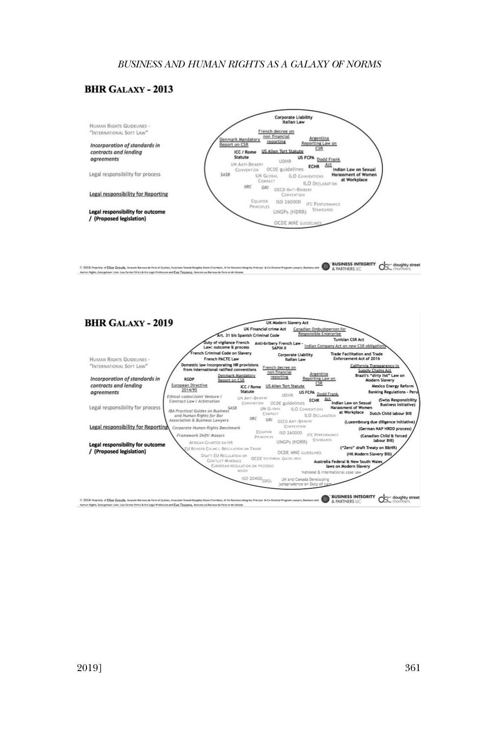## BHR Galaxy - 2013

Human Rights Guidelines - "International Soft Law"

***Incorporation of standards in contracts and lending agreements***

Legal responsibility for process

**Legal responsibility for Reporting**

**Legal responsibility for outcome / (Proposed legislation)**

- Corporate Liability Italian Law
- French decree on non financial reporting
- Denmark Mandatory Report on CSR
- Argentina Reporting Law on CSR
- ICC / Rome Statute
- US Alien Tort Statute
- US FCPA
- Dodd Frank Act
- UN Anti-Bribery Convention
- UDHR
- ECHR
- OCDE guidelines
- Indian Law on Sexual Harassment of Women at Workplace
- SASB
- UN Global Compact
- ILO Conventions
- ILO Declaration
- IIRC
- GRI
- OECD Anti-Bribery Convention
- Equator Principles
- ISO 260000
- IFC Performance Standards
- UNGPs (HDRR)
- OCDE MNE Guidelines

© 2018 Property of Elise Groulx, Avocate Barreau de Paris et Québec, Associate Tenant Doughty Street Chambers, BI for Business Integrity Principal & Co-Director Program Lawyers, Business and Human Rights, Georgetown Univ. Law Center Ethics & the Legal Profession and Eve Tessera, Avocate au Barreau de Paris et de Vérone — Business Integrity & Partners LLC — doughty street chambers

## BHR Galaxy - 2019

Human Rights Guidelines - "International Soft Law"

***Incorporation of standards in contracts and lending agreements***

Legal responsibility for process

**Legal responsibility for Reporting**

**Legal responsibility for outcome / (Proposed legislation)**

- UK Modern Slavery Act
- UK Financial crime Act
- Canadian Ombudsperson for Responsible Enterprise
- Art. 31 bis Spanish Criminal Code
- Tunisian CSR Act
- Duty of vigilance French Law: outcome & process
- Anti-bribery French Law - SAPIN II
- Indian Company Act on new CSR obligations
- French Criminal Code on Slavery
- French PACTE Law
- Corporate Liability Italian Law
- Trade Facilitation and Trade Enforcement Act of 2016
- Domestic law incorporating HR provisions from international ratified conventions
- French decree on non financial reporting
- California Transparency in Supply Chains Act
- RGDP
- Denmark Mandatory Report on CSR
- Argentina Reporting Law on CSR
- Brazil's "dirty list" Law on Modern Slavery
- European Directive 2014/95
- ICC / Rome Statute
- US Alien Tort Statute
- Mexico Energy Reform
- UDHR
- US FCPA
- Dodd Frank Act
- Banking Regulations - Peru
- *Ethical codes/Joint Venture / Contract Law / Arbitration*
- UN Anti-Bribery Convention
- OCDE guidelines
- ECHR
- Indian Law on Sexual Harassment of Women at Workplace
- (Swiss Responsibility Business Initiative)
- SASB
- *IBA Practical Guides on Business and Human Rights for Bar Association & Business Lawyers*
- UN Global Compact
- ILO Conventions
- Dutch Child labour Bill
- IIRC
- GRI
- ILO Declaration
- OECD Anti-Bribery Convention
- (Luxembourg due diligence initiative)
- *Corporate Human Rights Benchmark*
- (German NAP HRDD process)
- Equator Principles
- ISO 260000
- IFC Performance Standards
- *Framework Shift/ Mazars*
- (Canadian Child & forced labour Bill)
- African Charter on HR
- UNGPs (HDRR)
- ("Zero" draft Treaty on B&HR)
- EU Revised Council Regulation on Trade
- OCDE MNE Guidelines
- (HK Modern Slavery Bill)
- Draft EU Regulation on Conflict Minerals
- OCDE Sectorial Guidelines
- Australia Federal & New South Wales laws on Modern Slavery
- European Regulation on Precious Wood
- National & International case law
- ISO 20400
- SDGs
- UK and Canada Developing jurisprudence on Duty of care

© 2018 Property of Elise Groulx, Avocate Barreau de Paris et Québec, Associate Tenant Doughty Street Chambers, BI for Business Integrity Principal & Co-Director Program Lawyers, Business and Human Rights, Georgetown Univ. Law Center Ethics & the Legal Profession and Eve Tessera, Avocate au Barreau de Paris et de Vérone — Business Integrity & Partners LLC — doughty street chambers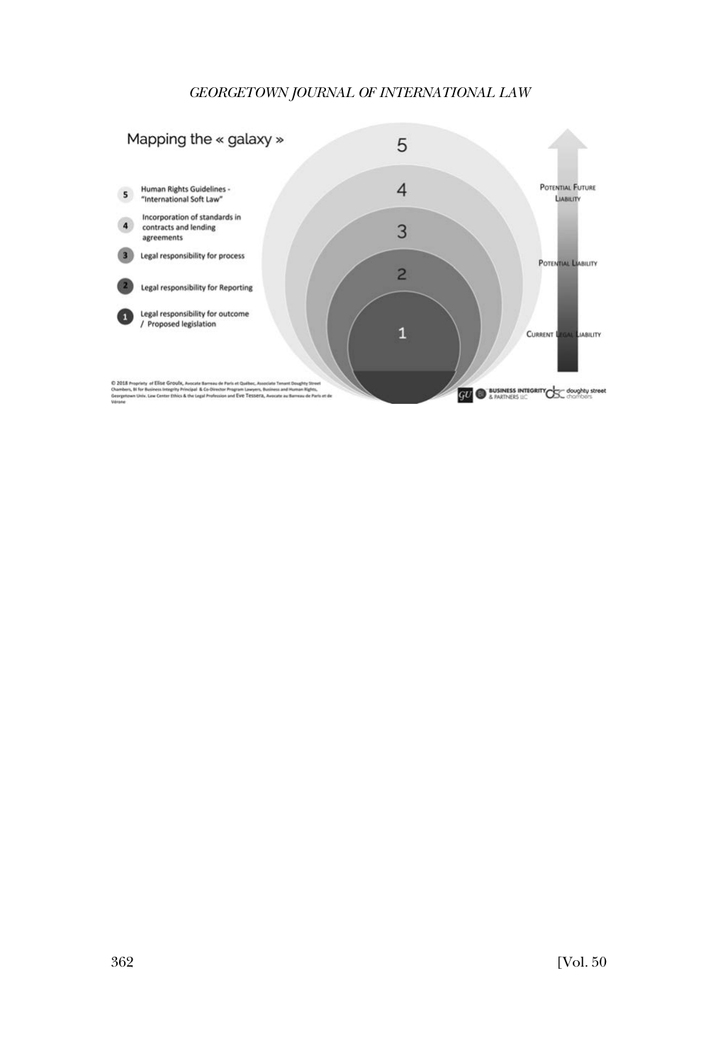Mapping the « galaxy »

5 Human Rights Guidelines - "International Soft Law"

4 Incorporation of standards in contracts and lending agreements

3 Legal responsibility for process

2 Legal responsibility for Reporting

1 Legal responsibility for outcome / Proposed legislation

5

4

3

2

1

Potential Future Liability

Potential Liability

Current Legal Liability

© 2018 Propriety of Elise Groulx, Avocate Barreau de Paris et Québec, Associate Tenant Doughty Street Chambers, BI for Business Integrity Principal & Co-Director Program Lawyers, Business and Human Rights, Georgetown Univ. Law Center Ethics & the Legal Profession and Eve Tessera, Avocate au Barreau de Paris et de Vérone

GU BI BUSINESS INTEGRITY & PARTNERS LLC dsc doughty street chambers